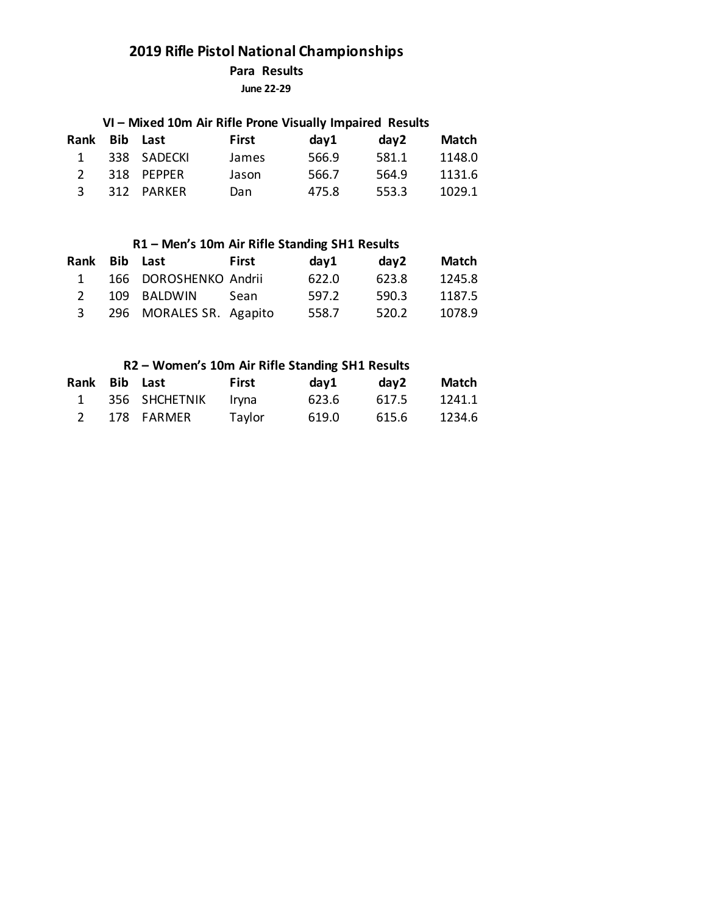# 2019 Rifle Pistol National Championships

## Para Results

**June 22-29**

### VI – Mixed 10m Air Rifle Prone Visually Impaired Results

| Rank | Bib | Last | First | day1 | day2 | Match |
|---|---|---|---|---|---|---|
| 1 | 338 | SADECKI | James | 566.9 | 581.1 | 1148.0 |
| 2 | 318 | PEPPER | Jason | 566.7 | 564.9 | 1131.6 |
| 3 | 312 | PARKER | Dan | 475.8 | 553.3 | 1029.1 |

### R1 – Men's 10m Air Rifle Standing SH1 Results

| Rank | Bib | Last | First | day1 | day2 | Match |
|---|---|---|---|---|---|---|
| 1 | 166 | DOROSHENKO | Andrii | 622.0 | 623.8 | 1245.8 |
| 2 | 109 | BALDWIN | Sean | 597.2 | 590.3 | 1187.5 |
| 3 | 296 | MORALES SR. | Agapito | 558.7 | 520.2 | 1078.9 |

### R2 – Women's 10m Air Rifle Standing SH1 Results

| Rank | Bib | Last | First | day1 | day2 | Match |
|---|---|---|---|---|---|---|
| 1 | 356 | SHCHETNIK | Iryna | 623.6 | 617.5 | 1241.1 |
| 2 | 178 | FARMER | Taylor | 619.0 | 615.6 | 1234.6 |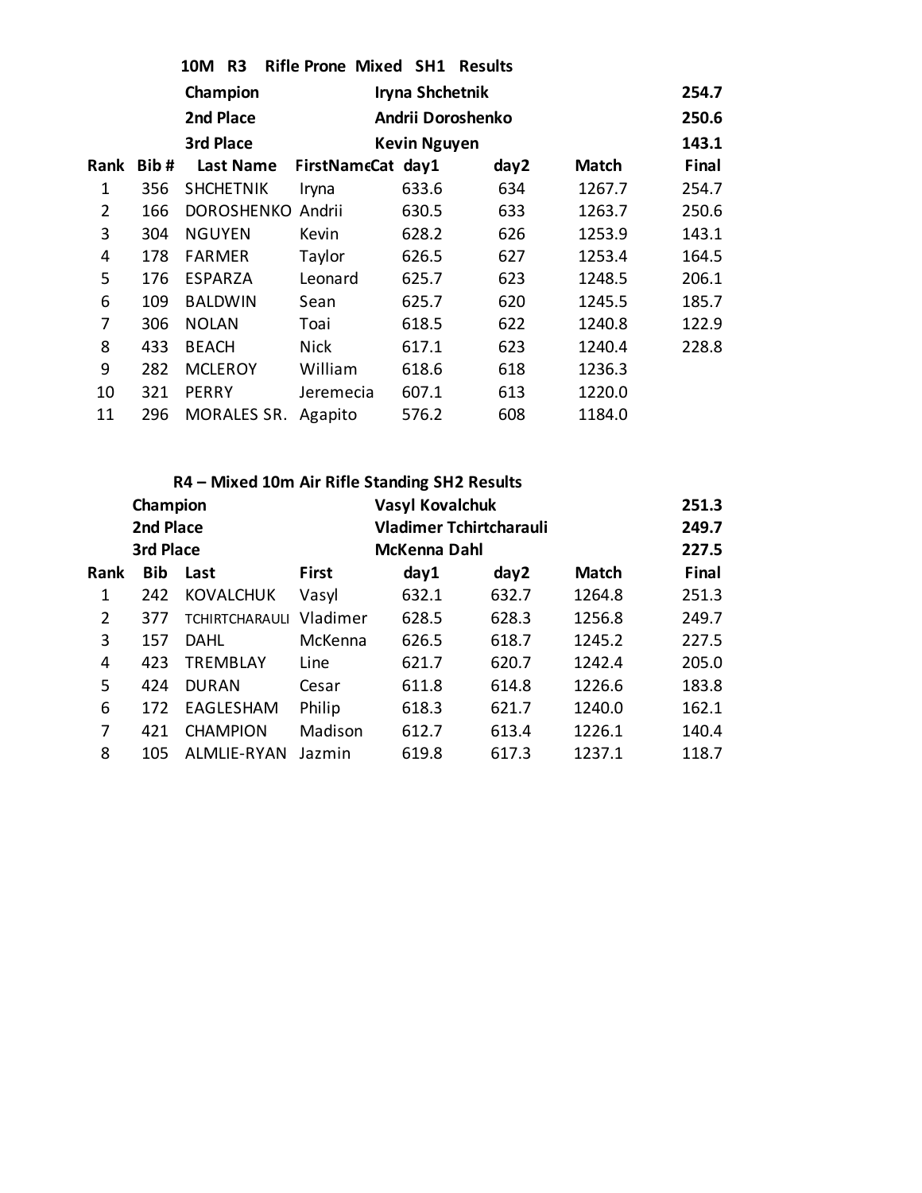## 10M R3 Rifle Prone Mixed SH1 Results

| | | |
|---|---|---|
| Champion | Iryna Shchetnik | 254.7 |
| 2nd Place | Andrii Doroshenko | 250.6 |
| 3rd Place | Kevin Nguyen | 143.1 |

| Rank | Bib # | Last Name | FirstNameCat | day1 | day2 | Match | Final |
|---|---|---|---|---|---|---|---|
| 1 | 356 | SHCHETNIK | Iryna | 633.6 | 634 | 1267.7 | 254.7 |
| 2 | 166 | DOROSHENKO | Andrii | 630.5 | 633 | 1263.7 | 250.6 |
| 3 | 304 | NGUYEN | Kevin | 628.2 | 626 | 1253.9 | 143.1 |
| 4 | 178 | FARMER | Taylor | 626.5 | 627 | 1253.4 | 164.5 |
| 5 | 176 | ESPARZA | Leonard | 625.7 | 623 | 1248.5 | 206.1 |
| 6 | 109 | BALDWIN | Sean | 625.7 | 620 | 1245.5 | 185.7 |
| 7 | 306 | NOLAN | Toai | 618.5 | 622 | 1240.8 | 122.9 |
| 8 | 433 | BEACH | Nick | 617.1 | 623 | 1240.4 | 228.8 |
| 9 | 282 | MCLEROY | William | 618.6 | 618 | 1236.3 | |
| 10 | 321 | PERRY | Jeremecia | 607.1 | 613 | 1220.0 | |
| 11 | 296 | MORALES SR. | Agapito | 576.2 | 608 | 1184.0 | |

## R4 – Mixed 10m Air Rifle Standing SH2 Results

| | | |
|---|---|---|
| Champion | Vasyl Kovalchuk | 251.3 |
| 2nd Place | Vladimer Tchirtcharauli | 249.7 |
| 3rd Place | McKenna Dahl | 227.5 |

| Rank | Bib | Last | First | day1 | day2 | Match | Final |
|---|---|---|---|---|---|---|---|
| 1 | 242 | KOVALCHUK | Vasyl | 632.1 | 632.7 | 1264.8 | 251.3 |
| 2 | 377 | TCHIRTCHARAULI | Vladimer | 628.5 | 628.3 | 1256.8 | 249.7 |
| 3 | 157 | DAHL | McKenna | 626.5 | 618.7 | 1245.2 | 227.5 |
| 4 | 423 | TREMBLAY | Line | 621.7 | 620.7 | 1242.4 | 205.0 |
| 5 | 424 | DURAN | Cesar | 611.8 | 614.8 | 1226.6 | 183.8 |
| 6 | 172 | EAGLESHAM | Philip | 618.3 | 621.7 | 1240.0 | 162.1 |
| 7 | 421 | CHAMPION | Madison | 612.7 | 613.4 | 1226.1 | 140.4 |
| 8 | 105 | ALMLIE-RYAN | Jazmin | 619.8 | 617.3 | 1237.1 | 118.7 |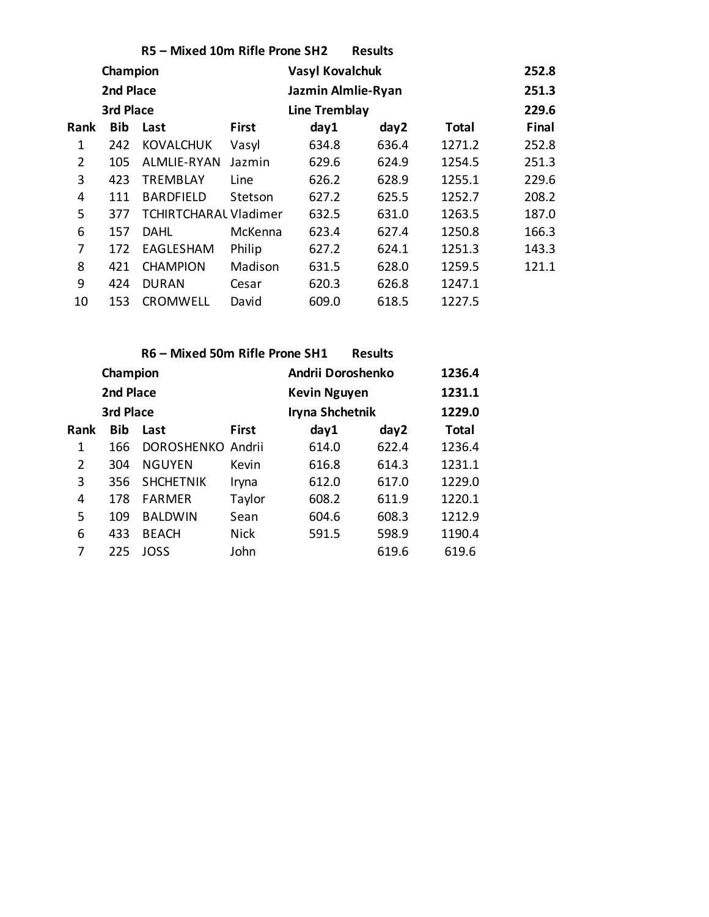## R5 – Mixed 10m Rifle Prone SH2 Results

| | | |
|---|---|---|
| **Champion** | **Vasyl Kovalchuk** | **252.8** |
| **2nd Place** | **Jazmin Almlie-Ryan** | **251.3** |
| **3rd Place** | **Line Tremblay** | **229.6** |

| Rank | Bib | Last | First | day1 | day2 | Total | Final |
|---|---|---|---|---|---|---|---|
| 1 | 242 | KOVALCHUK | Vasyl | 634.8 | 636.4 | 1271.2 | 252.8 |
| 2 | 105 | ALMLIE-RYAN | Jazmin | 629.6 | 624.9 | 1254.5 | 251.3 |
| 3 | 423 | TREMBLAY | Line | 626.2 | 628.9 | 1255.1 | 229.6 |
| 4 | 111 | BARDFIELD | Stetson | 627.2 | 625.5 | 1252.7 | 208.2 |
| 5 | 377 | TCHIRTCHARAL | Vladimer | 632.5 | 631.0 | 1263.5 | 187.0 |
| 6 | 157 | DAHL | McKenna | 623.4 | 627.4 | 1250.8 | 166.3 |
| 7 | 172 | EAGLESHAM | Philip | 627.2 | 624.1 | 1251.3 | 143.3 |
| 8 | 421 | CHAMPION | Madison | 631.5 | 628.0 | 1259.5 | 121.1 |
| 9 | 424 | DURAN | Cesar | 620.3 | 626.8 | 1247.1 | |
| 10 | 153 | CROMWELL | David | 609.0 | 618.5 | 1227.5 | |

## R6 – Mixed 50m Rifle Prone SH1 Results

| | | |
|---|---|---|
| **Champion** | **Andrii Doroshenko** | **1236.4** |
| **2nd Place** | **Kevin Nguyen** | **1231.1** |
| **3rd Place** | **Iryna Shchetnik** | **1229.0** |

| Rank | Bib | Last | First | day1 | day2 | Total |
|---|---|---|---|---|---|---|
| 1 | 166 | DOROSHENKO | Andrii | 614.0 | 622.4 | 1236.4 |
| 2 | 304 | NGUYEN | Kevin | 616.8 | 614.3 | 1231.1 |
| 3 | 356 | SHCHETNIK | Iryna | 612.0 | 617.0 | 1229.0 |
| 4 | 178 | FARMER | Taylor | 608.2 | 611.9 | 1220.1 |
| 5 | 109 | BALDWIN | Sean | 604.6 | 608.3 | 1212.9 |
| 6 | 433 | BEACH | Nick | 591.5 | 598.9 | 1190.4 |
| 7 | 225 | JOSS | John | | 619.6 | 619.6 |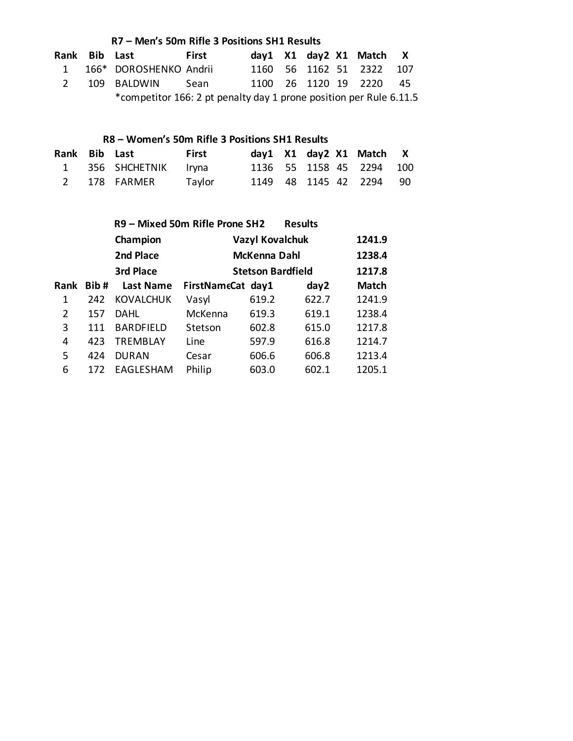### R7 – Men's 50m Rifle 3 Positions SH1 Results

| Rank | Bib | Last | First | day1 | X1 | day2 | X1 | Match | X |
|---|---|---|---|---|---|---|---|---|---|
| 1 | 166* | DOROSHENKO | Andrii | 1160 | 56 | 1162 | 51 | 2322 | 107 |
| 2 | 109 | BALDWIN | Sean | 1100 | 26 | 1120 | 19 | 2220 | 45 |

*competitor 166: 2 pt penalty day 1 prone position per Rule 6.11.5

### R8 – Women's 50m Rifle 3 Positions SH1 Results

| Rank | Bib | Last | First | day1 | X1 | day2 | X1 | Match | X |
|---|---|---|---|---|---|---|---|---|---|
| 1 | 356 | SHCHETNIK | Iryna | 1136 | 55 | 1158 | 45 | 2294 | 100 |
| 2 | 178 | FARMER | Taylor | 1149 | 48 | 1145 | 42 | 2294 | 90 |

### R9 – Mixed 50m Rifle Prone SH2 Results

| | |  |
|---|---|---|
| **Champion** | **Vazyl Kovalchuk** | **1241.9** |
| **2nd Place** | **McKenna Dahl** | **1238.4** |
| **3rd Place** | **Stetson Bardfield** | **1217.8** |

| Rank | Bib # | Last Name | FirstNameCat | day1 | day2 | Match |
|---|---|---|---|---|---|---|
| 1 | 242 | KOVALCHUK | Vasyl | 619.2 | 622.7 | 1241.9 |
| 2 | 157 | DAHL | McKenna | 619.3 | 619.1 | 1238.4 |
| 3 | 111 | BARDFIELD | Stetson | 602.8 | 615.0 | 1217.8 |
| 4 | 423 | TREMBLAY | Line | 597.9 | 616.8 | 1214.7 |
| 5 | 424 | DURAN | Cesar | 606.6 | 606.8 | 1213.4 |
| 6 | 172 | EAGLESHAM | Philip | 603.0 | 602.1 | 1205.1 |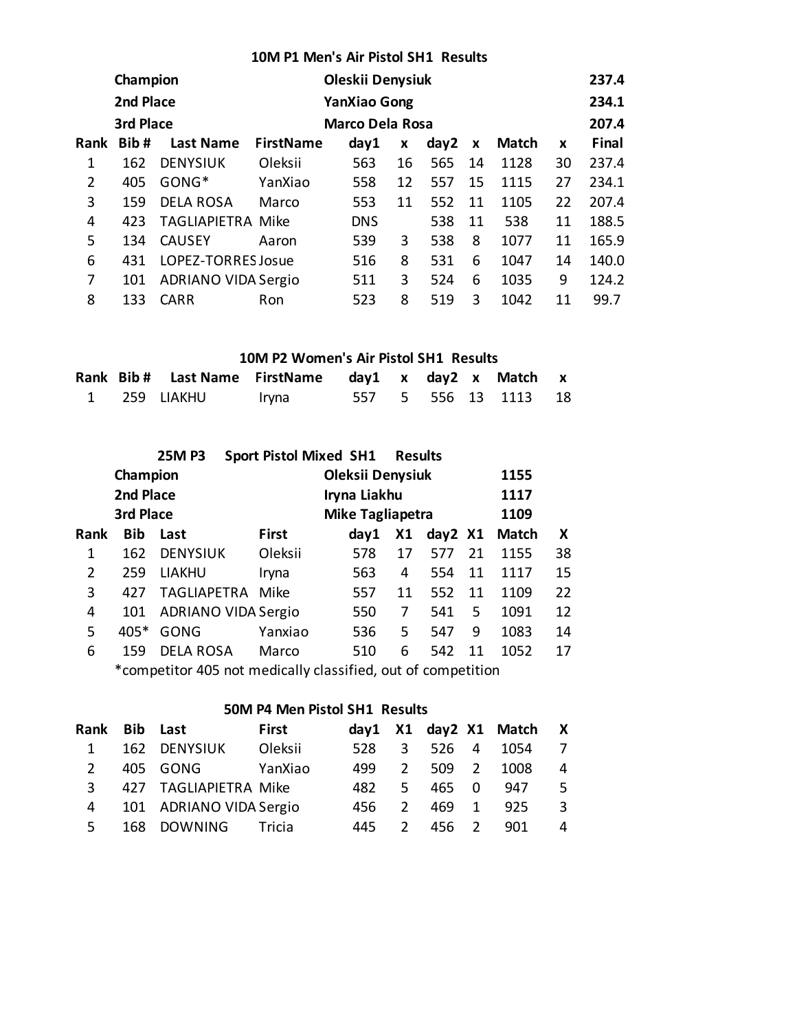### 10M P1 Men's Air Pistol SH1 Results

| | | | |
|---|---|---|---|
| **Champion** | **Oleskii Denysiuk** | | **237.4** |
| **2nd Place** | **YanXiao Gong** | | **234.1** |
| **3rd Place** | **Marco Dela Rosa** | | **207.4** |

| Rank | Bib # | Last Name | FirstName | day1 | x | day2 | x | Match | x | Final |
|---|---|---|---|---|---|---|---|---|---|---|
| 1 | 162 | DENYSIUK | Oleksii | 563 | 16 | 565 | 14 | 1128 | 30 | 237.4 |
| 2 | 405 | GONG* | YanXiao | 558 | 12 | 557 | 15 | 1115 | 27 | 234.1 |
| 3 | 159 | DELA ROSA | Marco | 553 | 11 | 552 | 11 | 1105 | 22 | 207.4 |
| 4 | 423 | TAGLIAPIETRA | Mike | DNS | | 538 | 11 | 538 | 11 | 188.5 |
| 5 | 134 | CAUSEY | Aaron | 539 | 3 | 538 | 8 | 1077 | 11 | 165.9 |
| 6 | 431 | LOPEZ-TORRES | Josue | 516 | 8 | 531 | 6 | 1047 | 14 | 140.0 |
| 7 | 101 | ADRIANO VIDA | Sergio | 511 | 3 | 524 | 6 | 1035 | 9 | 124.2 |
| 8 | 133 | CARR | Ron | 523 | 8 | 519 | 3 | 1042 | 11 | 99.7 |

### 10M P2 Women's Air Pistol SH1 Results

| Rank | Bib # | Last Name | FirstName | day1 | x | day2 | x | Match | x |
|---|---|---|---|---|---|---|---|---|---|
| 1 | 259 | LIAKHU | Iryna | 557 | 5 | 556 | 13 | 1113 | 18 |

### 25M P3 Sport Pistol Mixed SH1 Results

| | | |
|---|---|---|
| **Champion** | **Oleksii Denysiuk** | **1155** |
| **2nd Place** | **Iryna Liakhu** | **1117** |
| **3rd Place** | **Mike Tagliapetra** | **1109** |

| Rank | Bib | Last | First | day1 | X1 | day2 | X1 | Match | X |
|---|---|---|---|---|---|---|---|---|---|
| 1 | 162 | DENYSIUK | Oleksii | 578 | 17 | 577 | 21 | 1155 | 38 |
| 2 | 259 | LIAKHU | Iryna | 563 | 4 | 554 | 11 | 1117 | 15 |
| 3 | 427 | TAGLIAPETRA | Mike | 557 | 11 | 552 | 11 | 1109 | 22 |
| 4 | 101 | ADRIANO VIDA | Sergio | 550 | 7 | 541 | 5 | 1091 | 12 |
| 5 | 405* | GONG | Yanxiao | 536 | 5 | 547 | 9 | 1083 | 14 |
| 6 | 159 | DELA ROSA | Marco | 510 | 6 | 542 | 11 | 1052 | 17 |

*competitor 405 not medically classified, out of competition

### 50M P4 Men Pistol SH1 Results

| Rank | Bib | Last | First | day1 | X1 | day2 | X1 | Match | X |
|---|---|---|---|---|---|---|---|---|---|
| 1 | 162 | DENYSIUK | Oleksii | 528 | 3 | 526 | 4 | 1054 | 7 |
| 2 | 405 | GONG | YanXiao | 499 | 2 | 509 | 2 | 1008 | 4 |
| 3 | 427 | TAGLIAPIETRA | Mike | 482 | 5 | 465 | 0 | 947 | 5 |
| 4 | 101 | ADRIANO VIDA | Sergio | 456 | 2 | 469 | 1 | 925 | 3 |
| 5 | 168 | DOWNING | Tricia | 445 | 2 | 456 | 2 | 901 | 4 |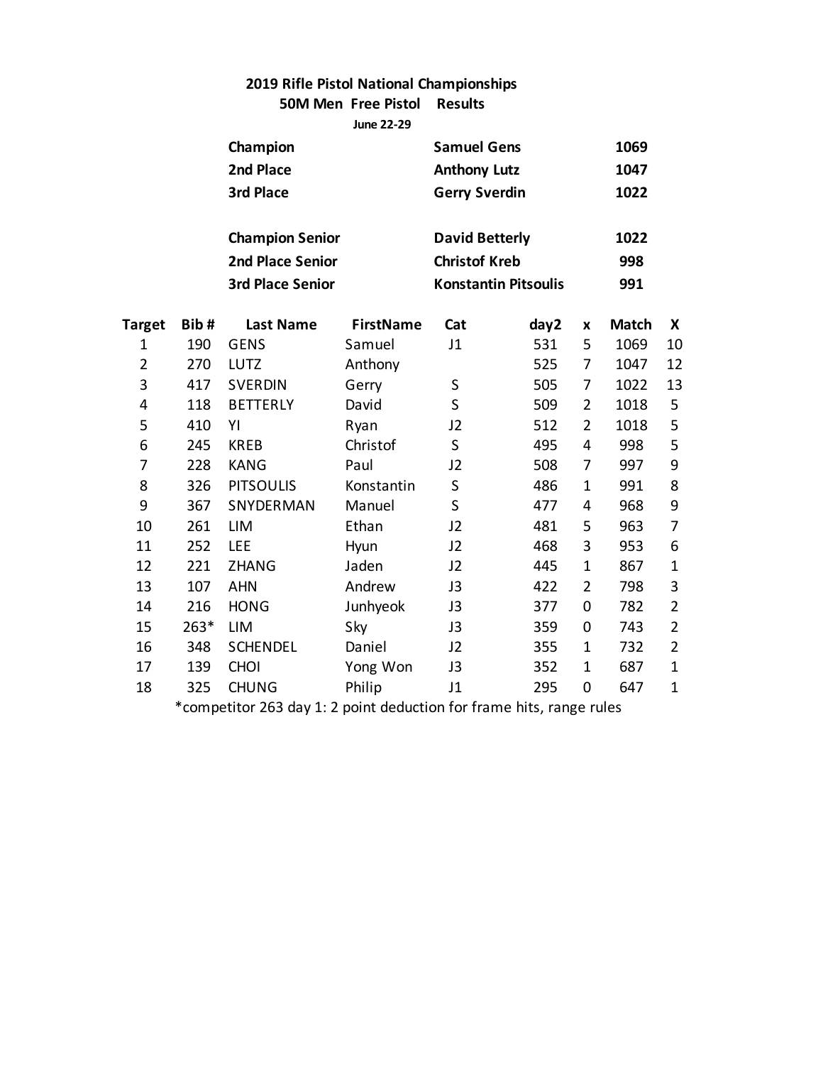**2019 Rifle Pistol National Championships**

**50M Men Free Pistol Results**

**June 22-29**

| | | |
|---|---|---|
| **Champion** | **Samuel Gens** | **1069** |
| **2nd Place** | **Anthony Lutz** | **1047** |
| **3rd Place** | **Gerry Sverdin** | **1022** |
| | | |
| **Champion Senior** | **David Betterly** | **1022** |
| **2nd Place Senior** | **Christof Kreb** | **998** |
| **3rd Place Senior** | **Konstantin Pitsoulis** | **991** |

| Target | Bib # | Last Name | FirstName | Cat | day2 | x | Match | X |
|---|---|---|---|---|---|---|---|---|
| 1 | 190 | GENS | Samuel | J1 | 531 | 5 | 1069 | 10 |
| 2 | 270 | LUTZ | Anthony | | 525 | 7 | 1047 | 12 |
| 3 | 417 | SVERDIN | Gerry | S | 505 | 7 | 1022 | 13 |
| 4 | 118 | BETTERLY | David | S | 509 | 2 | 1018 | 5 |
| 5 | 410 | YI | Ryan | J2 | 512 | 2 | 1018 | 5 |
| 6 | 245 | KREB | Christof | S | 495 | 4 | 998 | 5 |
| 7 | 228 | KANG | Paul | J2 | 508 | 7 | 997 | 9 |
| 8 | 326 | PITSOULIS | Konstantin | S | 486 | 1 | 991 | 8 |
| 9 | 367 | SNYDERMAN | Manuel | S | 477 | 4 | 968 | 9 |
| 10 | 261 | LIM | Ethan | J2 | 481 | 5 | 963 | 7 |
| 11 | 252 | LEE | Hyun | J2 | 468 | 3 | 953 | 6 |
| 12 | 221 | ZHANG | Jaden | J2 | 445 | 1 | 867 | 1 |
| 13 | 107 | AHN | Andrew | J3 | 422 | 2 | 798 | 3 |
| 14 | 216 | HONG | Junhyeok | J3 | 377 | 0 | 782 | 2 |
| 15 | 263* | LIM | Sky | J3 | 359 | 0 | 743 | 2 |
| 16 | 348 | SCHENDEL | Daniel | J2 | 355 | 1 | 732 | 2 |
| 17 | 139 | CHOI | Yong Won | J3 | 352 | 1 | 687 | 1 |
| 18 | 325 | CHUNG | Philip | J1 | 295 | 0 | 647 | 1 |

*competitor 263 day 1: 2 point deduction for frame hits, range rules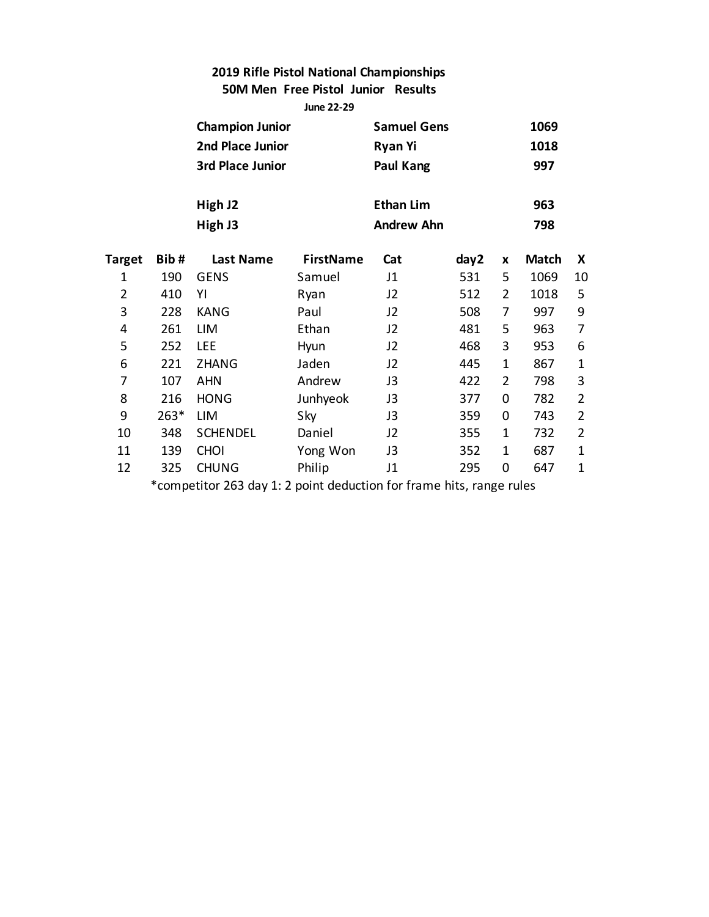**2019 Rifle Pistol National Championships**

**50M Men Free Pistol Junior Results**

**June 22-29**

| | | |
|---|---|---|
| **Champion Junior** | **Samuel Gens** | **1069** |
| **2nd Place Junior** | **Ryan Yi** | **1018** |
| **3rd Place Junior** | **Paul Kang** | **997** |
| | | |
| **High J2** | **Ethan Lim** | **963** |
| **High J3** | **Andrew Ahn** | **798** |

| Target | Bib # | Last Name | FirstName | Cat | day2 | x | Match | X |
|---|---|---|---|---|---|---|---|---|
| 1 | 190 | GENS | Samuel | J1 | 531 | 5 | 1069 | 10 |
| 2 | 410 | YI | Ryan | J2 | 512 | 2 | 1018 | 5 |
| 3 | 228 | KANG | Paul | J2 | 508 | 7 | 997 | 9 |
| 4 | 261 | LIM | Ethan | J2 | 481 | 5 | 963 | 7 |
| 5 | 252 | LEE | Hyun | J2 | 468 | 3 | 953 | 6 |
| 6 | 221 | ZHANG | Jaden | J2 | 445 | 1 | 867 | 1 |
| 7 | 107 | AHN | Andrew | J3 | 422 | 2 | 798 | 3 |
| 8 | 216 | HONG | Junhyeok | J3 | 377 | 0 | 782 | 2 |
| 9 | 263* | LIM | Sky | J3 | 359 | 0 | 743 | 2 |
| 10 | 348 | SCHENDEL | Daniel | J2 | 355 | 1 | 732 | 2 |
| 11 | 139 | CHOI | Yong Won | J3 | 352 | 1 | 687 | 1 |
| 12 | 325 | CHUNG | Philip | J1 | 295 | 0 | 647 | 1 |

*competitor 263 day 1: 2 point deduction for frame hits, range rules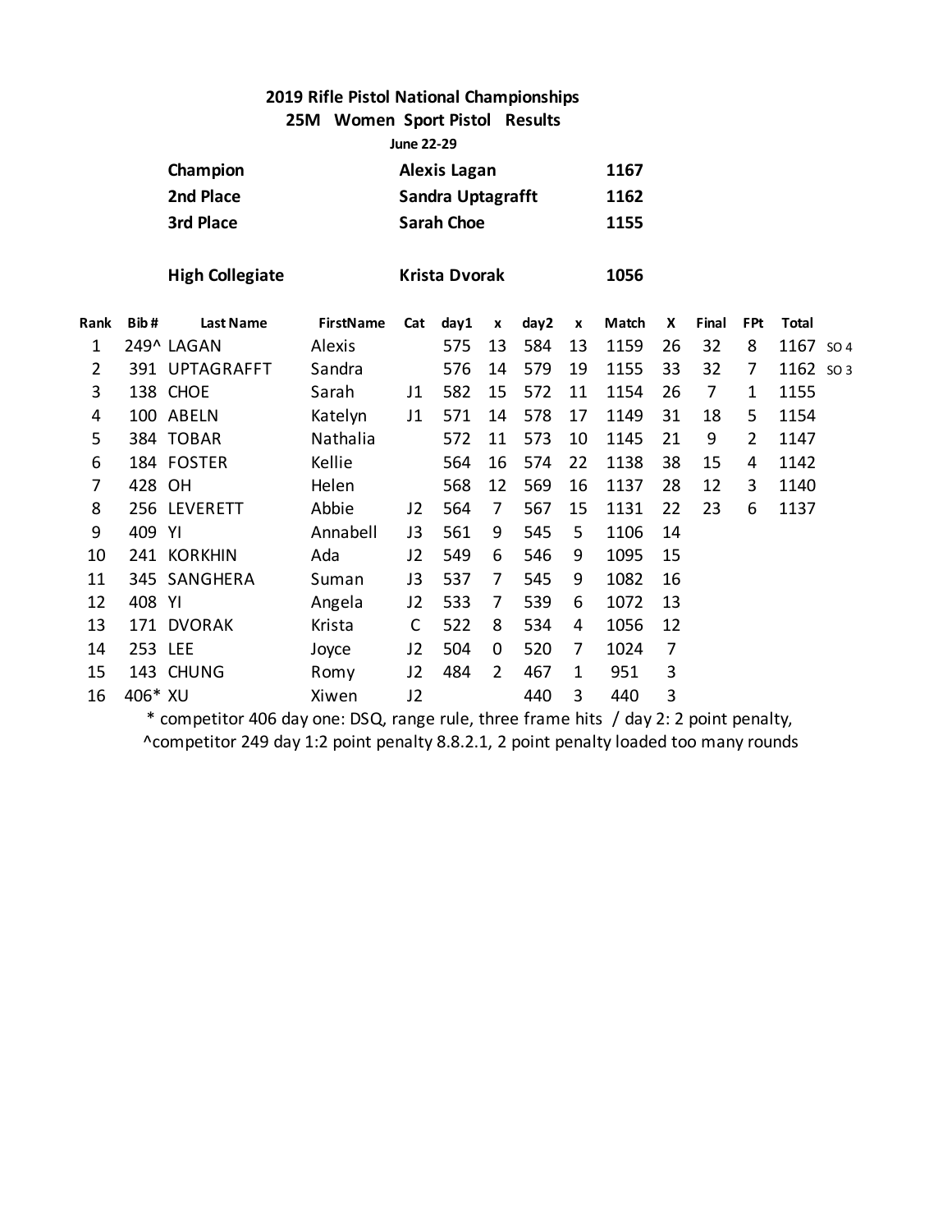# 2019 Rifle Pistol National Championships

## 25M Women Sport Pistol Results

June 22-29

| | | |
|---|---|---|
| **Champion** | **Alexis Lagan** | **1167** |
| **2nd Place** | **Sandra Uptagrafft** | **1162** |
| **3rd Place** | **Sarah Choe** | **1155** |
| | | |
| **High Collegiate** | **Krista Dvorak** | **1056** |

| Rank | Bib # | Last Name | FirstName | Cat | day1 | x | day2 | x | Match | X | Final | FPt | Total | |
|---|---|---|---|---|---|---|---|---|---|---|---|---|---|---|
| 1 | 249^ | LAGAN | Alexis | | 575 | 13 | 584 | 13 | 1159 | 26 | 32 | 8 | 1167 | SO 4 |
| 2 | 391 | UPTAGRAFFT | Sandra | | 576 | 14 | 579 | 19 | 1155 | 33 | 32 | 7 | 1162 | SO 3 |
| 3 | 138 | CHOE | Sarah | J1 | 582 | 15 | 572 | 11 | 1154 | 26 | 7 | 1 | 1155 | |
| 4 | 100 | ABELN | Katelyn | J1 | 571 | 14 | 578 | 17 | 1149 | 31 | 18 | 5 | 1154 | |
| 5 | 384 | TOBAR | Nathalia | | 572 | 11 | 573 | 10 | 1145 | 21 | 9 | 2 | 1147 | |
| 6 | 184 | FOSTER | Kellie | | 564 | 16 | 574 | 22 | 1138 | 38 | 15 | 4 | 1142 | |
| 7 | 428 | OH | Helen | | 568 | 12 | 569 | 16 | 1137 | 28 | 12 | 3 | 1140 | |
| 8 | 256 | LEVERETT | Abbie | J2 | 564 | 7 | 567 | 15 | 1131 | 22 | 23 | 6 | 1137 | |
| 9 | 409 | YI | Annabell | J3 | 561 | 9 | 545 | 5 | 1106 | 14 | | | | |
| 10 | 241 | KORKHIN | Ada | J2 | 549 | 6 | 546 | 9 | 1095 | 15 | | | | |
| 11 | 345 | SANGHERA | Suman | J3 | 537 | 7 | 545 | 9 | 1082 | 16 | | | | |
| 12 | 408 | YI | Angela | J2 | 533 | 7 | 539 | 6 | 1072 | 13 | | | | |
| 13 | 171 | DVORAK | Krista | C | 522 | 8 | 534 | 4 | 1056 | 12 | | | | |
| 14 | 253 | LEE | Joyce | J2 | 504 | 0 | 520 | 7 | 1024 | 7 | | | | |
| 15 | 143 | CHUNG | Romy | J2 | 484 | 2 | 467 | 1 | 951 | 3 | | | | |
| 16 | 406* | XU | Xiwen | J2 | | | 440 | 3 | 440 | 3 | | | | |

\* competitor 406 day one: DSQ, range rule, three frame hits / day 2: 2 point penalty,

^competitor 249 day 1:2 point penalty 8.8.2.1, 2 point penalty loaded too many rounds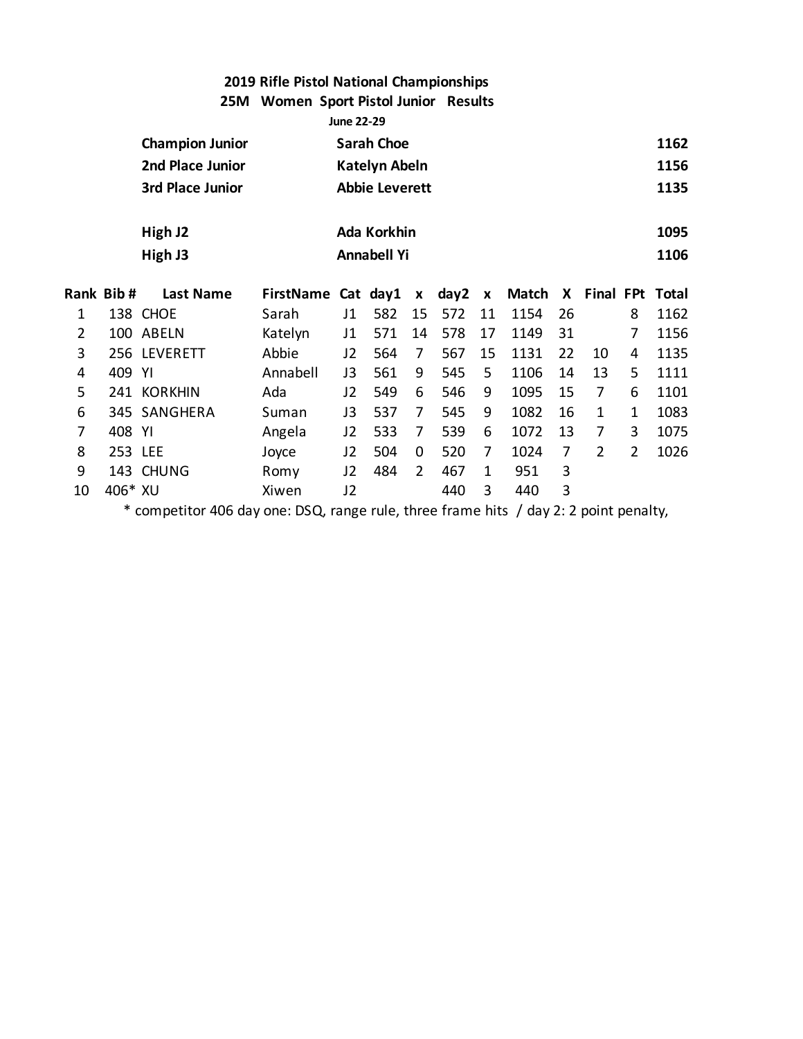**2019 Rifle Pistol National Championships**

**25M Women Sport Pistol Junior Results**

**June 22-29**

| | | |
|---|---|---|
| **Champion Junior** | **Sarah Choe** | **1162** |
| **2nd Place Junior** | **Katelyn Abeln** | **1156** |
| **3rd Place Junior** | **Abbie Leverett** | **1135** |
| | | |
| **High J2** | **Ada Korkhin** | **1095** |
| **High J3** | **Annabell Yi** | **1106** |

| Rank | Bib # | Last Name | FirstName | Cat | day1 | x | day2 | x | Match | X | Final | FPt | Total |
|---|---|---|---|---|---|---|---|---|---|---|---|---|---|
| 1 | 138 | CHOE | Sarah | J1 | 582 | 15 | 572 | 11 | 1154 | 26 | | 8 | 1162 |
| 2 | 100 | ABELN | Katelyn | J1 | 571 | 14 | 578 | 17 | 1149 | 31 | | 7 | 1156 |
| 3 | 256 | LEVERETT | Abbie | J2 | 564 | 7 | 567 | 15 | 1131 | 22 | 10 | 4 | 1135 |
| 4 | 409 | YI | Annabell | J3 | 561 | 9 | 545 | 5 | 1106 | 14 | 13 | 5 | 1111 |
| 5 | 241 | KORKHIN | Ada | J2 | 549 | 6 | 546 | 9 | 1095 | 15 | 7 | 6 | 1101 |
| 6 | 345 | SANGHERA | Suman | J3 | 537 | 7 | 545 | 9 | 1082 | 16 | 1 | 1 | 1083 |
| 7 | 408 | YI | Angela | J2 | 533 | 7 | 539 | 6 | 1072 | 13 | 7 | 3 | 1075 |
| 8 | 253 | LEE | Joyce | J2 | 504 | 0 | 520 | 7 | 1024 | 7 | 2 | 2 | 1026 |
| 9 | 143 | CHUNG | Romy | J2 | 484 | 2 | 467 | 1 | 951 | 3 | | | |
| 10 | 406* | XU | Xiwen | J2 | | | 440 | 3 | 440 | 3 | | | |

* competitor 406 day one: DSQ, range rule, three frame hits / day 2: 2 point penalty,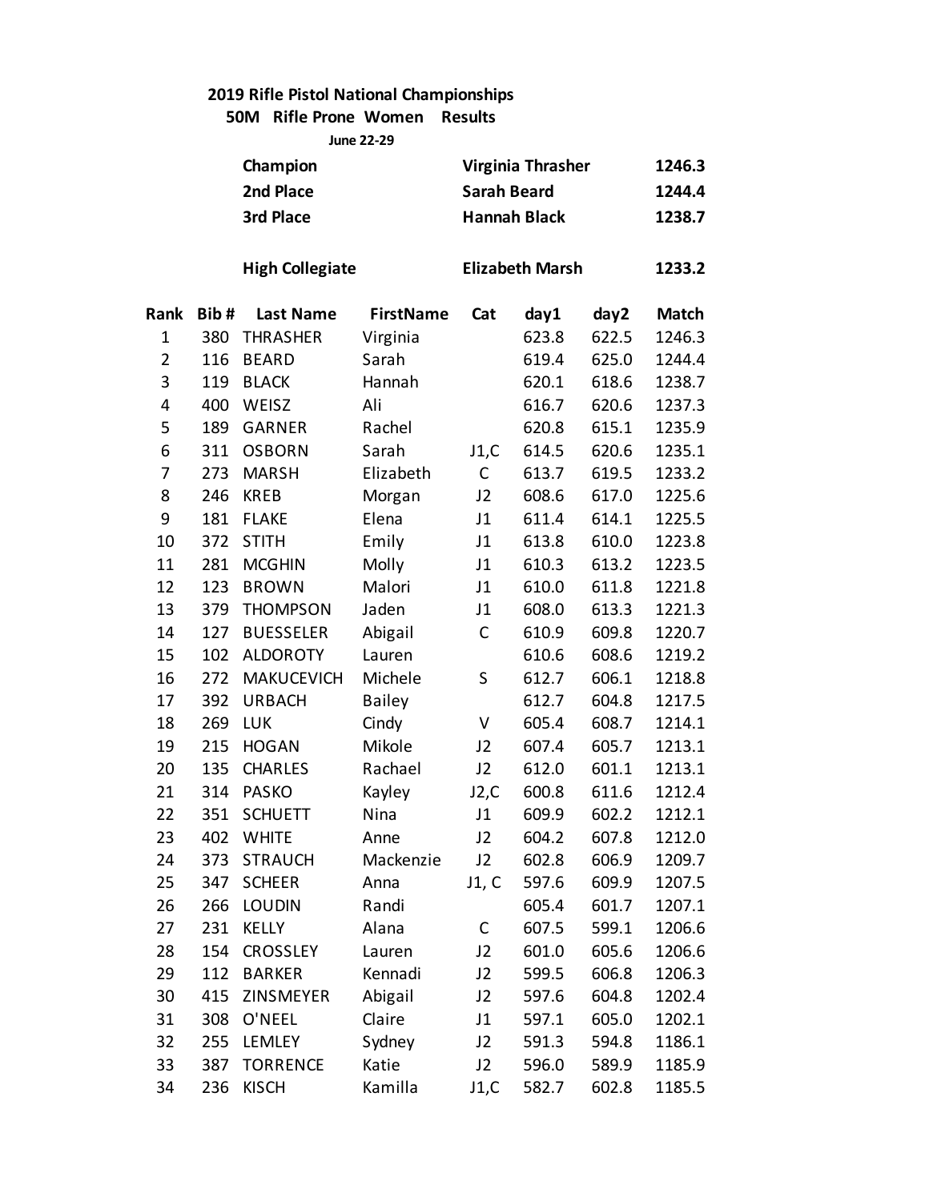## 2019 Rifle Pistol National Championships

### 50M Rifle Prone Women Results

June 22-29

| | | |
|---|---|---|
| Champion | Virginia Thrasher | 1246.3 |
| 2nd Place | Sarah Beard | 1244.4 |
| 3rd Place | Hannah Black | 1238.7 |
| | | |
| High Collegiate | Elizabeth Marsh | 1233.2 |

| Rank | Bib # | Last Name | FirstName | Cat | day1 | day2 | Match |
|---|---|---|---|---|---|---|---|
| 1 | 380 | THRASHER | Virginia | | 623.8 | 622.5 | 1246.3 |
| 2 | 116 | BEARD | Sarah | | 619.4 | 625.0 | 1244.4 |
| 3 | 119 | BLACK | Hannah | | 620.1 | 618.6 | 1238.7 |
| 4 | 400 | WEISZ | Ali | | 616.7 | 620.6 | 1237.3 |
| 5 | 189 | GARNER | Rachel | | 620.8 | 615.1 | 1235.9 |
| 6 | 311 | OSBORN | Sarah | J1,C | 614.5 | 620.6 | 1235.1 |
| 7 | 273 | MARSH | Elizabeth | C | 613.7 | 619.5 | 1233.2 |
| 8 | 246 | KREB | Morgan | J2 | 608.6 | 617.0 | 1225.6 |
| 9 | 181 | FLAKE | Elena | J1 | 611.4 | 614.1 | 1225.5 |
| 10 | 372 | STITH | Emily | J1 | 613.8 | 610.0 | 1223.8 |
| 11 | 281 | MCGHIN | Molly | J1 | 610.3 | 613.2 | 1223.5 |
| 12 | 123 | BROWN | Malori | J1 | 610.0 | 611.8 | 1221.8 |
| 13 | 379 | THOMPSON | Jaden | J1 | 608.0 | 613.3 | 1221.3 |
| 14 | 127 | BUESSELER | Abigail | C | 610.9 | 609.8 | 1220.7 |
| 15 | 102 | ALDOROTY | Lauren | | 610.6 | 608.6 | 1219.2 |
| 16 | 272 | MAKUCEVICH | Michele | S | 612.7 | 606.1 | 1218.8 |
| 17 | 392 | URBACH | Bailey | | 612.7 | 604.8 | 1217.5 |
| 18 | 269 | LUK | Cindy | V | 605.4 | 608.7 | 1214.1 |
| 19 | 215 | HOGAN | Mikole | J2 | 607.4 | 605.7 | 1213.1 |
| 20 | 135 | CHARLES | Rachael | J2 | 612.0 | 601.1 | 1213.1 |
| 21 | 314 | PASKO | Kayley | J2,C | 600.8 | 611.6 | 1212.4 |
| 22 | 351 | SCHUETT | Nina | J1 | 609.9 | 602.2 | 1212.1 |
| 23 | 402 | WHITE | Anne | J2 | 604.2 | 607.8 | 1212.0 |
| 24 | 373 | STRAUCH | Mackenzie | J2 | 602.8 | 606.9 | 1209.7 |
| 25 | 347 | SCHEER | Anna | J1, C | 597.6 | 609.9 | 1207.5 |
| 26 | 266 | LOUDIN | Randi | | 605.4 | 601.7 | 1207.1 |
| 27 | 231 | KELLY | Alana | C | 607.5 | 599.1 | 1206.6 |
| 28 | 154 | CROSSLEY | Lauren | J2 | 601.0 | 605.6 | 1206.6 |
| 29 | 112 | BARKER | Kennadi | J2 | 599.5 | 606.8 | 1206.3 |
| 30 | 415 | ZINSMEYER | Abigail | J2 | 597.6 | 604.8 | 1202.4 |
| 31 | 308 | O'NEEL | Claire | J1 | 597.1 | 605.0 | 1202.1 |
| 32 | 255 | LEMLEY | Sydney | J2 | 591.3 | 594.8 | 1186.1 |
| 33 | 387 | TORRENCE | Katie | J2 | 596.0 | 589.9 | 1185.9 |
| 34 | 236 | KISCH | Kamilla | J1,C | 582.7 | 602.8 | 1185.5 |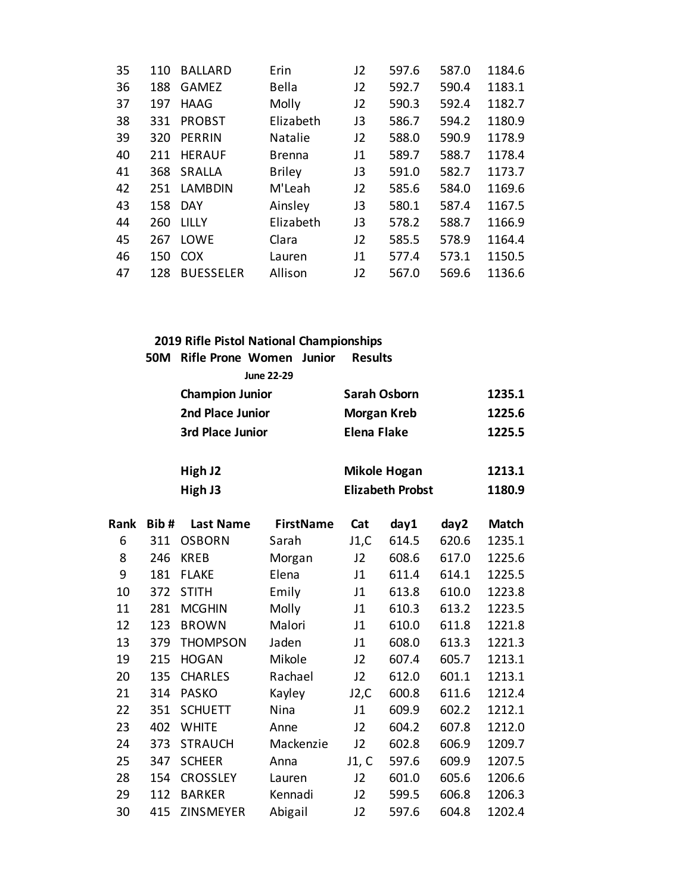| | | | | | | | |
|---|---|---|---|---|---|---|---|
| 35 | 110 | BALLARD | Erin | J2 | 597.6 | 587.0 | 1184.6 |
| 36 | 188 | GAMEZ | Bella | J2 | 592.7 | 590.4 | 1183.1 |
| 37 | 197 | HAAG | Molly | J2 | 590.3 | 592.4 | 1182.7 |
| 38 | 331 | PROBST | Elizabeth | J3 | 586.7 | 594.2 | 1180.9 |
| 39 | 320 | PERRIN | Natalie | J2 | 588.0 | 590.9 | 1178.9 |
| 40 | 211 | HERAUF | Brenna | J1 | 589.7 | 588.7 | 1178.4 |
| 41 | 368 | SRALLA | Briley | J3 | 591.0 | 582.7 | 1173.7 |
| 42 | 251 | LAMBDIN | M'Leah | J2 | 585.6 | 584.0 | 1169.6 |
| 43 | 158 | DAY | Ainsley | J3 | 580.1 | 587.4 | 1167.5 |
| 44 | 260 | LILLY | Elizabeth | J3 | 578.2 | 588.7 | 1166.9 |
| 45 | 267 | LOWE | Clara | J2 | 585.5 | 578.9 | 1164.4 |
| 46 | 150 | COX | Lauren | J1 | 577.4 | 573.1 | 1150.5 |
| 47 | 128 | BUESSELER | Allison | J2 | 567.0 | 569.6 | 1136.6 |

## 2019 Rifle Pistol National Championships

### 50M Rifle Prone Women Junior Results

**June 22-29**

| | | |
|---|---|---|
| **Champion Junior** | **Sarah Osborn** | **1235.1** |
| **2nd Place Junior** | **Morgan Kreb** | **1225.6** |
| **3rd Place Junior** | **Elena Flake** | **1225.5** |
| **High J2** | **Mikole Hogan** | **1213.1** |
| **High J3** | **Elizabeth Probst** | **1180.9** |

| Rank | Bib # | Last Name | FirstName | Cat | day1 | day2 | Match |
|---|---|---|---|---|---|---|---|
| 6 | 311 | OSBORN | Sarah | J1,C | 614.5 | 620.6 | 1235.1 |
| 8 | 246 | KREB | Morgan | J2 | 608.6 | 617.0 | 1225.6 |
| 9 | 181 | FLAKE | Elena | J1 | 611.4 | 614.1 | 1225.5 |
| 10 | 372 | STITH | Emily | J1 | 613.8 | 610.0 | 1223.8 |
| 11 | 281 | MCGHIN | Molly | J1 | 610.3 | 613.2 | 1223.5 |
| 12 | 123 | BROWN | Malori | J1 | 610.0 | 611.8 | 1221.8 |
| 13 | 379 | THOMPSON | Jaden | J1 | 608.0 | 613.3 | 1221.3 |
| 19 | 215 | HOGAN | Mikole | J2 | 607.4 | 605.7 | 1213.1 |
| 20 | 135 | CHARLES | Rachael | J2 | 612.0 | 601.1 | 1213.1 |
| 21 | 314 | PASKO | Kayley | J2,C | 600.8 | 611.6 | 1212.4 |
| 22 | 351 | SCHUETT | Nina | J1 | 609.9 | 602.2 | 1212.1 |
| 23 | 402 | WHITE | Anne | J2 | 604.2 | 607.8 | 1212.0 |
| 24 | 373 | STRAUCH | Mackenzie | J2 | 602.8 | 606.9 | 1209.7 |
| 25 | 347 | SCHEER | Anna | J1, C | 597.6 | 609.9 | 1207.5 |
| 28 | 154 | CROSSLEY | Lauren | J2 | 601.0 | 605.6 | 1206.6 |
| 29 | 112 | BARKER | Kennadi | J2 | 599.5 | 606.8 | 1206.3 |
| 30 | 415 | ZINSMEYER | Abigail | J2 | 597.6 | 604.8 | 1202.4 |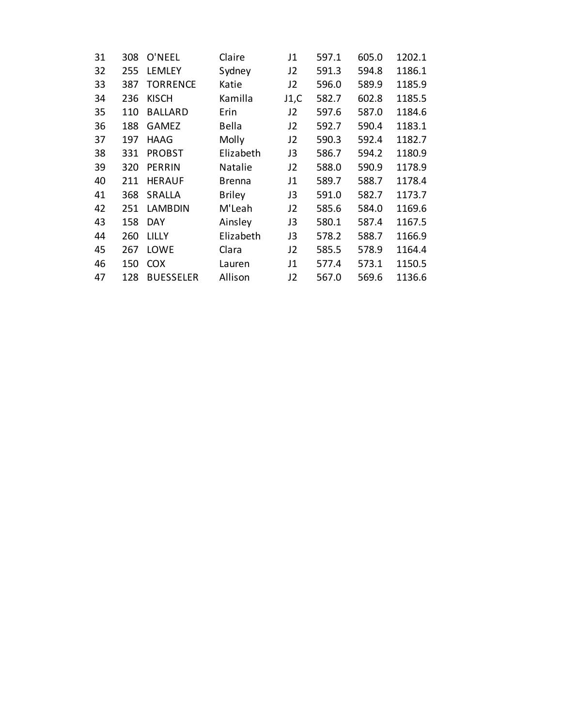| | | | | | | | |
|---|---|---|---|---|---|---|---|
| 31 | 308 | O'NEEL | Claire | J1 | 597.1 | 605.0 | 1202.1 |
| 32 | 255 | LEMLEY | Sydney | J2 | 591.3 | 594.8 | 1186.1 |
| 33 | 387 | TORRENCE | Katie | J2 | 596.0 | 589.9 | 1185.9 |
| 34 | 236 | KISCH | Kamilla | J1,C | 582.7 | 602.8 | 1185.5 |
| 35 | 110 | BALLARD | Erin | J2 | 597.6 | 587.0 | 1184.6 |
| 36 | 188 | GAMEZ | Bella | J2 | 592.7 | 590.4 | 1183.1 |
| 37 | 197 | HAAG | Molly | J2 | 590.3 | 592.4 | 1182.7 |
| 38 | 331 | PROBST | Elizabeth | J3 | 586.7 | 594.2 | 1180.9 |
| 39 | 320 | PERRIN | Natalie | J2 | 588.0 | 590.9 | 1178.9 |
| 40 | 211 | HERAUF | Brenna | J1 | 589.7 | 588.7 | 1178.4 |
| 41 | 368 | SRALLA | Briley | J3 | 591.0 | 582.7 | 1173.7 |
| 42 | 251 | LAMBDIN | M'Leah | J2 | 585.6 | 584.0 | 1169.6 |
| 43 | 158 | DAY | Ainsley | J3 | 580.1 | 587.4 | 1167.5 |
| 44 | 260 | LILLY | Elizabeth | J3 | 578.2 | 588.7 | 1166.9 |
| 45 | 267 | LOWE | Clara | J2 | 585.5 | 578.9 | 1164.4 |
| 46 | 150 | COX | Lauren | J1 | 577.4 | 573.1 | 1150.5 |
| 47 | 128 | BUESSELER | Allison | J2 | 567.0 | 569.6 | 1136.6 |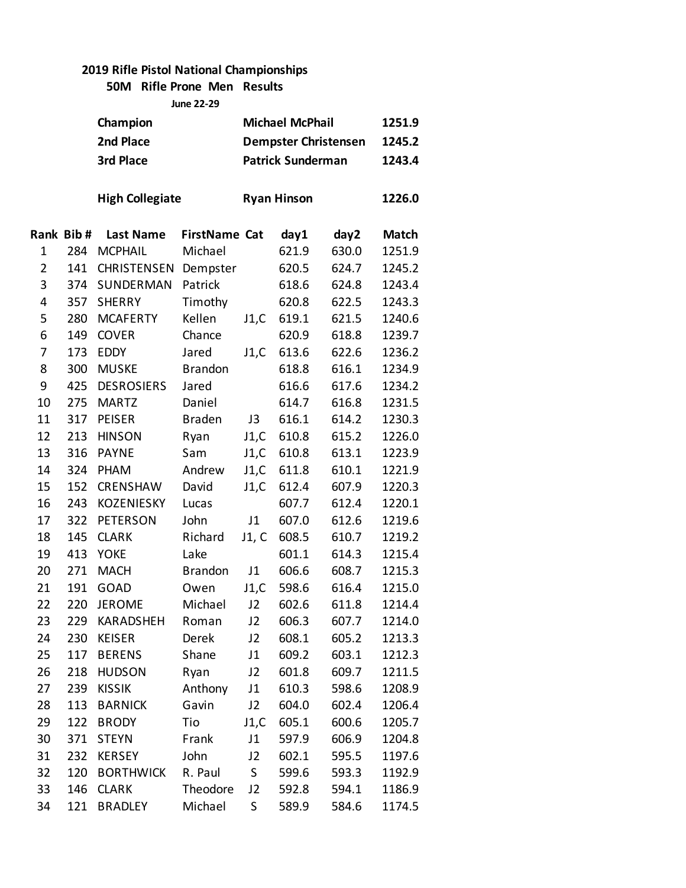## 2019 Rifle Pistol National Championships

### 50M Rifle Prone Men Results

June 22-29

| | | |
|---|---|---|
| **Champion** | **Michael McPhail** | **1251.9** |
| **2nd Place** | **Dempster Christensen** | **1245.2** |
| **3rd Place** | **Patrick Sunderman** | **1243.4** |
| | | |
| **High Collegiate** | **Ryan Hinson** | **1226.0** |

| Rank | Bib # | Last Name | FirstName | Cat | day1 | day2 | Match |
|---|---|---|---|---|---|---|---|
| 1 | 284 | MCPHAIL | Michael | | 621.9 | 630.0 | 1251.9 |
| 2 | 141 | CHRISTENSEN | Dempster | | 620.5 | 624.7 | 1245.2 |
| 3 | 374 | SUNDERMAN | Patrick | | 618.6 | 624.8 | 1243.4 |
| 4 | 357 | SHERRY | Timothy | | 620.8 | 622.5 | 1243.3 |
| 5 | 280 | MCAFERTY | Kellen | J1,C | 619.1 | 621.5 | 1240.6 |
| 6 | 149 | COVER | Chance | | 620.9 | 618.8 | 1239.7 |
| 7 | 173 | EDDY | Jared | J1,C | 613.6 | 622.6 | 1236.2 |
| 8 | 300 | MUSKE | Brandon | | 618.8 | 616.1 | 1234.9 |
| 9 | 425 | DESROSIERS | Jared | | 616.6 | 617.6 | 1234.2 |
| 10 | 275 | MARTZ | Daniel | | 614.7 | 616.8 | 1231.5 |
| 11 | 317 | PEISER | Braden | J3 | 616.1 | 614.2 | 1230.3 |
| 12 | 213 | HINSON | Ryan | J1,C | 610.8 | 615.2 | 1226.0 |
| 13 | 316 | PAYNE | Sam | J1,C | 610.8 | 613.1 | 1223.9 |
| 14 | 324 | PHAM | Andrew | J1,C | 611.8 | 610.1 | 1221.9 |
| 15 | 152 | CRENSHAW | David | J1,C | 612.4 | 607.9 | 1220.3 |
| 16 | 243 | KOZENIESKY | Lucas | | 607.7 | 612.4 | 1220.1 |
| 17 | 322 | PETERSON | John | J1 | 607.0 | 612.6 | 1219.6 |
| 18 | 145 | CLARK | Richard | J1, C | 608.5 | 610.7 | 1219.2 |
| 19 | 413 | YOKE | Lake | | 601.1 | 614.3 | 1215.4 |
| 20 | 271 | MACH | Brandon | J1 | 606.6 | 608.7 | 1215.3 |
| 21 | 191 | GOAD | Owen | J1,C | 598.6 | 616.4 | 1215.0 |
| 22 | 220 | JEROME | Michael | J2 | 602.6 | 611.8 | 1214.4 |
| 23 | 229 | KARADSHEH | Roman | J2 | 606.3 | 607.7 | 1214.0 |
| 24 | 230 | KEISER | Derek | J2 | 608.1 | 605.2 | 1213.3 |
| 25 | 117 | BERENS | Shane | J1 | 609.2 | 603.1 | 1212.3 |
| 26 | 218 | HUDSON | Ryan | J2 | 601.8 | 609.7 | 1211.5 |
| 27 | 239 | KISSIK | Anthony | J1 | 610.3 | 598.6 | 1208.9 |
| 28 | 113 | BARNICK | Gavin | J2 | 604.0 | 602.4 | 1206.4 |
| 29 | 122 | BRODY | Tio | J1,C | 605.1 | 600.6 | 1205.7 |
| 30 | 371 | STEYN | Frank | J1 | 597.9 | 606.9 | 1204.8 |
| 31 | 232 | KERSEY | John | J2 | 602.1 | 595.5 | 1197.6 |
| 32 | 120 | BORTHWICK | R. Paul | S | 599.6 | 593.3 | 1192.9 |
| 33 | 146 | CLARK | Theodore | J2 | 592.8 | 594.1 | 1186.9 |
| 34 | 121 | BRADLEY | Michael | S | 589.9 | 584.6 | 1174.5 |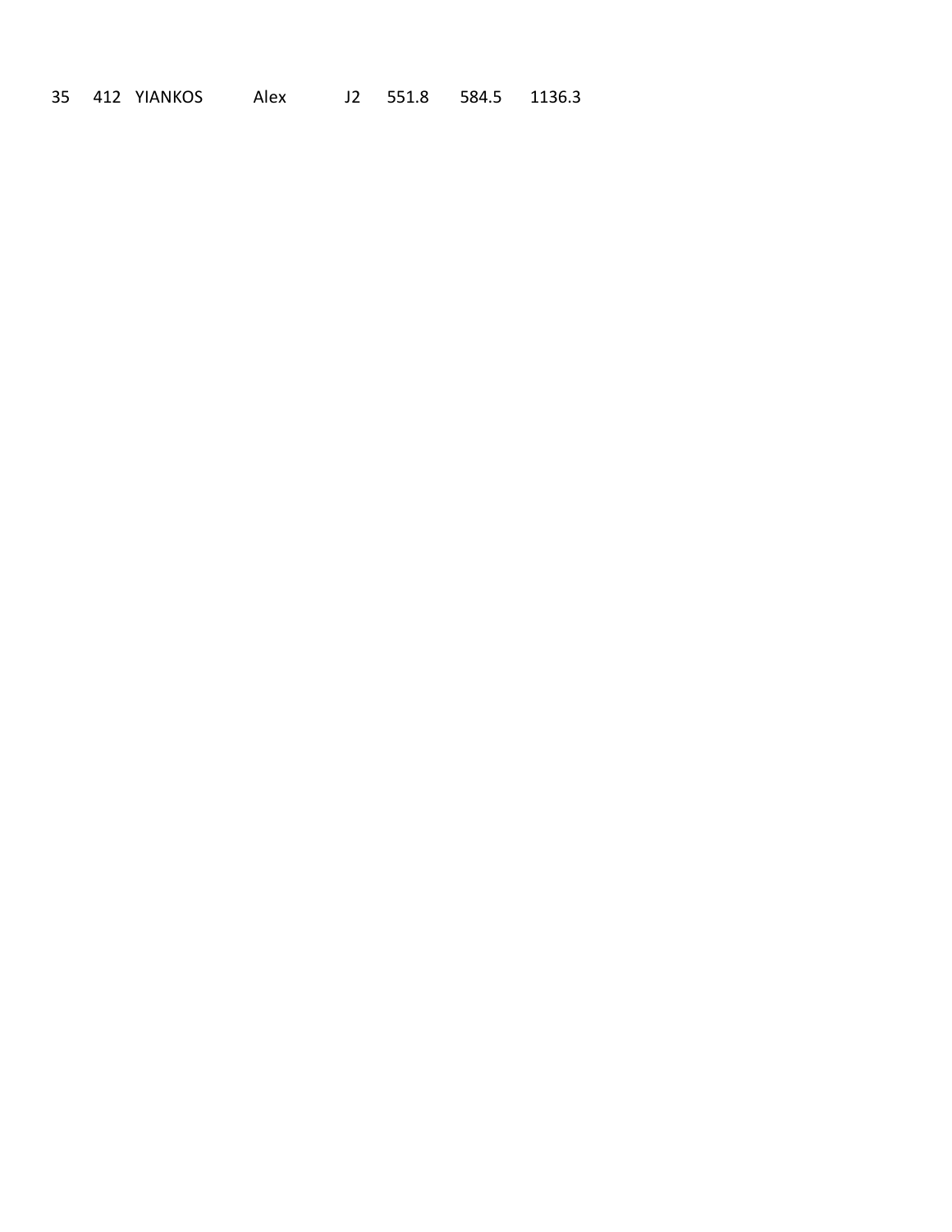| 35 | 412 | YIANKOS | Alex | J2 | 551.8 | 584.5 | 1136.3 |
|---|---|---|---|---|---|---|---|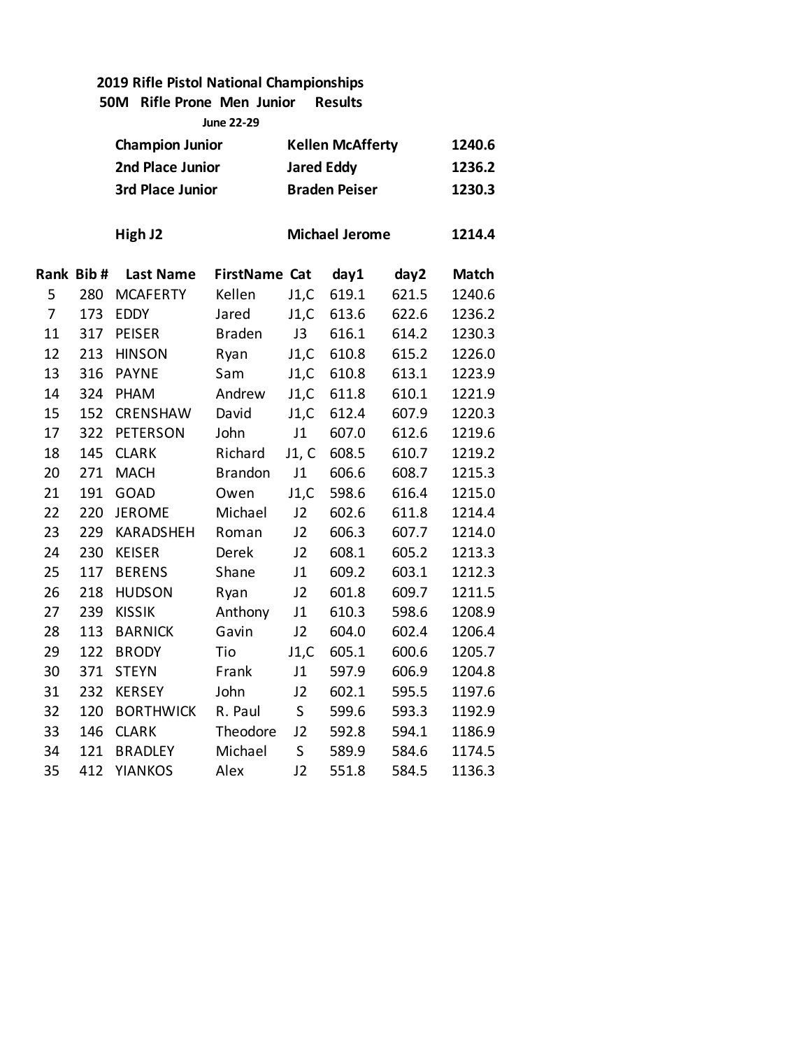**2019 Rifle Pistol National Championships**

**50M Rifle Prone Men Junior Results**

**June 22-29**

| | | |
|---|---|---|
| **Champion Junior** | **Kellen McAfferty** | **1240.6** |
| **2nd Place Junior** | **Jared Eddy** | **1236.2** |
| **3rd Place Junior** | **Braden Peiser** | **1230.3** |
| | | |
| **High J2** | **Michael Jerome** | **1214.4** |

| Rank | Bib # | Last Name | FirstName | Cat | day1 | day2 | Match |
|---|---|---|---|---|---|---|---|
| 5 | 280 | MCAFERTY | Kellen | J1,C | 619.1 | 621.5 | 1240.6 |
| 7 | 173 | EDDY | Jared | J1,C | 613.6 | 622.6 | 1236.2 |
| 11 | 317 | PEISER | Braden | J3 | 616.1 | 614.2 | 1230.3 |
| 12 | 213 | HINSON | Ryan | J1,C | 610.8 | 615.2 | 1226.0 |
| 13 | 316 | PAYNE | Sam | J1,C | 610.8 | 613.1 | 1223.9 |
| 14 | 324 | PHAM | Andrew | J1,C | 611.8 | 610.1 | 1221.9 |
| 15 | 152 | CRENSHAW | David | J1,C | 612.4 | 607.9 | 1220.3 |
| 17 | 322 | PETERSON | John | J1 | 607.0 | 612.6 | 1219.6 |
| 18 | 145 | CLARK | Richard | J1, C | 608.5 | 610.7 | 1219.2 |
| 20 | 271 | MACH | Brandon | J1 | 606.6 | 608.7 | 1215.3 |
| 21 | 191 | GOAD | Owen | J1,C | 598.6 | 616.4 | 1215.0 |
| 22 | 220 | JEROME | Michael | J2 | 602.6 | 611.8 | 1214.4 |
| 23 | 229 | KARADSHEH | Roman | J2 | 606.3 | 607.7 | 1214.0 |
| 24 | 230 | KEISER | Derek | J2 | 608.1 | 605.2 | 1213.3 |
| 25 | 117 | BERENS | Shane | J1 | 609.2 | 603.1 | 1212.3 |
| 26 | 218 | HUDSON | Ryan | J2 | 601.8 | 609.7 | 1211.5 |
| 27 | 239 | KISSIK | Anthony | J1 | 610.3 | 598.6 | 1208.9 |
| 28 | 113 | BARNICK | Gavin | J2 | 604.0 | 602.4 | 1206.4 |
| 29 | 122 | BRODY | Tio | J1,C | 605.1 | 600.6 | 1205.7 |
| 30 | 371 | STEYN | Frank | J1 | 597.9 | 606.9 | 1204.8 |
| 31 | 232 | KERSEY | John | J2 | 602.1 | 595.5 | 1197.6 |
| 32 | 120 | BORTHWICK | R. Paul | S | 599.6 | 593.3 | 1192.9 |
| 33 | 146 | CLARK | Theodore | J2 | 592.8 | 594.1 | 1186.9 |
| 34 | 121 | BRADLEY | Michael | S | 589.9 | 584.6 | 1174.5 |
| 35 | 412 | YIANKOS | Alex | J2 | 551.8 | 584.5 | 1136.3 |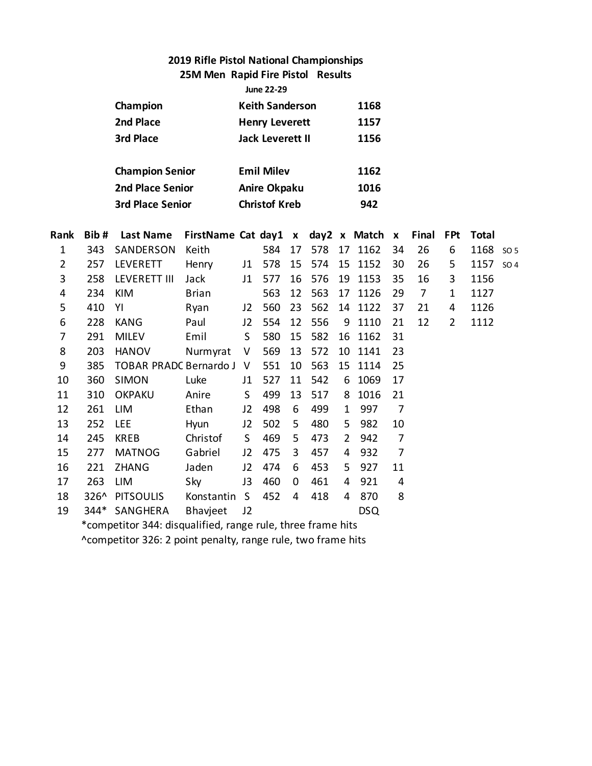## 2019 Rifle Pistol National Championships

### 25M Men Rapid Fire Pistol Results

**June 22-29**

| | | |
|---|---|---|
| **Champion** | **Keith Sanderson** | **1168** |
| **2nd Place** | **Henry Leverett** | **1157** |
| **3rd Place** | **Jack Leverett II** | **1156** |
| | | |
| **Champion Senior** | **Emil Milev** | **1162** |
| **2nd Place Senior** | **Anire Okpaku** | **1016** |
| **3rd Place Senior** | **Christof Kreb** | **942** |

| Rank | Bib # | Last Name | FirstName | Cat | day1 | x | day2 | x | Match | x | Final | FPt | Total | |
|---|---|---|---|---|---|---|---|---|---|---|---|---|---|---|
| 1 | 343 | SANDERSON | Keith | | 584 | 17 | 578 | 17 | 1162 | 34 | 26 | 6 | 1168 | SO 5 |
| 2 | 257 | LEVERETT | Henry | J1 | 578 | 15 | 574 | 15 | 1152 | 30 | 26 | 5 | 1157 | SO 4 |
| 3 | 258 | LEVERETT III | Jack | J1 | 577 | 16 | 576 | 19 | 1153 | 35 | 16 | 3 | 1156 | |
| 4 | 234 | KIM | Brian | | 563 | 12 | 563 | 17 | 1126 | 29 | 7 | 1 | 1127 | |
| 5 | 410 | YI | Ryan | J2 | 560 | 23 | 562 | 14 | 1122 | 37 | 21 | 4 | 1126 | |
| 6 | 228 | KANG | Paul | J2 | 554 | 12 | 556 | 9 | 1110 | 21 | 12 | 2 | 1112 | |
| 7 | 291 | MILEV | Emil | S | 580 | 15 | 582 | 16 | 1162 | 31 | | | | |
| 8 | 203 | HANOV | Nurmyrat | V | 569 | 13 | 572 | 10 | 1141 | 23 | | | | |
| 9 | 385 | TOBAR PRADC | Bernardo J | V | 551 | 10 | 563 | 15 | 1114 | 25 | | | | |
| 10 | 360 | SIMON | Luke | J1 | 527 | 11 | 542 | 6 | 1069 | 17 | | | | |
| 11 | 310 | OKPAKU | Anire | S | 499 | 13 | 517 | 8 | 1016 | 21 | | | | |
| 12 | 261 | LIM | Ethan | J2 | 498 | 6 | 499 | 1 | 997 | 7 | | | | |
| 13 | 252 | LEE | Hyun | J2 | 502 | 5 | 480 | 5 | 982 | 10 | | | | |
| 14 | 245 | KREB | Christof | S | 469 | 5 | 473 | 2 | 942 | 7 | | | | |
| 15 | 277 | MATNOG | Gabriel | J2 | 475 | 3 | 457 | 4 | 932 | 7 | | | | |
| 16 | 221 | ZHANG | Jaden | J2 | 474 | 6 | 453 | 5 | 927 | 11 | | | | |
| 17 | 263 | LIM | Sky | J3 | 460 | 0 | 461 | 4 | 921 | 4 | | | | |
| 18 | 326^ | PITSOULIS | Konstantin | S | 452 | 4 | 418 | 4 | 870 | 8 | | | | |
| 19 | 344* | SANGHERA | Bhavjeet | J2 | | | | | DSQ | | | | | |

*competitor 344: disqualified, range rule, three frame hits

^competitor 326: 2 point penalty, range rule, two frame hits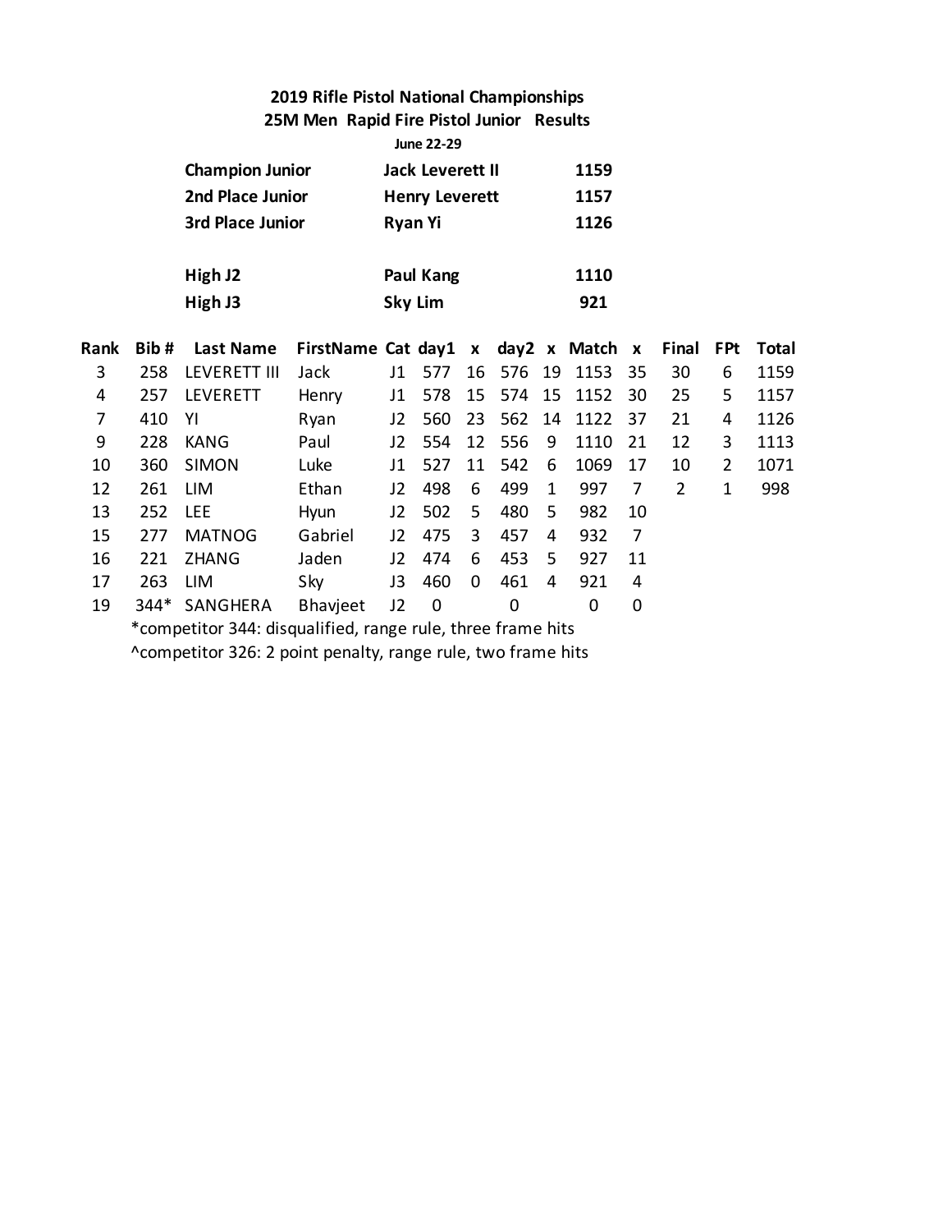# 2019 Rifle Pistol National Championships

## 25M Men Rapid Fire Pistol Junior Results

**June 22-29**

| | | |
|---|---|---|
| **Champion Junior** | **Jack Leverett II** | **1159** |
| **2nd Place Junior** | **Henry Leverett** | **1157** |
| **3rd Place Junior** | **Ryan Yi** | **1126** |
| | | |
| **High J2** | **Paul Kang** | **1110** |
| **High J3** | **Sky Lim** | **921** |

| Rank | Bib # | Last Name | FirstName | Cat | day1 | x | day2 | x | Match | x | Final | FPt | Total |
|---|---|---|---|---|---|---|---|---|---|---|---|---|---|
| 3 | 258 | LEVERETT III | Jack | J1 | 577 | 16 | 576 | 19 | 1153 | 35 | 30 | 6 | 1159 |
| 4 | 257 | LEVERETT | Henry | J1 | 578 | 15 | 574 | 15 | 1152 | 30 | 25 | 5 | 1157 |
| 7 | 410 | YI | Ryan | J2 | 560 | 23 | 562 | 14 | 1122 | 37 | 21 | 4 | 1126 |
| 9 | 228 | KANG | Paul | J2 | 554 | 12 | 556 | 9 | 1110 | 21 | 12 | 3 | 1113 |
| 10 | 360 | SIMON | Luke | J1 | 527 | 11 | 542 | 6 | 1069 | 17 | 10 | 2 | 1071 |
| 12 | 261 | LIM | Ethan | J2 | 498 | 6 | 499 | 1 | 997 | 7 | 2 | 1 | 998 |
| 13 | 252 | LEE | Hyun | J2 | 502 | 5 | 480 | 5 | 982 | 10 | | | |
| 15 | 277 | MATNOG | Gabriel | J2 | 475 | 3 | 457 | 4 | 932 | 7 | | | |
| 16 | 221 | ZHANG | Jaden | J2 | 474 | 6 | 453 | 5 | 927 | 11 | | | |
| 17 | 263 | LIM | Sky | J3 | 460 | 0 | 461 | 4 | 921 | 4 | | | |
| 19 | 344* | SANGHERA | Bhavjeet | J2 | 0 | | 0 | | 0 | 0 | | | |

*competitor 344: disqualified, range rule, three frame hits

^competitor 326: 2 point penalty, range rule, two frame hits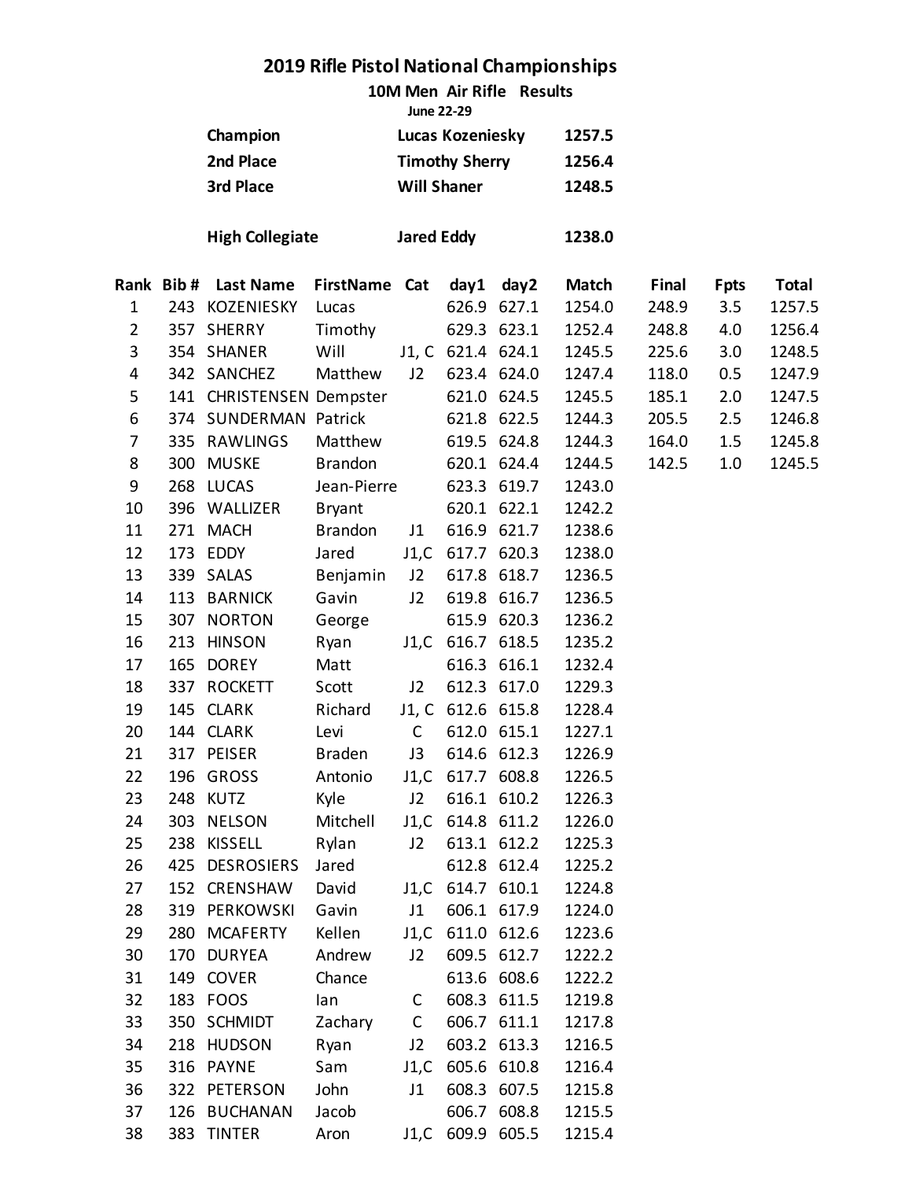# 2019 Rifle Pistol National Championships

## 10M Men Air Rifle Results

**June 22-29**

| | | |
|---|---|---|
| **Champion** | **Lucas Kozeniesky** | **1257.5** |
| **2nd Place** | **Timothy Sherry** | **1256.4** |
| **3rd Place** | **Will Shaner** | **1248.5** |
| **High Collegiate** | **Jared Eddy** | **1238.0** |

| Rank | Bib # | Last Name | FirstName | Cat | day1 | day2 | Match | Final | Fpts | Total |
|---|---|---|---|---|---|---|---|---|---|---|
| 1 | 243 | KOZENIESKY | Lucas | | 626.9 | 627.1 | 1254.0 | 248.9 | 3.5 | 1257.5 |
| 2 | 357 | SHERRY | Timothy | | 629.3 | 623.1 | 1252.4 | 248.8 | 4.0 | 1256.4 |
| 3 | 354 | SHANER | Will | J1, C | 621.4 | 624.1 | 1245.5 | 225.6 | 3.0 | 1248.5 |
| 4 | 342 | SANCHEZ | Matthew | J2 | 623.4 | 624.0 | 1247.4 | 118.0 | 0.5 | 1247.9 |
| 5 | 141 | CHRISTENSEN | Dempster | | 621.0 | 624.5 | 1245.5 | 185.1 | 2.0 | 1247.5 |
| 6 | 374 | SUNDERMAN | Patrick | | 621.8 | 622.5 | 1244.3 | 205.5 | 2.5 | 1246.8 |
| 7 | 335 | RAWLINGS | Matthew | | 619.5 | 624.8 | 1244.3 | 164.0 | 1.5 | 1245.8 |
| 8 | 300 | MUSKE | Brandon | | 620.1 | 624.4 | 1244.5 | 142.5 | 1.0 | 1245.5 |
| 9 | 268 | LUCAS | Jean-Pierre | | 623.3 | 619.7 | 1243.0 | | | |
| 10 | 396 | WALLIZER | Bryant | | 620.1 | 622.1 | 1242.2 | | | |
| 11 | 271 | MACH | Brandon | J1 | 616.9 | 621.7 | 1238.6 | | | |
| 12 | 173 | EDDY | Jared | J1,C | 617.7 | 620.3 | 1238.0 | | | |
| 13 | 339 | SALAS | Benjamin | J2 | 617.8 | 618.7 | 1236.5 | | | |
| 14 | 113 | BARNICK | Gavin | J2 | 619.8 | 616.7 | 1236.5 | | | |
| 15 | 307 | NORTON | George | | 615.9 | 620.3 | 1236.2 | | | |
| 16 | 213 | HINSON | Ryan | J1,C | 616.7 | 618.5 | 1235.2 | | | |
| 17 | 165 | DOREY | Matt | | 616.3 | 616.1 | 1232.4 | | | |
| 18 | 337 | ROCKETT | Scott | J2 | 612.3 | 617.0 | 1229.3 | | | |
| 19 | 145 | CLARK | Richard | J1, C | 612.6 | 615.8 | 1228.4 | | | |
| 20 | 144 | CLARK | Levi | C | 612.0 | 615.1 | 1227.1 | | | |
| 21 | 317 | PEISER | Braden | J3 | 614.6 | 612.3 | 1226.9 | | | |
| 22 | 196 | GROSS | Antonio | J1,C | 617.7 | 608.8 | 1226.5 | | | |
| 23 | 248 | KUTZ | Kyle | J2 | 616.1 | 610.2 | 1226.3 | | | |
| 24 | 303 | NELSON | Mitchell | J1,C | 614.8 | 611.2 | 1226.0 | | | |
| 25 | 238 | KISSELL | Rylan | J2 | 613.1 | 612.2 | 1225.3 | | | |
| 26 | 425 | DESROSIERS | Jared | | 612.8 | 612.4 | 1225.2 | | | |
| 27 | 152 | CRENSHAW | David | J1,C | 614.7 | 610.1 | 1224.8 | | | |
| 28 | 319 | PERKOWSKI | Gavin | J1 | 606.1 | 617.9 | 1224.0 | | | |
| 29 | 280 | MCAFERTY | Kellen | J1,C | 611.0 | 612.6 | 1223.6 | | | |
| 30 | 170 | DURYEA | Andrew | J2 | 609.5 | 612.7 | 1222.2 | | | |
| 31 | 149 | COVER | Chance | | 613.6 | 608.6 | 1222.2 | | | |
| 32 | 183 | FOOS | Ian | C | 608.3 | 611.5 | 1219.8 | | | |
| 33 | 350 | SCHMIDT | Zachary | C | 606.7 | 611.1 | 1217.8 | | | |
| 34 | 218 | HUDSON | Ryan | J2 | 603.2 | 613.3 | 1216.5 | | | |
| 35 | 316 | PAYNE | Sam | J1,C | 605.6 | 610.8 | 1216.4 | | | |
| 36 | 322 | PETERSON | John | J1 | 608.3 | 607.5 | 1215.8 | | | |
| 37 | 126 | BUCHANAN | Jacob | | 606.7 | 608.8 | 1215.5 | | | |
| 38 | 383 | TINTER | Aron | J1,C | 609.9 | 605.5 | 1215.4 | | | |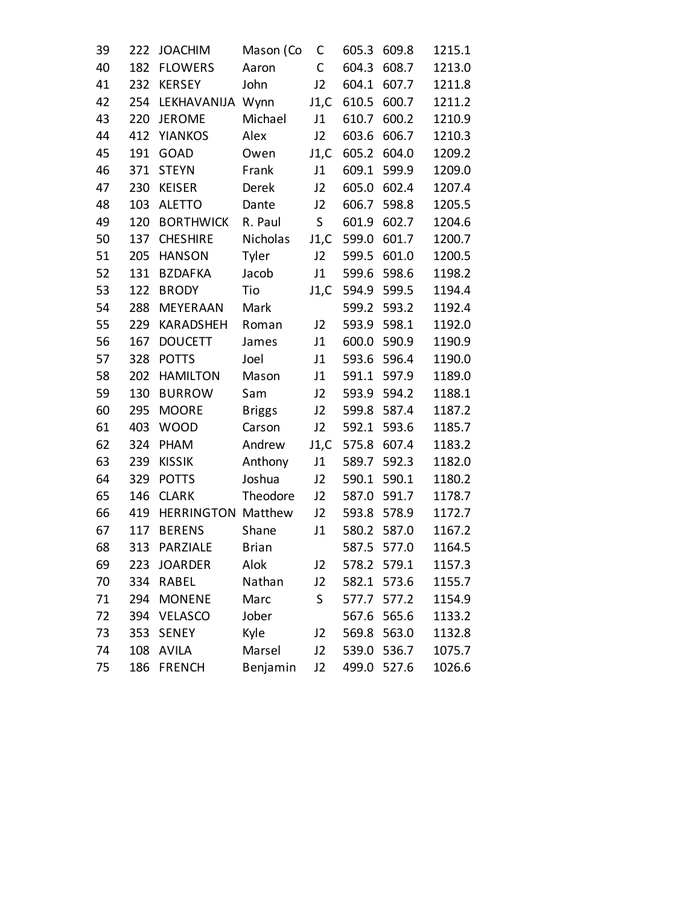| | | | | | | | |
|---|---|---|---|---|---|---|---|
| 39 | 222 | JOACHIM | Mason (Co | C | 605.3 | 609.8 | 1215.1 |
| 40 | 182 | FLOWERS | Aaron | C | 604.3 | 608.7 | 1213.0 |
| 41 | 232 | KERSEY | John | J2 | 604.1 | 607.7 | 1211.8 |
| 42 | 254 | LEKHAVANIJA | Wynn | J1,C | 610.5 | 600.7 | 1211.2 |
| 43 | 220 | JEROME | Michael | J1 | 610.7 | 600.2 | 1210.9 |
| 44 | 412 | YIANKOS | Alex | J2 | 603.6 | 606.7 | 1210.3 |
| 45 | 191 | GOAD | Owen | J1,C | 605.2 | 604.0 | 1209.2 |
| 46 | 371 | STEYN | Frank | J1 | 609.1 | 599.9 | 1209.0 |
| 47 | 230 | KEISER | Derek | J2 | 605.0 | 602.4 | 1207.4 |
| 48 | 103 | ALETTO | Dante | J2 | 606.7 | 598.8 | 1205.5 |
| 49 | 120 | BORTHWICK | R. Paul | S | 601.9 | 602.7 | 1204.6 |
| 50 | 137 | CHESHIRE | Nicholas | J1,C | 599.0 | 601.7 | 1200.7 |
| 51 | 205 | HANSON | Tyler | J2 | 599.5 | 601.0 | 1200.5 |
| 52 | 131 | BZDAFKA | Jacob | J1 | 599.6 | 598.6 | 1198.2 |
| 53 | 122 | BRODY | Tio | J1,C | 594.9 | 599.5 | 1194.4 |
| 54 | 288 | MEYERAAN | Mark | | 599.2 | 593.2 | 1192.4 |
| 55 | 229 | KARADSHEH | Roman | J2 | 593.9 | 598.1 | 1192.0 |
| 56 | 167 | DOUCETT | James | J1 | 600.0 | 590.9 | 1190.9 |
| 57 | 328 | POTTS | Joel | J1 | 593.6 | 596.4 | 1190.0 |
| 58 | 202 | HAMILTON | Mason | J1 | 591.1 | 597.9 | 1189.0 |
| 59 | 130 | BURROW | Sam | J2 | 593.9 | 594.2 | 1188.1 |
| 60 | 295 | MOORE | Briggs | J2 | 599.8 | 587.4 | 1187.2 |
| 61 | 403 | WOOD | Carson | J2 | 592.1 | 593.6 | 1185.7 |
| 62 | 324 | PHAM | Andrew | J1,C | 575.8 | 607.4 | 1183.2 |
| 63 | 239 | KISSIK | Anthony | J1 | 589.7 | 592.3 | 1182.0 |
| 64 | 329 | POTTS | Joshua | J2 | 590.1 | 590.1 | 1180.2 |
| 65 | 146 | CLARK | Theodore | J2 | 587.0 | 591.7 | 1178.7 |
| 66 | 419 | HERRINGTON | Matthew | J2 | 593.8 | 578.9 | 1172.7 |
| 67 | 117 | BERENS | Shane | J1 | 580.2 | 587.0 | 1167.2 |
| 68 | 313 | PARZIALE | Brian | | 587.5 | 577.0 | 1164.5 |
| 69 | 223 | JOARDER | Alok | J2 | 578.2 | 579.1 | 1157.3 |
| 70 | 334 | RABEL | Nathan | J2 | 582.1 | 573.6 | 1155.7 |
| 71 | 294 | MONENE | Marc | S | 577.7 | 577.2 | 1154.9 |
| 72 | 394 | VELASCO | Jober | | 567.6 | 565.6 | 1133.2 |
| 73 | 353 | SENEY | Kyle | J2 | 569.8 | 563.0 | 1132.8 |
| 74 | 108 | AVILA | Marsel | J2 | 539.0 | 536.7 | 1075.7 |
| 75 | 186 | FRENCH | Benjamin | J2 | 499.0 | 527.6 | 1026.6 |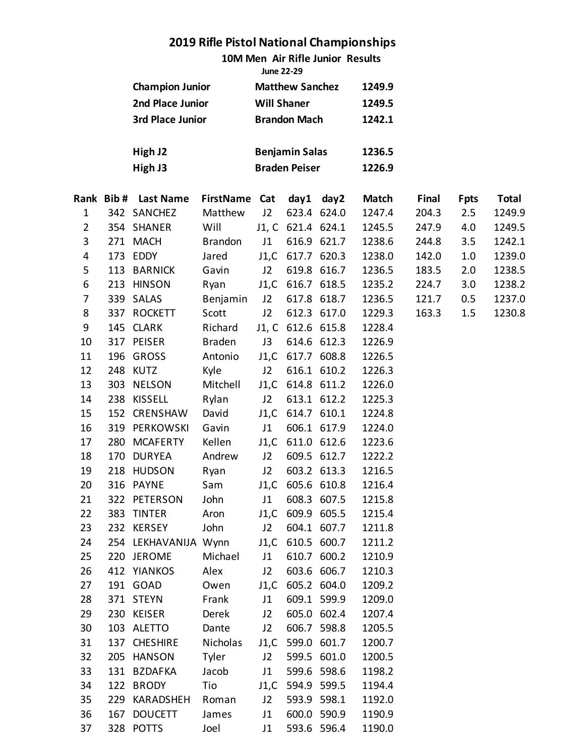# 2019 Rifle Pistol National Championships

## 10M Men Air Rifle Junior Results

June 22-29

| | | |
|---|---|---|
| **Champion Junior** | **Matthew Sanchez** | **1249.9** |
| **2nd Place Junior** | **Will Shaner** | **1249.5** |
| **3rd Place Junior** | **Brandon Mach** | **1242.1** |
| | | |
| **High J2** | **Benjamin Salas** | **1236.5** |
| **High J3** | **Braden Peiser** | **1226.9** |

| Rank | Bib # | Last Name | FirstName | Cat | day1 | day2 | Match | Final | Fpts | Total |
|---|---|---|---|---|---|---|---|---|---|---|
| 1 | 342 | SANCHEZ | Matthew | J2 | 623.4 | 624.0 | 1247.4 | 204.3 | 2.5 | 1249.9 |
| 2 | 354 | SHANER | Will | J1, C | 621.4 | 624.1 | 1245.5 | 247.9 | 4.0 | 1249.5 |
| 3 | 271 | MACH | Brandon | J1 | 616.9 | 621.7 | 1238.6 | 244.8 | 3.5 | 1242.1 |
| 4 | 173 | EDDY | Jared | J1,C | 617.7 | 620.3 | 1238.0 | 142.0 | 1.0 | 1239.0 |
| 5 | 113 | BARNICK | Gavin | J2 | 619.8 | 616.7 | 1236.5 | 183.5 | 2.0 | 1238.5 |
| 6 | 213 | HINSON | Ryan | J1,C | 616.7 | 618.5 | 1235.2 | 224.7 | 3.0 | 1238.2 |
| 7 | 339 | SALAS | Benjamin | J2 | 617.8 | 618.7 | 1236.5 | 121.7 | 0.5 | 1237.0 |
| 8 | 337 | ROCKETT | Scott | J2 | 612.3 | 617.0 | 1229.3 | 163.3 | 1.5 | 1230.8 |
| 9 | 145 | CLARK | Richard | J1, C | 612.6 | 615.8 | 1228.4 | | | |
| 10 | 317 | PEISER | Braden | J3 | 614.6 | 612.3 | 1226.9 | | | |
| 11 | 196 | GROSS | Antonio | J1,C | 617.7 | 608.8 | 1226.5 | | | |
| 12 | 248 | KUTZ | Kyle | J2 | 616.1 | 610.2 | 1226.3 | | | |
| 13 | 303 | NELSON | Mitchell | J1,C | 614.8 | 611.2 | 1226.0 | | | |
| 14 | 238 | KISSELL | Rylan | J2 | 613.1 | 612.2 | 1225.3 | | | |
| 15 | 152 | CRENSHAW | David | J1,C | 614.7 | 610.1 | 1224.8 | | | |
| 16 | 319 | PERKOWSKI | Gavin | J1 | 606.1 | 617.9 | 1224.0 | | | |
| 17 | 280 | MCAFERTY | Kellen | J1,C | 611.0 | 612.6 | 1223.6 | | | |
| 18 | 170 | DURYEA | Andrew | J2 | 609.5 | 612.7 | 1222.2 | | | |
| 19 | 218 | HUDSON | Ryan | J2 | 603.2 | 613.3 | 1216.5 | | | |
| 20 | 316 | PAYNE | Sam | J1,C | 605.6 | 610.8 | 1216.4 | | | |
| 21 | 322 | PETERSON | John | J1 | 608.3 | 607.5 | 1215.8 | | | |
| 22 | 383 | TINTER | Aron | J1,C | 609.9 | 605.5 | 1215.4 | | | |
| 23 | 232 | KERSEY | John | J2 | 604.1 | 607.7 | 1211.8 | | | |
| 24 | 254 | LEKHAVANIJA | Wynn | J1,C | 610.5 | 600.7 | 1211.2 | | | |
| 25 | 220 | JEROME | Michael | J1 | 610.7 | 600.2 | 1210.9 | | | |
| 26 | 412 | YIANKOS | Alex | J2 | 603.6 | 606.7 | 1210.3 | | | |
| 27 | 191 | GOAD | Owen | J1,C | 605.2 | 604.0 | 1209.2 | | | |
| 28 | 371 | STEYN | Frank | J1 | 609.1 | 599.9 | 1209.0 | | | |
| 29 | 230 | KEISER | Derek | J2 | 605.0 | 602.4 | 1207.4 | | | |
| 30 | 103 | ALETTO | Dante | J2 | 606.7 | 598.8 | 1205.5 | | | |
| 31 | 137 | CHESHIRE | Nicholas | J1,C | 599.0 | 601.7 | 1200.7 | | | |
| 32 | 205 | HANSON | Tyler | J2 | 599.5 | 601.0 | 1200.5 | | | |
| 33 | 131 | BZDAFKA | Jacob | J1 | 599.6 | 598.6 | 1198.2 | | | |
| 34 | 122 | BRODY | Tio | J1,C | 594.9 | 599.5 | 1194.4 | | | |
| 35 | 229 | KARADSHEH | Roman | J2 | 593.9 | 598.1 | 1192.0 | | | |
| 36 | 167 | DOUCETT | James | J1 | 600.0 | 590.9 | 1190.9 | | | |
| 37 | 328 | POTTS | Joel | J1 | 593.6 | 596.4 | 1190.0 | | | |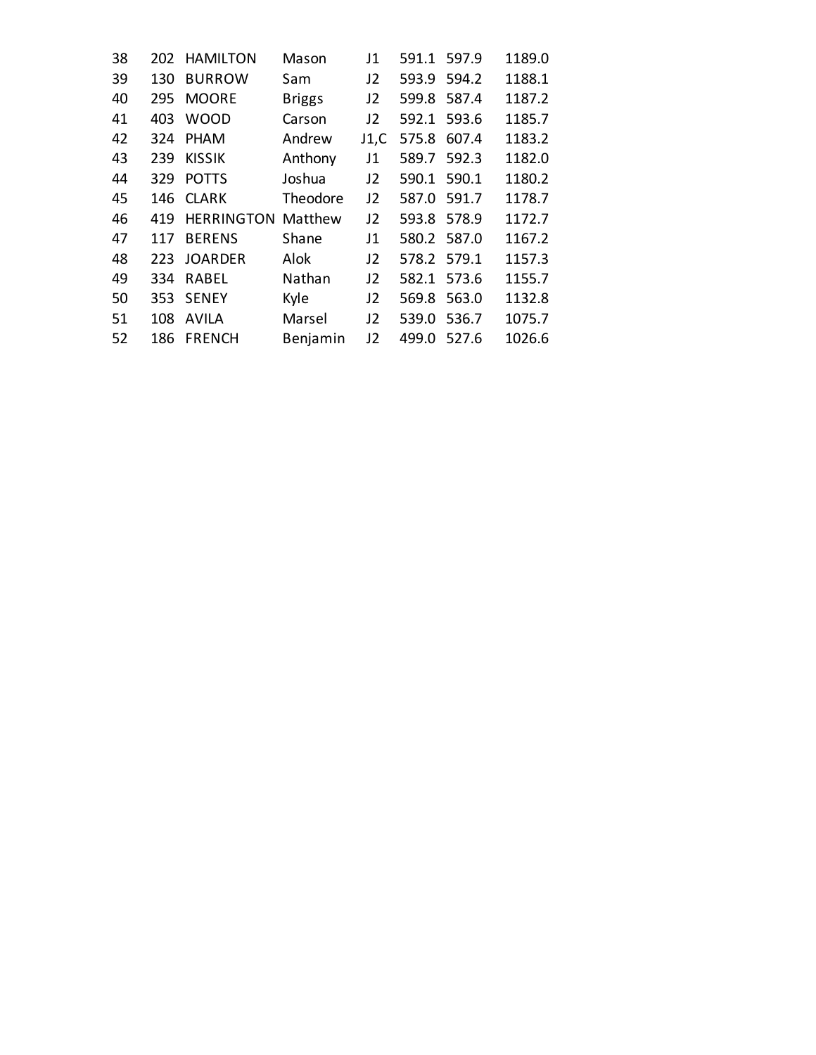| | | | | | | | |
|---|---|---|---|---|---|---|---|
| 38 | 202 | HAMILTON | Mason | J1 | 591.1 | 597.9 | 1189.0 |
| 39 | 130 | BURROW | Sam | J2 | 593.9 | 594.2 | 1188.1 |
| 40 | 295 | MOORE | Briggs | J2 | 599.8 | 587.4 | 1187.2 |
| 41 | 403 | WOOD | Carson | J2 | 592.1 | 593.6 | 1185.7 |
| 42 | 324 | PHAM | Andrew | J1,C | 575.8 | 607.4 | 1183.2 |
| 43 | 239 | KISSIK | Anthony | J1 | 589.7 | 592.3 | 1182.0 |
| 44 | 329 | POTTS | Joshua | J2 | 590.1 | 590.1 | 1180.2 |
| 45 | 146 | CLARK | Theodore | J2 | 587.0 | 591.7 | 1178.7 |
| 46 | 419 | HERRINGTON | Matthew | J2 | 593.8 | 578.9 | 1172.7 |
| 47 | 117 | BERENS | Shane | J1 | 580.2 | 587.0 | 1167.2 |
| 48 | 223 | JOARDER | Alok | J2 | 578.2 | 579.1 | 1157.3 |
| 49 | 334 | RABEL | Nathan | J2 | 582.1 | 573.6 | 1155.7 |
| 50 | 353 | SENEY | Kyle | J2 | 569.8 | 563.0 | 1132.8 |
| 51 | 108 | AVILA | Marsel | J2 | 539.0 | 536.7 | 1075.7 |
| 52 | 186 | FRENCH | Benjamin | J2 | 499.0 | 527.6 | 1026.6 |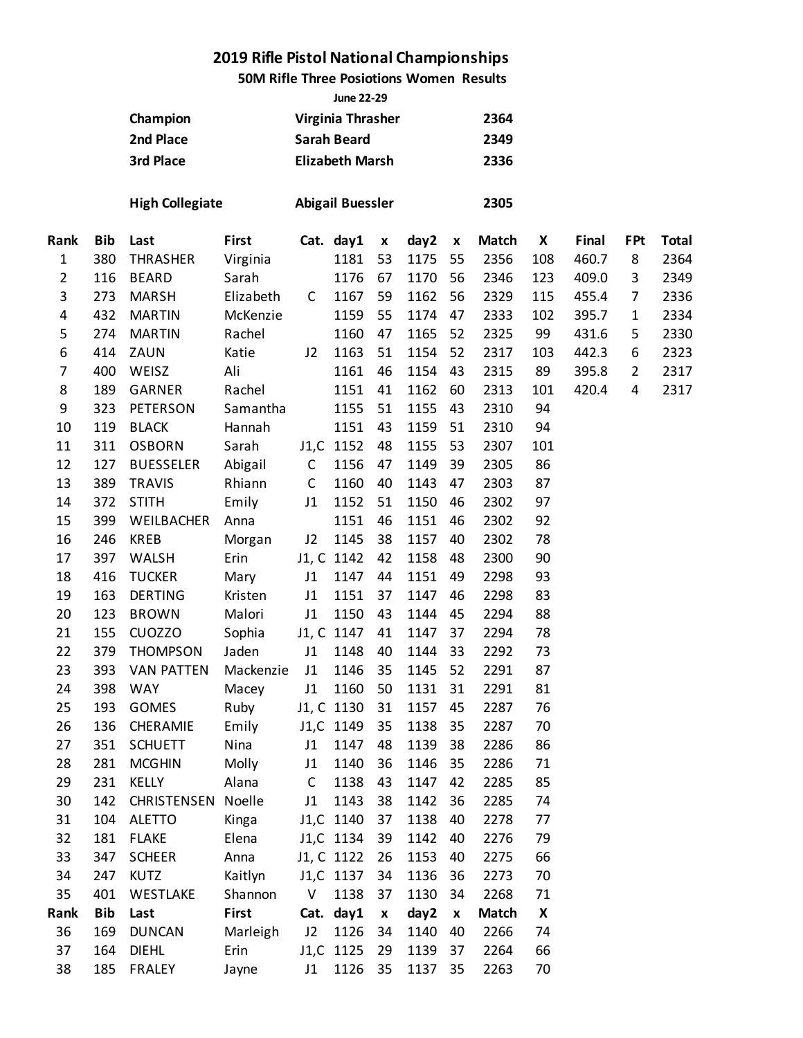## 2019 Rifle Pistol National Championships

### 50M Rifle Three Posiotions Women Results

**June 22-29**

| | | |
|---|---|---|
| **Champion** | **Virginia Thrasher** | **2364** |
| **2nd Place** | **Sarah Beard** | **2349** |
| **3rd Place** | **Elizabeth Marsh** | **2336** |
| | | |
| **High Collegiate** | **Abigail Buessler** | **2305** |

| Rank | Bib | Last | First | Cat. | day1 | x | day2 | x | Match | X | Final | FPt | Total |
|---|---|---|---|---|---|---|---|---|---|---|---|---|---|
| 1 | 380 | THRASHER | Virginia | | 1181 | 53 | 1175 | 55 | 2356 | 108 | 460.7 | 8 | 2364 |
| 2 | 116 | BEARD | Sarah | | 1176 | 67 | 1170 | 56 | 2346 | 123 | 409.0 | 3 | 2349 |
| 3 | 273 | MARSH | Elizabeth | C | 1167 | 59 | 1162 | 56 | 2329 | 115 | 455.4 | 7 | 2336 |
| 4 | 432 | MARTIN | McKenzie | | 1159 | 55 | 1174 | 47 | 2333 | 102 | 395.7 | 1 | 2334 |
| 5 | 274 | MARTIN | Rachel | | 1160 | 47 | 1165 | 52 | 2325 | 99 | 431.6 | 5 | 2330 |
| 6 | 414 | ZAUN | Katie | J2 | 1163 | 51 | 1154 | 52 | 2317 | 103 | 442.3 | 6 | 2323 |
| 7 | 400 | WEISZ | Ali | | 1161 | 46 | 1154 | 43 | 2315 | 89 | 395.8 | 2 | 2317 |
| 8 | 189 | GARNER | Rachel | | 1151 | 41 | 1162 | 60 | 2313 | 101 | 420.4 | 4 | 2317 |
| 9 | 323 | PETERSON | Samantha | | 1155 | 51 | 1155 | 43 | 2310 | 94 | | | |
| 10 | 119 | BLACK | Hannah | | 1151 | 43 | 1159 | 51 | 2310 | 94 | | | |
| 11 | 311 | OSBORN | Sarah | J1,C | 1152 | 48 | 1155 | 53 | 2307 | 101 | | | |
| 12 | 127 | BUESSELER | Abigail | C | 1156 | 47 | 1149 | 39 | 2305 | 86 | | | |
| 13 | 389 | TRAVIS | Rhiann | C | 1160 | 40 | 1143 | 47 | 2303 | 87 | | | |
| 14 | 372 | STITH | Emily | J1 | 1152 | 51 | 1150 | 46 | 2302 | 97 | | | |
| 15 | 399 | WEILBACHER | Anna | | 1151 | 46 | 1151 | 46 | 2302 | 92 | | | |
| 16 | 246 | KREB | Morgan | J2 | 1145 | 38 | 1157 | 40 | 2302 | 78 | | | |
| 17 | 397 | WALSH | Erin | J1, C | 1142 | 42 | 1158 | 48 | 2300 | 90 | | | |
| 18 | 416 | TUCKER | Mary | J1 | 1147 | 44 | 1151 | 49 | 2298 | 93 | | | |
| 19 | 163 | DERTING | Kristen | J1 | 1151 | 37 | 1147 | 46 | 2298 | 83 | | | |
| 20 | 123 | BROWN | Malori | J1 | 1150 | 43 | 1144 | 45 | 2294 | 88 | | | |
| 21 | 155 | CUOZZO | Sophia | J1, C | 1147 | 41 | 1147 | 37 | 2294 | 78 | | | |
| 22 | 379 | THOMPSON | Jaden | J1 | 1148 | 40 | 1144 | 33 | 2292 | 73 | | | |
| 23 | 393 | VAN PATTEN | Mackenzie | J1 | 1146 | 35 | 1145 | 52 | 2291 | 87 | | | |
| 24 | 398 | WAY | Macey | J1 | 1160 | 50 | 1131 | 31 | 2291 | 81 | | | |
| 25 | 193 | GOMES | Ruby | J1, C | 1130 | 31 | 1157 | 45 | 2287 | 76 | | | |
| 26 | 136 | CHERAMIE | Emily | J1,C | 1149 | 35 | 1138 | 35 | 2287 | 70 | | | |
| 27 | 351 | SCHUETT | Nina | J1 | 1147 | 48 | 1139 | 38 | 2286 | 86 | | | |
| 28 | 281 | MCGHIN | Molly | J1 | 1140 | 36 | 1146 | 35 | 2286 | 71 | | | |
| 29 | 231 | KELLY | Alana | C | 1138 | 43 | 1147 | 42 | 2285 | 85 | | | |
| 30 | 142 | CHRISTENSEN | Noelle | J1 | 1143 | 38 | 1142 | 36 | 2285 | 74 | | | |
| 31 | 104 | ALETTO | Kinga | J1,C | 1140 | 37 | 1138 | 40 | 2278 | 77 | | | |
| 32 | 181 | FLAKE | Elena | J1,C | 1134 | 39 | 1142 | 40 | 2276 | 79 | | | |
| 33 | 347 | SCHEER | Anna | J1, C | 1122 | 26 | 1153 | 40 | 2275 | 66 | | | |
| 34 | 247 | KUTZ | Kaitlyn | J1,C | 1137 | 34 | 1136 | 36 | 2273 | 70 | | | |
| 35 | 401 | WESTLAKE | Shannon | V | 1138 | 37 | 1130 | 34 | 2268 | 71 | | | |

| Rank | Bib | Last | First | Cat. | day1 | x | day2 | x | Match | X |
|---|---|---|---|---|---|---|---|---|---|---|
| 36 | 169 | DUNCAN | Marleigh | J2 | 1126 | 34 | 1140 | 40 | 2266 | 74 |
| 37 | 164 | DIEHL | Erin | J1,C | 1125 | 29 | 1139 | 37 | 2264 | 66 |
| 38 | 185 | FRALEY | Jayne | J1 | 1126 | 35 | 1137 | 35 | 2263 | 70 |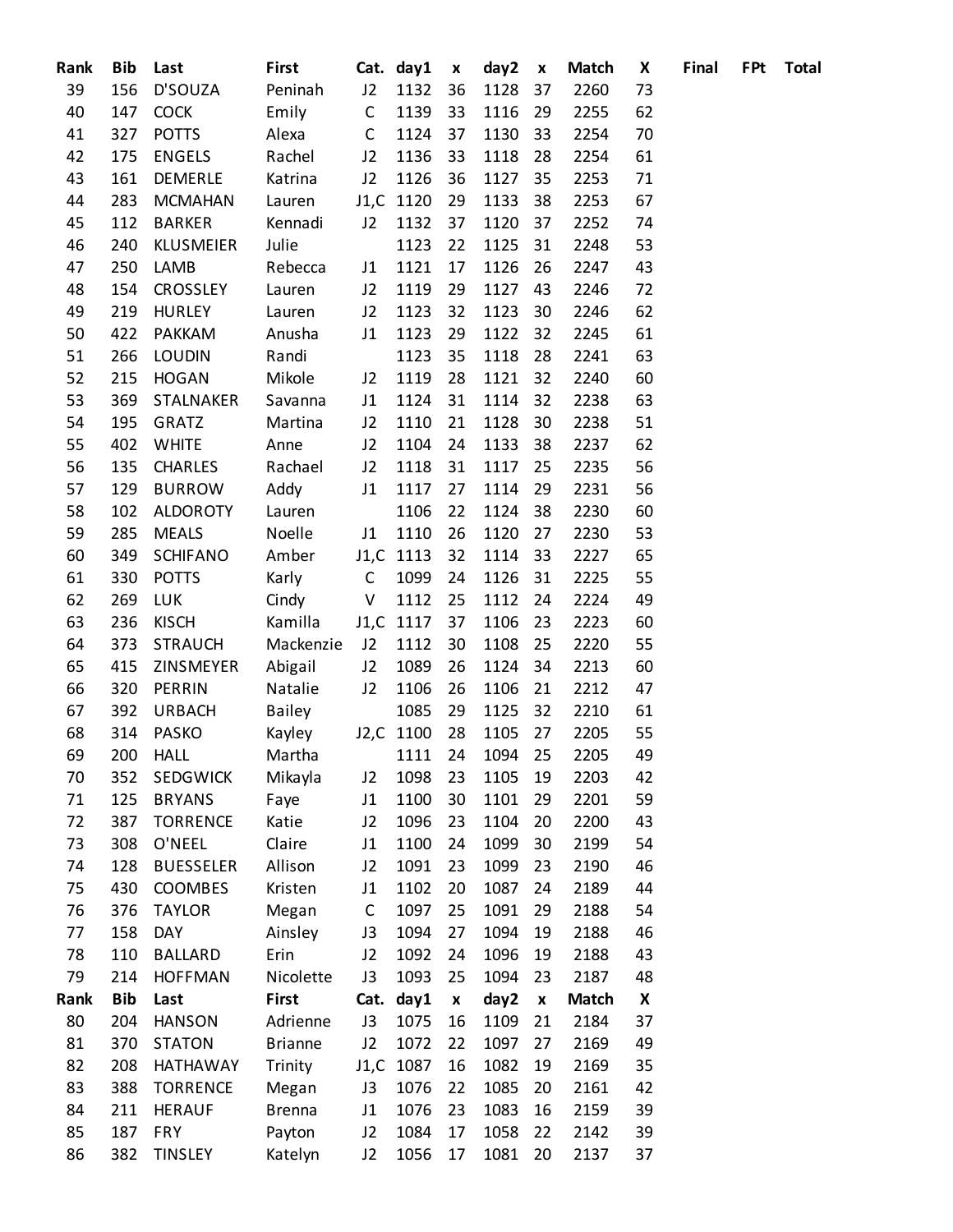| Rank | Bib | Last | First | Cat. | day1 | x | day2 | x | Match | X | Final | FPt | Total |
|---|---|---|---|---|---|---|---|---|---|---|---|---|---|
| 39 | 156 | D'SOUZA | Peninah | J2 | 1132 | 36 | 1128 | 37 | 2260 | 73 | | | |
| 40 | 147 | COCK | Emily | C | 1139 | 33 | 1116 | 29 | 2255 | 62 | | | |
| 41 | 327 | POTTS | Alexa | C | 1124 | 37 | 1130 | 33 | 2254 | 70 | | | |
| 42 | 175 | ENGELS | Rachel | J2 | 1136 | 33 | 1118 | 28 | 2254 | 61 | | | |
| 43 | 161 | DEMERLE | Katrina | J2 | 1126 | 36 | 1127 | 35 | 2253 | 71 | | | |
| 44 | 283 | MCMAHAN | Lauren | J1,C | 1120 | 29 | 1133 | 38 | 2253 | 67 | | | |
| 45 | 112 | BARKER | Kennadi | J2 | 1132 | 37 | 1120 | 37 | 2252 | 74 | | | |
| 46 | 240 | KLUSMEIER | Julie | | 1123 | 22 | 1125 | 31 | 2248 | 53 | | | |
| 47 | 250 | LAMB | Rebecca | J1 | 1121 | 17 | 1126 | 26 | 2247 | 43 | | | |
| 48 | 154 | CROSSLEY | Lauren | J2 | 1119 | 29 | 1127 | 43 | 2246 | 72 | | | |
| 49 | 219 | HURLEY | Lauren | J2 | 1123 | 32 | 1123 | 30 | 2246 | 62 | | | |
| 50 | 422 | PAKKAM | Anusha | J1 | 1123 | 29 | 1122 | 32 | 2245 | 61 | | | |
| 51 | 266 | LOUDIN | Randi | | 1123 | 35 | 1118 | 28 | 2241 | 63 | | | |
| 52 | 215 | HOGAN | Mikole | J2 | 1119 | 28 | 1121 | 32 | 2240 | 60 | | | |
| 53 | 369 | STALNAKER | Savanna | J1 | 1124 | 31 | 1114 | 32 | 2238 | 63 | | | |
| 54 | 195 | GRATZ | Martina | J2 | 1110 | 21 | 1128 | 30 | 2238 | 51 | | | |
| 55 | 402 | WHITE | Anne | J2 | 1104 | 24 | 1133 | 38 | 2237 | 62 | | | |
| 56 | 135 | CHARLES | Rachael | J2 | 1118 | 31 | 1117 | 25 | 2235 | 56 | | | |
| 57 | 129 | BURROW | Addy | J1 | 1117 | 27 | 1114 | 29 | 2231 | 56 | | | |
| 58 | 102 | ALDOROTY | Lauren | | 1106 | 22 | 1124 | 38 | 2230 | 60 | | | |
| 59 | 285 | MEALS | Noelle | J1 | 1110 | 26 | 1120 | 27 | 2230 | 53 | | | |
| 60 | 349 | SCHIFANO | Amber | J1,C | 1113 | 32 | 1114 | 33 | 2227 | 65 | | | |
| 61 | 330 | POTTS | Karly | C | 1099 | 24 | 1126 | 31 | 2225 | 55 | | | |
| 62 | 269 | LUK | Cindy | V | 1112 | 25 | 1112 | 24 | 2224 | 49 | | | |
| 63 | 236 | KISCH | Kamilla | J1,C | 1117 | 37 | 1106 | 23 | 2223 | 60 | | | |
| 64 | 373 | STRAUCH | Mackenzie | J2 | 1112 | 30 | 1108 | 25 | 2220 | 55 | | | |
| 65 | 415 | ZINSMEYER | Abigail | J2 | 1089 | 26 | 1124 | 34 | 2213 | 60 | | | |
| 66 | 320 | PERRIN | Natalie | J2 | 1106 | 26 | 1106 | 21 | 2212 | 47 | | | |
| 67 | 392 | URBACH | Bailey | | 1085 | 29 | 1125 | 32 | 2210 | 61 | | | |
| 68 | 314 | PASKO | Kayley | J2,C | 1100 | 28 | 1105 | 27 | 2205 | 55 | | | |
| 69 | 200 | HALL | Martha | | 1111 | 24 | 1094 | 25 | 2205 | 49 | | | |
| 70 | 352 | SEDGWICK | Mikayla | J2 | 1098 | 23 | 1105 | 19 | 2203 | 42 | | | |
| 71 | 125 | BRYANS | Faye | J1 | 1100 | 30 | 1101 | 29 | 2201 | 59 | | | |
| 72 | 387 | TORRENCE | Katie | J2 | 1096 | 23 | 1104 | 20 | 2200 | 43 | | | |
| 73 | 308 | O'NEEL | Claire | J1 | 1100 | 24 | 1099 | 30 | 2199 | 54 | | | |
| 74 | 128 | BUESSELER | Allison | J2 | 1091 | 23 | 1099 | 23 | 2190 | 46 | | | |
| 75 | 430 | COOMBES | Kristen | J1 | 1102 | 20 | 1087 | 24 | 2189 | 44 | | | |
| 76 | 376 | TAYLOR | Megan | C | 1097 | 25 | 1091 | 29 | 2188 | 54 | | | |
| 77 | 158 | DAY | Ainsley | J3 | 1094 | 27 | 1094 | 19 | 2188 | 46 | | | |
| 78 | 110 | BALLARD | Erin | J2 | 1092 | 24 | 1096 | 19 | 2188 | 43 | | | |
| 79 | 214 | HOFFMAN | Nicolette | J3 | 1093 | 25 | 1094 | 23 | 2187 | 48 | | | |

| Rank | Bib | Last | First | Cat. | day1 | x | day2 | x | Match | X |
|---|---|---|---|---|---|---|---|---|---|---|
| 80 | 204 | HANSON | Adrienne | J3 | 1075 | 16 | 1109 | 21 | 2184 | 37 |
| 81 | 370 | STATON | Brianne | J2 | 1072 | 22 | 1097 | 27 | 2169 | 49 |
| 82 | 208 | HATHAWAY | Trinity | J1,C | 1087 | 16 | 1082 | 19 | 2169 | 35 |
| 83 | 388 | TORRENCE | Megan | J3 | 1076 | 22 | 1085 | 20 | 2161 | 42 |
| 84 | 211 | HERAUF | Brenna | J1 | 1076 | 23 | 1083 | 16 | 2159 | 39 |
| 85 | 187 | FRY | Payton | J2 | 1084 | 17 | 1058 | 22 | 2142 | 39 |
| 86 | 382 | TINSLEY | Katelyn | J2 | 1056 | 17 | 1081 | 20 | 2137 | 37 |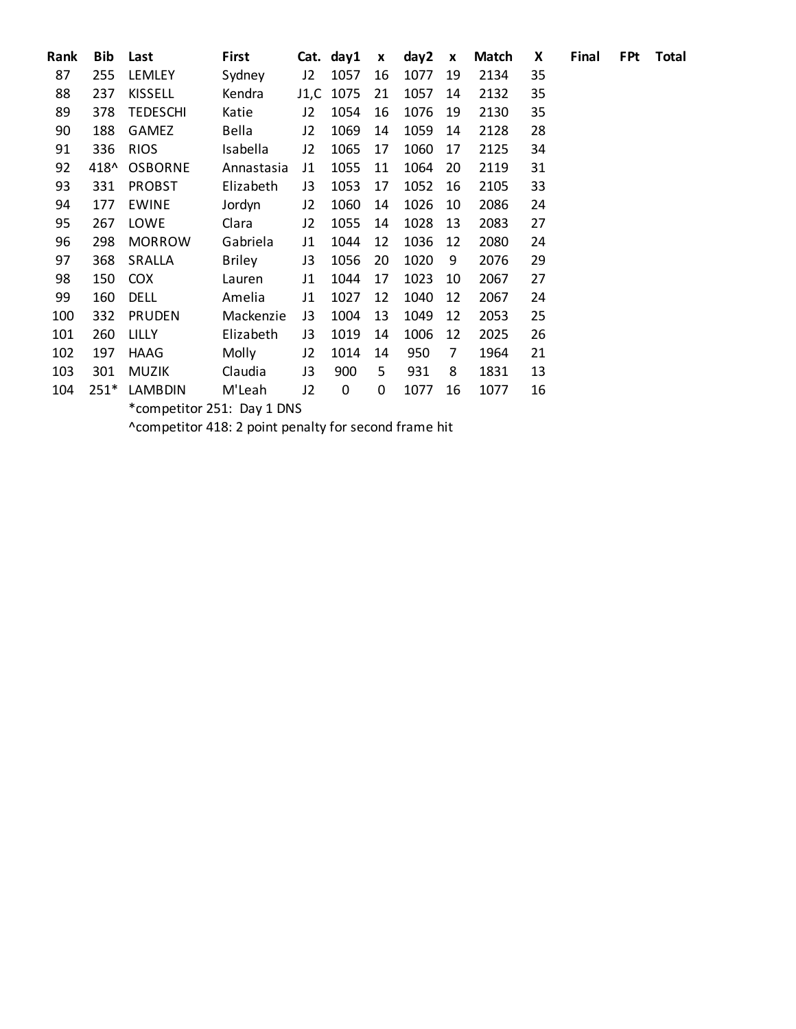| Rank | Bib | Last | First | Cat. | day1 | x | day2 | x | Match | X | Final | FPt | Total |
|---|---|---|---|---|---|---|---|---|---|---|---|---|---|
| 87 | 255 | LEMLEY | Sydney | J2 | 1057 | 16 | 1077 | 19 | 2134 | 35 | | | |
| 88 | 237 | KISSELL | Kendra | J1,C | 1075 | 21 | 1057 | 14 | 2132 | 35 | | | |
| 89 | 378 | TEDESCHI | Katie | J2 | 1054 | 16 | 1076 | 19 | 2130 | 35 | | | |
| 90 | 188 | GAMEZ | Bella | J2 | 1069 | 14 | 1059 | 14 | 2128 | 28 | | | |
| 91 | 336 | RIOS | Isabella | J2 | 1065 | 17 | 1060 | 17 | 2125 | 34 | | | |
| 92 | 418^ | OSBORNE | Annastasia | J1 | 1055 | 11 | 1064 | 20 | 2119 | 31 | | | |
| 93 | 331 | PROBST | Elizabeth | J3 | 1053 | 17 | 1052 | 16 | 2105 | 33 | | | |
| 94 | 177 | EWINE | Jordyn | J2 | 1060 | 14 | 1026 | 10 | 2086 | 24 | | | |
| 95 | 267 | LOWE | Clara | J2 | 1055 | 14 | 1028 | 13 | 2083 | 27 | | | |
| 96 | 298 | MORROW | Gabriela | J1 | 1044 | 12 | 1036 | 12 | 2080 | 24 | | | |
| 97 | 368 | SRALLA | Briley | J3 | 1056 | 20 | 1020 | 9 | 2076 | 29 | | | |
| 98 | 150 | COX | Lauren | J1 | 1044 | 17 | 1023 | 10 | 2067 | 27 | | | |
| 99 | 160 | DELL | Amelia | J1 | 1027 | 12 | 1040 | 12 | 2067 | 24 | | | |
| 100 | 332 | PRUDEN | Mackenzie | J3 | 1004 | 13 | 1049 | 12 | 2053 | 25 | | | |
| 101 | 260 | LILLY | Elizabeth | J3 | 1019 | 14 | 1006 | 12 | 2025 | 26 | | | |
| 102 | 197 | HAAG | Molly | J2 | 1014 | 14 | 950 | 7 | 1964 | 21 | | | |
| 103 | 301 | MUZIK | Claudia | J3 | 900 | 5 | 931 | 8 | 1831 | 13 | | | |
| 104 | 251* | LAMBDIN | M'Leah | J2 | 0 | 0 | 1077 | 16 | 1077 | 16 | | | |

*competitor 251: Day 1 DNS

^competitor 418: 2 point penalty for second frame hit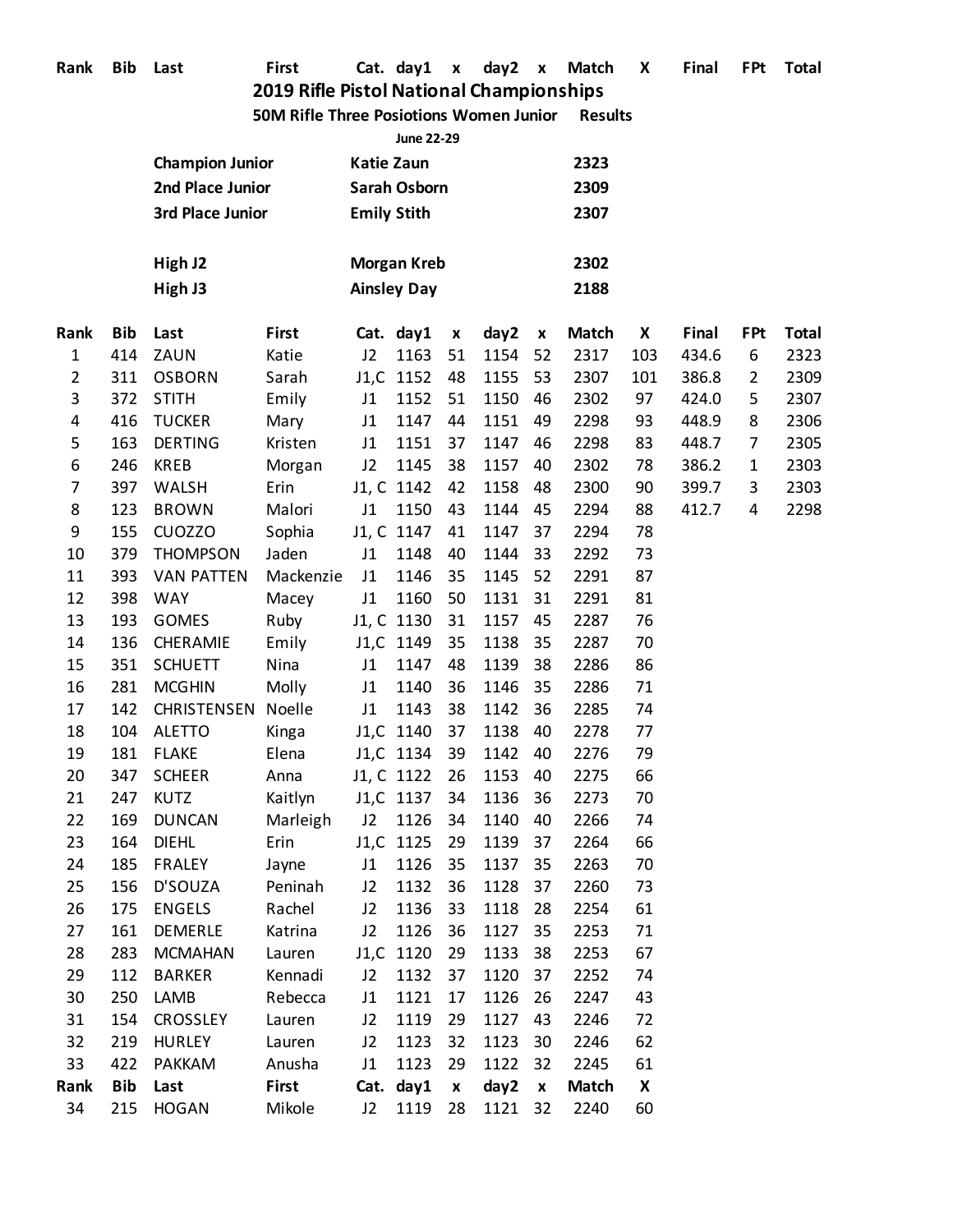# 2019 Rifle Pistol National Championships

## 50M Rifle Three Posiotions Women Junior Results

June 22-29

| | | |
|---|---|---|
| **Champion Junior** | **Katie Zaun** | **2323** |
| **2nd Place Junior** | **Sarah Osborn** | **2309** |
| **3rd Place Junior** | **Emily Stith** | **2307** |
| | | |
| **High J2** | **Morgan Kreb** | **2302** |
| **High J3** | **Ainsley Day** | **2188** |

| Rank | Bib | Last | First | Cat. | day1 | x | day2 | x | Match | X | Final | FPt | Total |
|---|---|---|---|---|---|---|---|---|---|---|---|---|---|
| 1 | 414 | ZAUN | Katie | J2 | 1163 | 51 | 1154 | 52 | 2317 | 103 | 434.6 | 6 | 2323 |
| 2 | 311 | OSBORN | Sarah | J1,C | 1152 | 48 | 1155 | 53 | 2307 | 101 | 386.8 | 2 | 2309 |
| 3 | 372 | STITH | Emily | J1 | 1152 | 51 | 1150 | 46 | 2302 | 97 | 424.0 | 5 | 2307 |
| 4 | 416 | TUCKER | Mary | J1 | 1147 | 44 | 1151 | 49 | 2298 | 93 | 448.9 | 8 | 2306 |
| 5 | 163 | DERTING | Kristen | J1 | 1151 | 37 | 1147 | 46 | 2298 | 83 | 448.7 | 7 | 2305 |
| 6 | 246 | KREB | Morgan | J2 | 1145 | 38 | 1157 | 40 | 2302 | 78 | 386.2 | 1 | 2303 |
| 7 | 397 | WALSH | Erin | J1, C | 1142 | 42 | 1158 | 48 | 2300 | 90 | 399.7 | 3 | 2303 |
| 8 | 123 | BROWN | Malori | J1 | 1150 | 43 | 1144 | 45 | 2294 | 88 | 412.7 | 4 | 2298 |
| 9 | 155 | CUOZZO | Sophia | J1, C | 1147 | 41 | 1147 | 37 | 2294 | 78 | | | |
| 10 | 379 | THOMPSON | Jaden | J1 | 1148 | 40 | 1144 | 33 | 2292 | 73 | | | |
| 11 | 393 | VAN PATTEN | Mackenzie | J1 | 1146 | 35 | 1145 | 52 | 2291 | 87 | | | |
| 12 | 398 | WAY | Macey | J1 | 1160 | 50 | 1131 | 31 | 2291 | 81 | | | |
| 13 | 193 | GOMES | Ruby | J1, C | 1130 | 31 | 1157 | 45 | 2287 | 76 | | | |
| 14 | 136 | CHERAMIE | Emily | J1,C | 1149 | 35 | 1138 | 35 | 2287 | 70 | | | |
| 15 | 351 | SCHUETT | Nina | J1 | 1147 | 48 | 1139 | 38 | 2286 | 86 | | | |
| 16 | 281 | MCGHIN | Molly | J1 | 1140 | 36 | 1146 | 35 | 2286 | 71 | | | |
| 17 | 142 | CHRISTENSEN | Noelle | J1 | 1143 | 38 | 1142 | 36 | 2285 | 74 | | | |
| 18 | 104 | ALETTO | Kinga | J1,C | 1140 | 37 | 1138 | 40 | 2278 | 77 | | | |
| 19 | 181 | FLAKE | Elena | J1,C | 1134 | 39 | 1142 | 40 | 2276 | 79 | | | |
| 20 | 347 | SCHEER | Anna | J1, C | 1122 | 26 | 1153 | 40 | 2275 | 66 | | | |
| 21 | 247 | KUTZ | Kaitlyn | J1,C | 1137 | 34 | 1136 | 36 | 2273 | 70 | | | |
| 22 | 169 | DUNCAN | Marleigh | J2 | 1126 | 34 | 1140 | 40 | 2266 | 74 | | | |
| 23 | 164 | DIEHL | Erin | J1,C | 1125 | 29 | 1139 | 37 | 2264 | 66 | | | |
| 24 | 185 | FRALEY | Jayne | J1 | 1126 | 35 | 1137 | 35 | 2263 | 70 | | | |
| 25 | 156 | D'SOUZA | Peninah | J2 | 1132 | 36 | 1128 | 37 | 2260 | 73 | | | |
| 26 | 175 | ENGELS | Rachel | J2 | 1136 | 33 | 1118 | 28 | 2254 | 61 | | | |
| 27 | 161 | DEMERLE | Katrina | J2 | 1126 | 36 | 1127 | 35 | 2253 | 71 | | | |
| 28 | 283 | MCMAHAN | Lauren | J1,C | 1120 | 29 | 1133 | 38 | 2253 | 67 | | | |
| 29 | 112 | BARKER | Kennadi | J2 | 1132 | 37 | 1120 | 37 | 2252 | 74 | | | |
| 30 | 250 | LAMB | Rebecca | J1 | 1121 | 17 | 1126 | 26 | 2247 | 43 | | | |
| 31 | 154 | CROSSLEY | Lauren | J2 | 1119 | 29 | 1127 | 43 | 2246 | 72 | | | |
| 32 | 219 | HURLEY | Lauren | J2 | 1123 | 32 | 1123 | 30 | 2246 | 62 | | | |
| 33 | 422 | PAKKAM | Anusha | J1 | 1123 | 29 | 1122 | 32 | 2245 | 61 | | | |
| 34 | 215 | HOGAN | Mikole | J2 | 1119 | 28 | 1121 | 32 | 2240 | 60 | | | |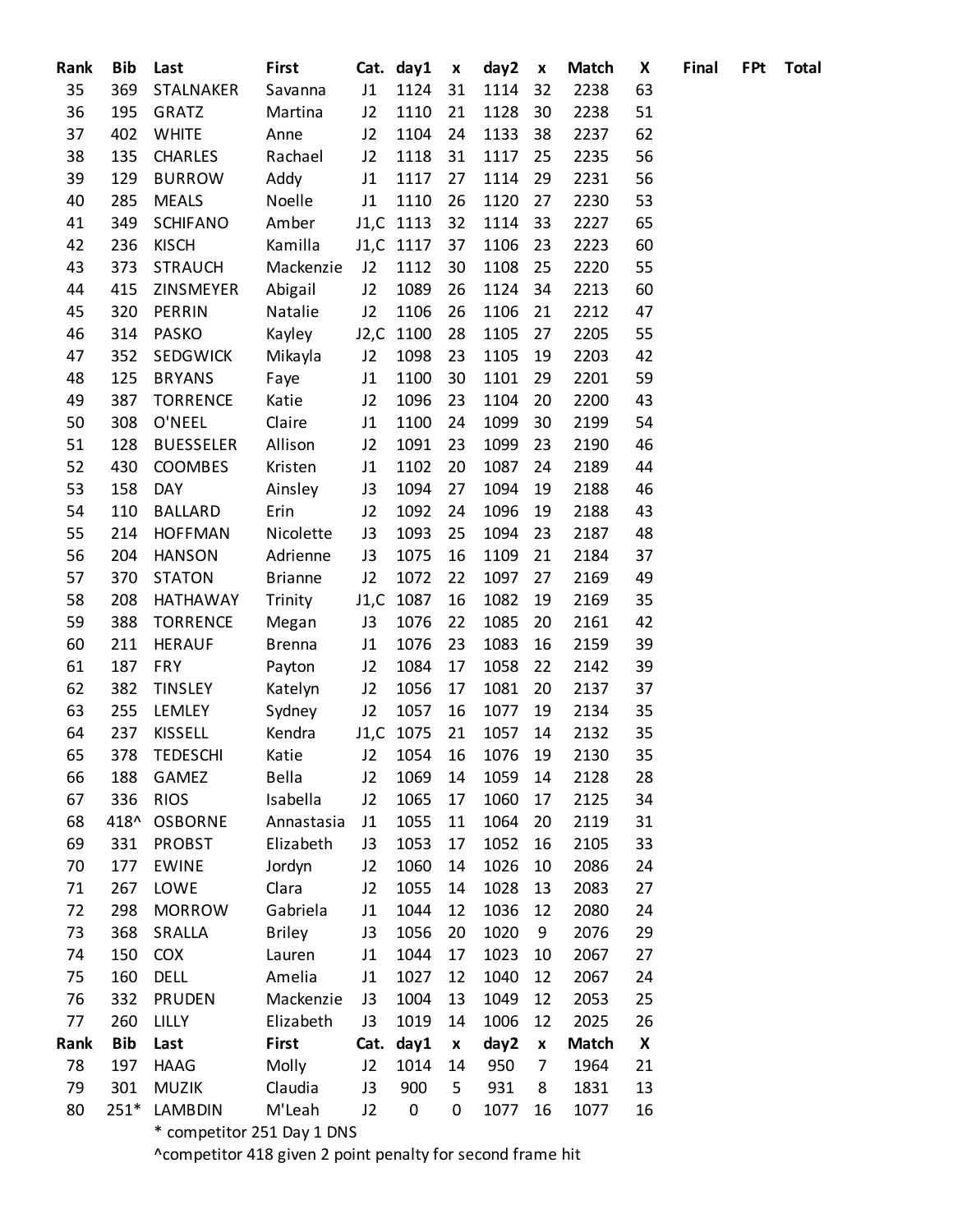| Rank | Bib | Last | First | Cat. | day1 | x | day2 | x | Match | X | Final | FPt | Total |
|---|---|---|---|---|---|---|---|---|---|---|---|---|---|
| 35 | 369 | STALNAKER | Savanna | J1 | 1124 | 31 | 1114 | 32 | 2238 | 63 | | | |
| 36 | 195 | GRATZ | Martina | J2 | 1110 | 21 | 1128 | 30 | 2238 | 51 | | | |
| 37 | 402 | WHITE | Anne | J2 | 1104 | 24 | 1133 | 38 | 2237 | 62 | | | |
| 38 | 135 | CHARLES | Rachael | J2 | 1118 | 31 | 1117 | 25 | 2235 | 56 | | | |
| 39 | 129 | BURROW | Addy | J1 | 1117 | 27 | 1114 | 29 | 2231 | 56 | | | |
| 40 | 285 | MEALS | Noelle | J1 | 1110 | 26 | 1120 | 27 | 2230 | 53 | | | |
| 41 | 349 | SCHIFANO | Amber | J1,C | 1113 | 32 | 1114 | 33 | 2227 | 65 | | | |
| 42 | 236 | KISCH | Kamilla | J1,C | 1117 | 37 | 1106 | 23 | 2223 | 60 | | | |
| 43 | 373 | STRAUCH | Mackenzie | J2 | 1112 | 30 | 1108 | 25 | 2220 | 55 | | | |
| 44 | 415 | ZINSMEYER | Abigail | J2 | 1089 | 26 | 1124 | 34 | 2213 | 60 | | | |
| 45 | 320 | PERRIN | Natalie | J2 | 1106 | 26 | 1106 | 21 | 2212 | 47 | | | |
| 46 | 314 | PASKO | Kayley | J2,C | 1100 | 28 | 1105 | 27 | 2205 | 55 | | | |
| 47 | 352 | SEDGWICK | Mikayla | J2 | 1098 | 23 | 1105 | 19 | 2203 | 42 | | | |
| 48 | 125 | BRYANS | Faye | J1 | 1100 | 30 | 1101 | 29 | 2201 | 59 | | | |
| 49 | 387 | TORRENCE | Katie | J2 | 1096 | 23 | 1104 | 20 | 2200 | 43 | | | |
| 50 | 308 | O'NEEL | Claire | J1 | 1100 | 24 | 1099 | 30 | 2199 | 54 | | | |
| 51 | 128 | BUESSELER | Allison | J2 | 1091 | 23 | 1099 | 23 | 2190 | 46 | | | |
| 52 | 430 | COOMBES | Kristen | J1 | 1102 | 20 | 1087 | 24 | 2189 | 44 | | | |
| 53 | 158 | DAY | Ainsley | J3 | 1094 | 27 | 1094 | 19 | 2188 | 46 | | | |
| 54 | 110 | BALLARD | Erin | J2 | 1092 | 24 | 1096 | 19 | 2188 | 43 | | | |
| 55 | 214 | HOFFMAN | Nicolette | J3 | 1093 | 25 | 1094 | 23 | 2187 | 48 | | | |
| 56 | 204 | HANSON | Adrienne | J3 | 1075 | 16 | 1109 | 21 | 2184 | 37 | | | |
| 57 | 370 | STATON | Brianne | J2 | 1072 | 22 | 1097 | 27 | 2169 | 49 | | | |
| 58 | 208 | HATHAWAY | Trinity | J1,C | 1087 | 16 | 1082 | 19 | 2169 | 35 | | | |
| 59 | 388 | TORRENCE | Megan | J3 | 1076 | 22 | 1085 | 20 | 2161 | 42 | | | |
| 60 | 211 | HERAUF | Brenna | J1 | 1076 | 23 | 1083 | 16 | 2159 | 39 | | | |
| 61 | 187 | FRY | Payton | J2 | 1084 | 17 | 1058 | 22 | 2142 | 39 | | | |
| 62 | 382 | TINSLEY | Katelyn | J2 | 1056 | 17 | 1081 | 20 | 2137 | 37 | | | |
| 63 | 255 | LEMLEY | Sydney | J2 | 1057 | 16 | 1077 | 19 | 2134 | 35 | | | |
| 64 | 237 | KISSELL | Kendra | J1,C | 1075 | 21 | 1057 | 14 | 2132 | 35 | | | |
| 65 | 378 | TEDESCHI | Katie | J2 | 1054 | 16 | 1076 | 19 | 2130 | 35 | | | |
| 66 | 188 | GAMEZ | Bella | J2 | 1069 | 14 | 1059 | 14 | 2128 | 28 | | | |
| 67 | 336 | RIOS | Isabella | J2 | 1065 | 17 | 1060 | 17 | 2125 | 34 | | | |
| 68 | 418^ | OSBORNE | Annastasia | J1 | 1055 | 11 | 1064 | 20 | 2119 | 31 | | | |
| 69 | 331 | PROBST | Elizabeth | J3 | 1053 | 17 | 1052 | 16 | 2105 | 33 | | | |
| 70 | 177 | EWINE | Jordyn | J2 | 1060 | 14 | 1026 | 10 | 2086 | 24 | | | |
| 71 | 267 | LOWE | Clara | J2 | 1055 | 14 | 1028 | 13 | 2083 | 27 | | | |
| 72 | 298 | MORROW | Gabriela | J1 | 1044 | 12 | 1036 | 12 | 2080 | 24 | | | |
| 73 | 368 | SRALLA | Briley | J3 | 1056 | 20 | 1020 | 9 | 2076 | 29 | | | |
| 74 | 150 | COX | Lauren | J1 | 1044 | 17 | 1023 | 10 | 2067 | 27 | | | |
| 75 | 160 | DELL | Amelia | J1 | 1027 | 12 | 1040 | 12 | 2067 | 24 | | | |
| 76 | 332 | PRUDEN | Mackenzie | J3 | 1004 | 13 | 1049 | 12 | 2053 | 25 | | | |
| 77 | 260 | LILLY | Elizabeth | J3 | 1019 | 14 | 1006 | 12 | 2025 | 26 | | | |

| Rank | Bib | Last | First | Cat. | day1 | x | day2 | x | Match | X |
|---|---|---|---|---|---|---|---|---|---|---|
| 78 | 197 | HAAG | Molly | J2 | 1014 | 14 | 950 | 7 | 1964 | 21 |
| 79 | 301 | MUZIK | Claudia | J3 | 900 | 5 | 931 | 8 | 1831 | 13 |
| 80 | 251* | LAMBDIN | M'Leah | J2 | 0 | 0 | 1077 | 16 | 1077 | 16 |

* competitor 251 Day 1 DNS

^competitor 418 given 2 point penalty for second frame hit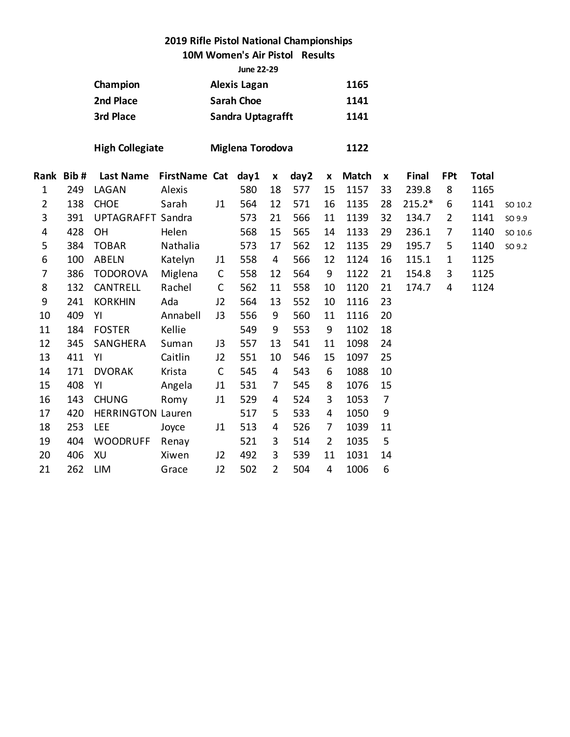**2019 Rifle Pistol National Championships**

**10M Women's Air Pistol Results**

**June 22-29**

| | | |
|---|---|---|
| **Champion** | **Alexis Lagan** | **1165** |
| **2nd Place** | **Sarah Choe** | **1141** |
| **3rd Place** | **Sandra Uptagrafft** | **1141** |
| | | |
| **High Collegiate** | **Miglena Torodova** | **1122** |

| Rank | Bib # | Last Name | FirstName | Cat | day1 | x | day2 | x | Match | x | Final | FPt | Total | |
|---|---|---|---|---|---|---|---|---|---|---|---|---|---|---|
| 1 | 249 | LAGAN | Alexis | | 580 | 18 | 577 | 15 | 1157 | 33 | 239.8 | 8 | 1165 | |
| 2 | 138 | CHOE | Sarah | J1 | 564 | 12 | 571 | 16 | 1135 | 28 | 215.2* | 6 | 1141 | SO 10.2 |
| 3 | 391 | UPTAGRAFFT | Sandra | | 573 | 21 | 566 | 11 | 1139 | 32 | 134.7 | 2 | 1141 | SO 9.9 |
| 4 | 428 | OH | Helen | | 568 | 15 | 565 | 14 | 1133 | 29 | 236.1 | 7 | 1140 | SO 10.6 |
| 5 | 384 | TOBAR | Nathalia | | 573 | 17 | 562 | 12 | 1135 | 29 | 195.7 | 5 | 1140 | SO 9.2 |
| 6 | 100 | ABELN | Katelyn | J1 | 558 | 4 | 566 | 12 | 1124 | 16 | 115.1 | 1 | 1125 | |
| 7 | 386 | TODOROVA | Miglena | C | 558 | 12 | 564 | 9 | 1122 | 21 | 154.8 | 3 | 1125 | |
| 8 | 132 | CANTRELL | Rachel | C | 562 | 11 | 558 | 10 | 1120 | 21 | 174.7 | 4 | 1124 | |
| 9 | 241 | KORKHIN | Ada | J2 | 564 | 13 | 552 | 10 | 1116 | 23 | | | | |
| 10 | 409 | YI | Annabell | J3 | 556 | 9 | 560 | 11 | 1116 | 20 | | | | |
| 11 | 184 | FOSTER | Kellie | | 549 | 9 | 553 | 9 | 1102 | 18 | | | | |
| 12 | 345 | SANGHERA | Suman | J3 | 557 | 13 | 541 | 11 | 1098 | 24 | | | | |
| 13 | 411 | YI | Caitlin | J2 | 551 | 10 | 546 | 15 | 1097 | 25 | | | | |
| 14 | 171 | DVORAK | Krista | C | 545 | 4 | 543 | 6 | 1088 | 10 | | | | |
| 15 | 408 | YI | Angela | J1 | 531 | 7 | 545 | 8 | 1076 | 15 | | | | |
| 16 | 143 | CHUNG | Romy | J1 | 529 | 4 | 524 | 3 | 1053 | 7 | | | | |
| 17 | 420 | HERRINGTON | Lauren | | 517 | 5 | 533 | 4 | 1050 | 9 | | | | |
| 18 | 253 | LEE | Joyce | J1 | 513 | 4 | 526 | 7 | 1039 | 11 | | | | |
| 19 | 404 | WOODRUFF | Renay | | 521 | 3 | 514 | 2 | 1035 | 5 | | | | |
| 20 | 406 | XU | Xiwen | J2 | 492 | 3 | 539 | 11 | 1031 | 14 | | | | |
| 21 | 262 | LIM | Grace | J2 | 502 | 2 | 504 | 4 | 1006 | 6 | | | | |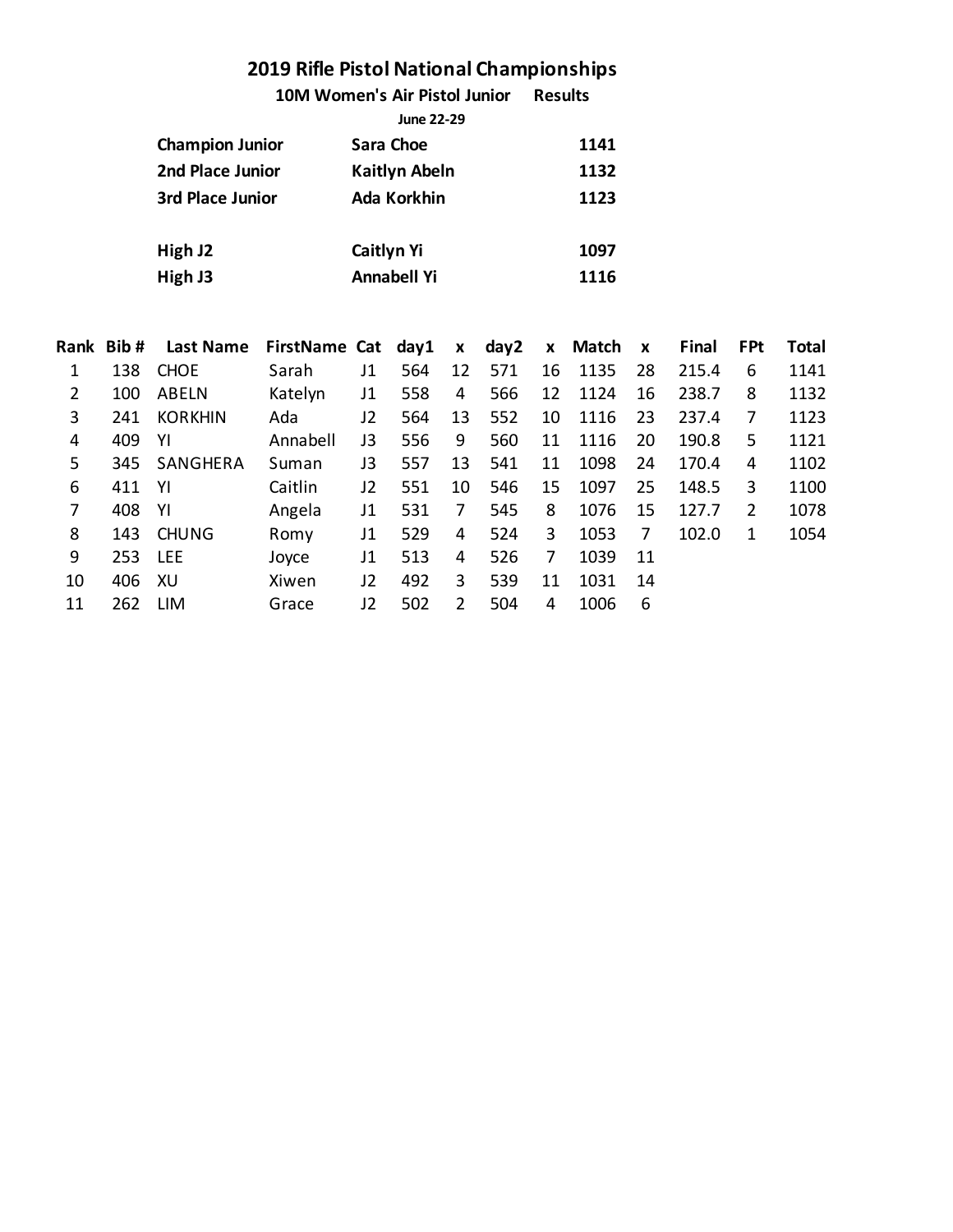# 2019 Rifle Pistol National Championships

## 10M Women's Air Pistol Junior Results

**June 22-29**

| | | |
|---|---|---|
| **Champion Junior** | **Sara Choe** | **1141** |
| **2nd Place Junior** | **Kaitlyn Abeln** | **1132** |
| **3rd Place Junior** | **Ada Korkhin** | **1123** |
| | | |
| **High J2** | **Caitlyn Yi** | **1097** |
| **High J3** | **Annabell Yi** | **1116** |

| Rank | Bib # | Last Name | FirstName | Cat | day1 | x | day2 | x | Match | x | Final | FPt | Total |
|---|---|---|---|---|---|---|---|---|---|---|---|---|---|
| 1 | 138 | CHOE | Sarah | J1 | 564 | 12 | 571 | 16 | 1135 | 28 | 215.4 | 6 | 1141 |
| 2 | 100 | ABELN | Katelyn | J1 | 558 | 4 | 566 | 12 | 1124 | 16 | 238.7 | 8 | 1132 |
| 3 | 241 | KORKHIN | Ada | J2 | 564 | 13 | 552 | 10 | 1116 | 23 | 237.4 | 7 | 1123 |
| 4 | 409 | YI | Annabell | J3 | 556 | 9 | 560 | 11 | 1116 | 20 | 190.8 | 5 | 1121 |
| 5 | 345 | SANGHERA | Suman | J3 | 557 | 13 | 541 | 11 | 1098 | 24 | 170.4 | 4 | 1102 |
| 6 | 411 | YI | Caitlin | J2 | 551 | 10 | 546 | 15 | 1097 | 25 | 148.5 | 3 | 1100 |
| 7 | 408 | YI | Angela | J1 | 531 | 7 | 545 | 8 | 1076 | 15 | 127.7 | 2 | 1078 |
| 8 | 143 | CHUNG | Romy | J1 | 529 | 4 | 524 | 3 | 1053 | 7 | 102.0 | 1 | 1054 |
| 9 | 253 | LEE | Joyce | J1 | 513 | 4 | 526 | 7 | 1039 | 11 | | | |
| 10 | 406 | XU | Xiwen | J2 | 492 | 3 | 539 | 11 | 1031 | 14 | | | |
| 11 | 262 | LIM | Grace | J2 | 502 | 2 | 504 | 4 | 1006 | 6 | | | |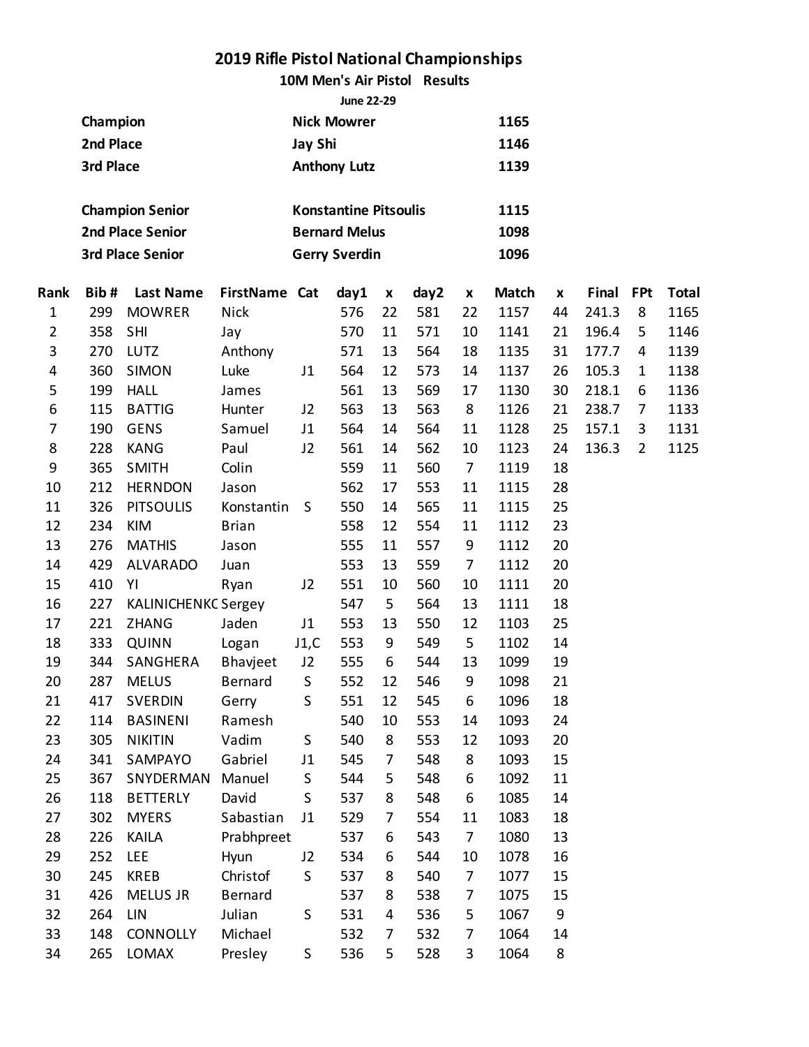# 2019 Rifle Pistol National Championships

## 10M Men's Air Pistol Results

**June 22-29**

| | | |
|---|---|---|
| **Champion** | **Nick Mowrer** | **1165** |
| **2nd Place** | **Jay Shi** | **1146** |
| **3rd Place** | **Anthony Lutz** | **1139** |
| | | |
| **Champion Senior** | **Konstantine Pitsoulis** | **1115** |
| **2nd Place Senior** | **Bernard Melus** | **1098** |
| **3rd Place Senior** | **Gerry Sverdin** | **1096** |

| Rank | Bib # | Last Name | FirstName | Cat | day1 | x | day2 | x | Match | x | Final | FPt | Total |
|---|---|---|---|---|---|---|---|---|---|---|---|---|---|
| 1 | 299 | MOWRER | Nick | | 576 | 22 | 581 | 22 | 1157 | 44 | 241.3 | 8 | 1165 |
| 2 | 358 | SHI | Jay | | 570 | 11 | 571 | 10 | 1141 | 21 | 196.4 | 5 | 1146 |
| 3 | 270 | LUTZ | Anthony | | 571 | 13 | 564 | 18 | 1135 | 31 | 177.7 | 4 | 1139 |
| 4 | 360 | SIMON | Luke | J1 | 564 | 12 | 573 | 14 | 1137 | 26 | 105.3 | 1 | 1138 |
| 5 | 199 | HALL | James | | 561 | 13 | 569 | 17 | 1130 | 30 | 218.1 | 6 | 1136 |
| 6 | 115 | BATTIG | Hunter | J2 | 563 | 13 | 563 | 8 | 1126 | 21 | 238.7 | 7 | 1133 |
| 7 | 190 | GENS | Samuel | J1 | 564 | 14 | 564 | 11 | 1128 | 25 | 157.1 | 3 | 1131 |
| 8 | 228 | KANG | Paul | J2 | 561 | 14 | 562 | 10 | 1123 | 24 | 136.3 | 2 | 1125 |
| 9 | 365 | SMITH | Colin | | 559 | 11 | 560 | 7 | 1119 | 18 | | | |
| 10 | 212 | HERNDON | Jason | | 562 | 17 | 553 | 11 | 1115 | 28 | | | |
| 11 | 326 | PITSOULIS | Konstantin | S | 550 | 14 | 565 | 11 | 1115 | 25 | | | |
| 12 | 234 | KIM | Brian | | 558 | 12 | 554 | 11 | 1112 | 23 | | | |
| 13 | 276 | MATHIS | Jason | | 555 | 11 | 557 | 9 | 1112 | 20 | | | |
| 14 | 429 | ALVARADO | Juan | | 553 | 13 | 559 | 7 | 1112 | 20 | | | |
| 15 | 410 | YI | Ryan | J2 | 551 | 10 | 560 | 10 | 1111 | 20 | | | |
| 16 | 227 | KALINICHENKC | Sergey | | 547 | 5 | 564 | 13 | 1111 | 18 | | | |
| 17 | 221 | ZHANG | Jaden | J1 | 553 | 13 | 550 | 12 | 1103 | 25 | | | |
| 18 | 333 | QUINN | Logan | J1,C | 553 | 9 | 549 | 5 | 1102 | 14 | | | |
| 19 | 344 | SANGHERA | Bhavjeet | J2 | 555 | 6 | 544 | 13 | 1099 | 19 | | | |
| 20 | 287 | MELUS | Bernard | S | 552 | 12 | 546 | 9 | 1098 | 21 | | | |
| 21 | 417 | SVERDIN | Gerry | S | 551 | 12 | 545 | 6 | 1096 | 18 | | | |
| 22 | 114 | BASINENI | Ramesh | | 540 | 10 | 553 | 14 | 1093 | 24 | | | |
| 23 | 305 | NIKITIN | Vadim | S | 540 | 8 | 553 | 12 | 1093 | 20 | | | |
| 24 | 341 | SAMPAYO | Gabriel | J1 | 545 | 7 | 548 | 8 | 1093 | 15 | | | |
| 25 | 367 | SNYDERMAN | Manuel | S | 544 | 5 | 548 | 6 | 1092 | 11 | | | |
| 26 | 118 | BETTERLY | David | S | 537 | 8 | 548 | 6 | 1085 | 14 | | | |
| 27 | 302 | MYERS | Sabastian | J1 | 529 | 7 | 554 | 11 | 1083 | 18 | | | |
| 28 | 226 | KAILA | Prabhpreet | | 537 | 6 | 543 | 7 | 1080 | 13 | | | |
| 29 | 252 | LEE | Hyun | J2 | 534 | 6 | 544 | 10 | 1078 | 16 | | | |
| 30 | 245 | KREB | Christof | S | 537 | 8 | 540 | 7 | 1077 | 15 | | | |
| 31 | 426 | MELUS JR | Bernard | | 537 | 8 | 538 | 7 | 1075 | 15 | | | |
| 32 | 264 | LIN | Julian | S | 531 | 4 | 536 | 5 | 1067 | 9 | | | |
| 33 | 148 | CONNOLLY | Michael | | 532 | 7 | 532 | 7 | 1064 | 14 | | | |
| 34 | 265 | LOMAX | Presley | S | 536 | 5 | 528 | 3 | 1064 | 8 | | | |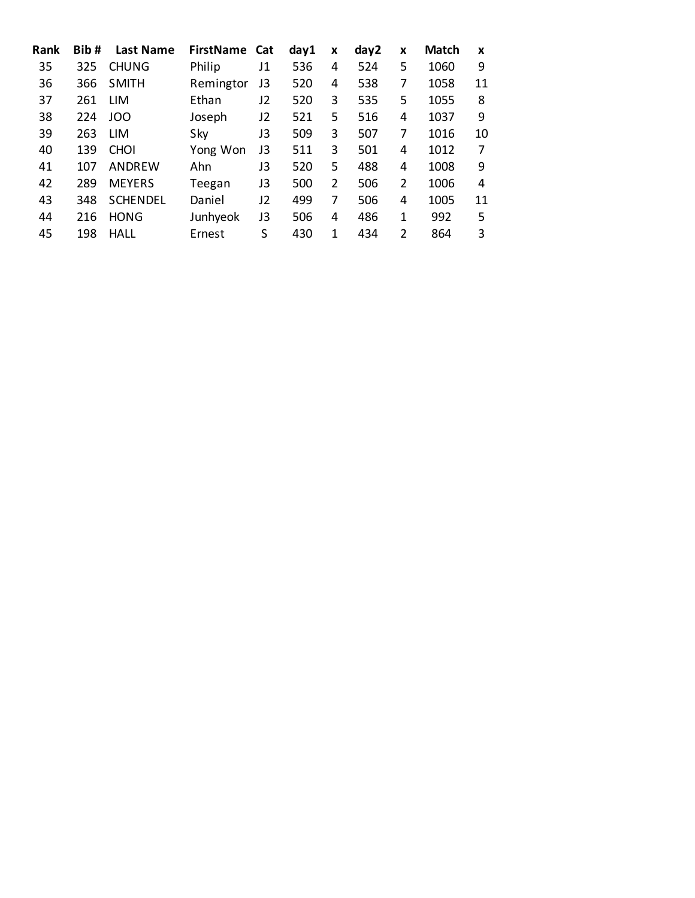| Rank | Bib # | Last Name | FirstName | Cat | day1 | x | day2 | x | Match | x |
|---|---|---|---|---|---|---|---|---|---|---|
| 35 | 325 | CHUNG | Philip | J1 | 536 | 4 | 524 | 5 | 1060 | 9 |
| 36 | 366 | SMITH | Remingtor | J3 | 520 | 4 | 538 | 7 | 1058 | 11 |
| 37 | 261 | LIM | Ethan | J2 | 520 | 3 | 535 | 5 | 1055 | 8 |
| 38 | 224 | JOO | Joseph | J2 | 521 | 5 | 516 | 4 | 1037 | 9 |
| 39 | 263 | LIM | Sky | J3 | 509 | 3 | 507 | 7 | 1016 | 10 |
| 40 | 139 | CHOI | Yong Won | J3 | 511 | 3 | 501 | 4 | 1012 | 7 |
| 41 | 107 | ANDREW | Ahn | J3 | 520 | 5 | 488 | 4 | 1008 | 9 |
| 42 | 289 | MEYERS | Teegan | J3 | 500 | 2 | 506 | 2 | 1006 | 4 |
| 43 | 348 | SCHENDEL | Daniel | J2 | 499 | 7 | 506 | 4 | 1005 | 11 |
| 44 | 216 | HONG | Junhyeok | J3 | 506 | 4 | 486 | 1 | 992 | 5 |
| 45 | 198 | HALL | Ernest | S | 430 | 1 | 434 | 2 | 864 | 3 |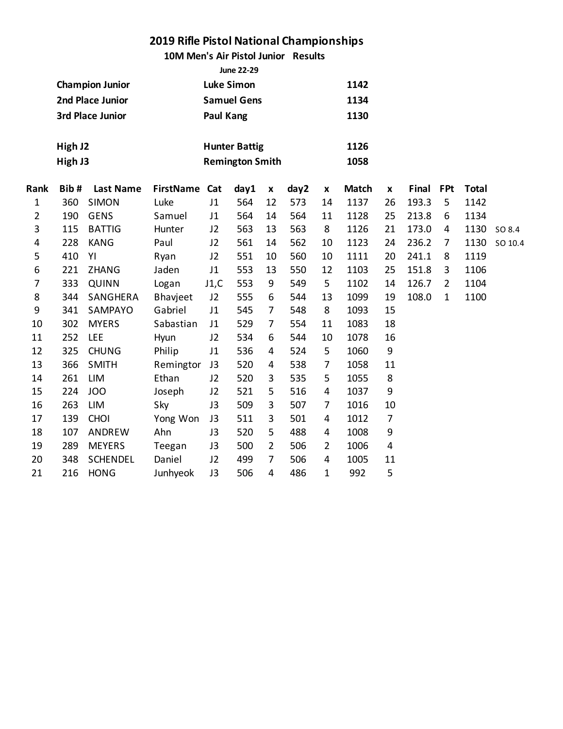# 2019 Rifle Pistol National Championships

## 10M Men's Air Pistol Junior Results

**June 22-29**

| | | |
|---|---|---|
| **Champion Junior** | **Luke Simon** | **1142** |
| **2nd Place Junior** | **Samuel Gens** | **1134** |
| **3rd Place Junior** | **Paul Kang** | **1130** |
| | | |
| **High J2** | **Hunter Battig** | **1126** |
| **High J3** | **Remington Smith** | **1058** |

| Rank | Bib # | Last Name | FirstName | Cat | day1 | x | day2 | x | Match | x | Final | FPt | Total | |
|---|---|---|---|---|---|---|---|---|---|---|---|---|---|---|
| 1 | 360 | SIMON | Luke | J1 | 564 | 12 | 573 | 14 | 1137 | 26 | 193.3 | 5 | 1142 | |
| 2 | 190 | GENS | Samuel | J1 | 564 | 14 | 564 | 11 | 1128 | 25 | 213.8 | 6 | 1134 | |
| 3 | 115 | BATTIG | Hunter | J2 | 563 | 13 | 563 | 8 | 1126 | 21 | 173.0 | 4 | 1130 | SO 8.4 |
| 4 | 228 | KANG | Paul | J2 | 561 | 14 | 562 | 10 | 1123 | 24 | 236.2 | 7 | 1130 | SO 10.4 |
| 5 | 410 | YI | Ryan | J2 | 551 | 10 | 560 | 10 | 1111 | 20 | 241.1 | 8 | 1119 | |
| 6 | 221 | ZHANG | Jaden | J1 | 553 | 13 | 550 | 12 | 1103 | 25 | 151.8 | 3 | 1106 | |
| 7 | 333 | QUINN | Logan | J1,C | 553 | 9 | 549 | 5 | 1102 | 14 | 126.7 | 2 | 1104 | |
| 8 | 344 | SANGHERA | Bhavjeet | J2 | 555 | 6 | 544 | 13 | 1099 | 19 | 108.0 | 1 | 1100 | |
| 9 | 341 | SAMPAYO | Gabriel | J1 | 545 | 7 | 548 | 8 | 1093 | 15 | | | | |
| 10 | 302 | MYERS | Sabastian | J1 | 529 | 7 | 554 | 11 | 1083 | 18 | | | | |
| 11 | 252 | LEE | Hyun | J2 | 534 | 6 | 544 | 10 | 1078 | 16 | | | | |
| 12 | 325 | CHUNG | Philip | J1 | 536 | 4 | 524 | 5 | 1060 | 9 | | | | |
| 13 | 366 | SMITH | Remingtor | J3 | 520 | 4 | 538 | 7 | 1058 | 11 | | | | |
| 14 | 261 | LIM | Ethan | J2 | 520 | 3 | 535 | 5 | 1055 | 8 | | | | |
| 15 | 224 | JOO | Joseph | J2 | 521 | 5 | 516 | 4 | 1037 | 9 | | | | |
| 16 | 263 | LIM | Sky | J3 | 509 | 3 | 507 | 7 | 1016 | 10 | | | | |
| 17 | 139 | CHOI | Yong Won | J3 | 511 | 3 | 501 | 4 | 1012 | 7 | | | | |
| 18 | 107 | ANDREW | Ahn | J3 | 520 | 5 | 488 | 4 | 1008 | 9 | | | | |
| 19 | 289 | MEYERS | Teegan | J3 | 500 | 2 | 506 | 2 | 1006 | 4 | | | | |
| 20 | 348 | SCHENDEL | Daniel | J2 | 499 | 7 | 506 | 4 | 1005 | 11 | | | | |
| 21 | 216 | HONG | Junhyeok | J3 | 506 | 4 | 486 | 1 | 992 | 5 | | | | |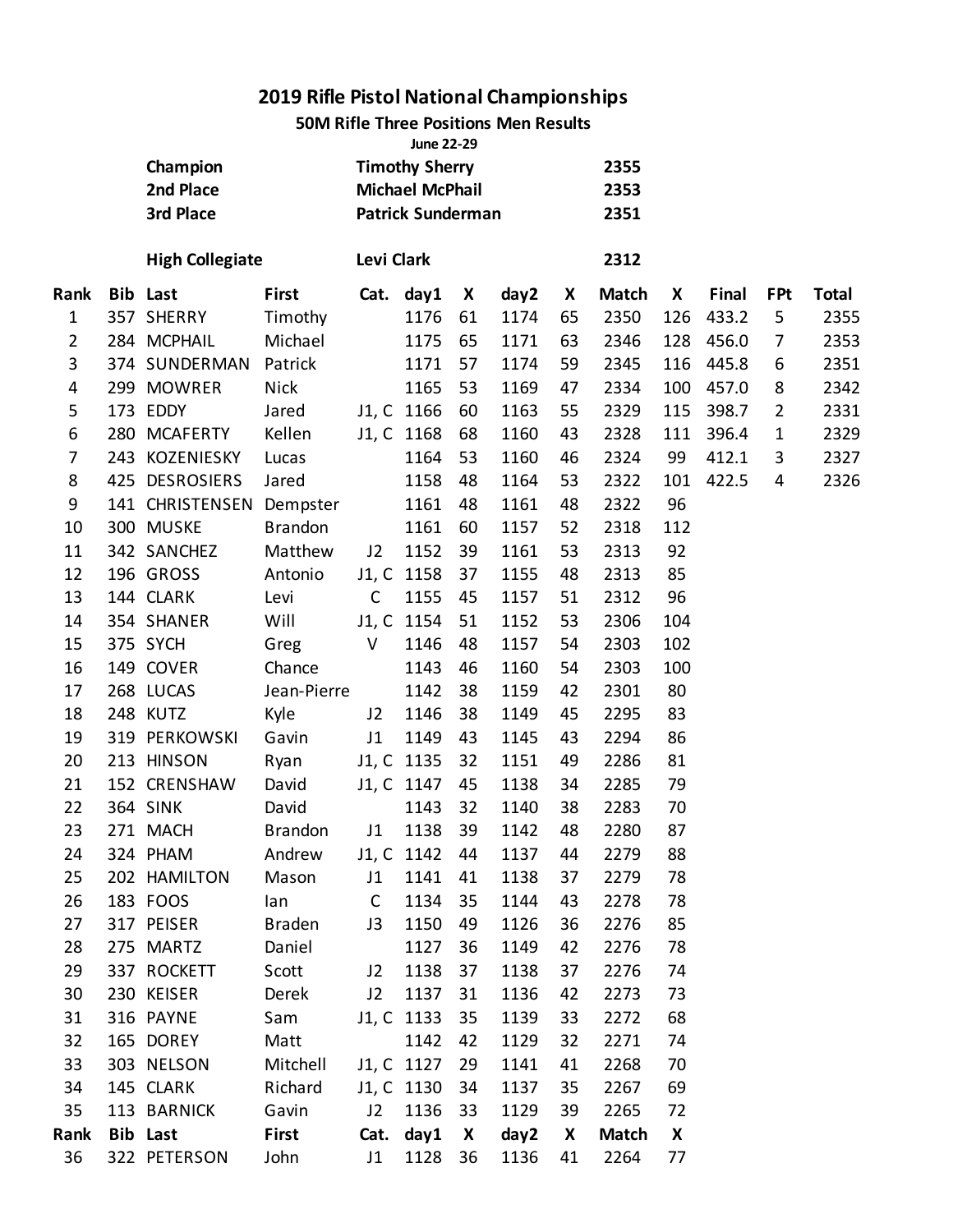# 2019 Rifle Pistol National Championships

## 50M Rifle Three Positions Men Results

**June 22-29**

| | | |
|---|---|---|
| **Champion** | **Timothy Sherry** | **2355** |
| **2nd Place** | **Michael McPhail** | **2353** |
| **3rd Place** | **Patrick Sunderman** | **2351** |
| | | |
| **High Collegiate** | **Levi Clark** | **2312** |

| Rank | Bib | Last | First | Cat. | day1 | X | day2 | X | Match | X | Final | FPt | Total |
|---|---|---|---|---|---|---|---|---|---|---|---|---|---|
| 1 | 357 | SHERRY | Timothy | | 1176 | 61 | 1174 | 65 | 2350 | 126 | 433.2 | 5 | 2355 |
| 2 | 284 | MCPHAIL | Michael | | 1175 | 65 | 1171 | 63 | 2346 | 128 | 456.0 | 7 | 2353 |
| 3 | 374 | SUNDERMAN | Patrick | | 1171 | 57 | 1174 | 59 | 2345 | 116 | 445.8 | 6 | 2351 |
| 4 | 299 | MOWRER | Nick | | 1165 | 53 | 1169 | 47 | 2334 | 100 | 457.0 | 8 | 2342 |
| 5 | 173 | EDDY | Jared | J1, C | 1166 | 60 | 1163 | 55 | 2329 | 115 | 398.7 | 2 | 2331 |
| 6 | 280 | MCAFERTY | Kellen | J1, C | 1168 | 68 | 1160 | 43 | 2328 | 111 | 396.4 | 1 | 2329 |
| 7 | 243 | KOZENIESKY | Lucas | | 1164 | 53 | 1160 | 46 | 2324 | 99 | 412.1 | 3 | 2327 |
| 8 | 425 | DESROSIERS | Jared | | 1158 | 48 | 1164 | 53 | 2322 | 101 | 422.5 | 4 | 2326 |
| 9 | 141 | CHRISTENSEN | Dempster | | 1161 | 48 | 1161 | 48 | 2322 | 96 | | | |
| 10 | 300 | MUSKE | Brandon | | 1161 | 60 | 1157 | 52 | 2318 | 112 | | | |
| 11 | 342 | SANCHEZ | Matthew | J2 | 1152 | 39 | 1161 | 53 | 2313 | 92 | | | |
| 12 | 196 | GROSS | Antonio | J1, C | 1158 | 37 | 1155 | 48 | 2313 | 85 | | | |
| 13 | 144 | CLARK | Levi | C | 1155 | 45 | 1157 | 51 | 2312 | 96 | | | |
| 14 | 354 | SHANER | Will | J1, C | 1154 | 51 | 1152 | 53 | 2306 | 104 | | | |
| 15 | 375 | SYCH | Greg | V | 1146 | 48 | 1157 | 54 | 2303 | 102 | | | |
| 16 | 149 | COVER | Chance | | 1143 | 46 | 1160 | 54 | 2303 | 100 | | | |
| 17 | 268 | LUCAS | Jean-Pierre | | 1142 | 38 | 1159 | 42 | 2301 | 80 | | | |
| 18 | 248 | KUTZ | Kyle | J2 | 1146 | 38 | 1149 | 45 | 2295 | 83 | | | |
| 19 | 319 | PERKOWSKI | Gavin | J1 | 1149 | 43 | 1145 | 43 | 2294 | 86 | | | |
| 20 | 213 | HINSON | Ryan | J1, C | 1135 | 32 | 1151 | 49 | 2286 | 81 | | | |
| 21 | 152 | CRENSHAW | David | J1, C | 1147 | 45 | 1138 | 34 | 2285 | 79 | | | |
| 22 | 364 | SINK | David | | 1143 | 32 | 1140 | 38 | 2283 | 70 | | | |
| 23 | 271 | MACH | Brandon | J1 | 1138 | 39 | 1142 | 48 | 2280 | 87 | | | |
| 24 | 324 | PHAM | Andrew | J1, C | 1142 | 44 | 1137 | 44 | 2279 | 88 | | | |
| 25 | 202 | HAMILTON | Mason | J1 | 1141 | 41 | 1138 | 37 | 2279 | 78 | | | |
| 26 | 183 | FOOS | Ian | C | 1134 | 35 | 1144 | 43 | 2278 | 78 | | | |
| 27 | 317 | PEISER | Braden | J3 | 1150 | 49 | 1126 | 36 | 2276 | 85 | | | |
| 28 | 275 | MARTZ | Daniel | | 1127 | 36 | 1149 | 42 | 2276 | 78 | | | |
| 29 | 337 | ROCKETT | Scott | J2 | 1138 | 37 | 1138 | 37 | 2276 | 74 | | | |
| 30 | 230 | KEISER | Derek | J2 | 1137 | 31 | 1136 | 42 | 2273 | 73 | | | |
| 31 | 316 | PAYNE | Sam | J1, C | 1133 | 35 | 1139 | 33 | 2272 | 68 | | | |
| 32 | 165 | DOREY | Matt | | 1142 | 42 | 1129 | 32 | 2271 | 74 | | | |
| 33 | 303 | NELSON | Mitchell | J1, C | 1127 | 29 | 1141 | 41 | 2268 | 70 | | | |
| 34 | 145 | CLARK | Richard | J1, C | 1130 | 34 | 1137 | 35 | 2267 | 69 | | | |
| 35 | 113 | BARNICK | Gavin | J2 | 1136 | 33 | 1129 | 39 | 2265 | 72 | | | |

| Rank | Bib | Last | First | Cat. | day1 | X | day2 | X | Match | X |
|---|---|---|---|---|---|---|---|---|---|---|
| 36 | 322 | PETERSON | John | J1 | 1128 | 36 | 1136 | 41 | 2264 | 77 |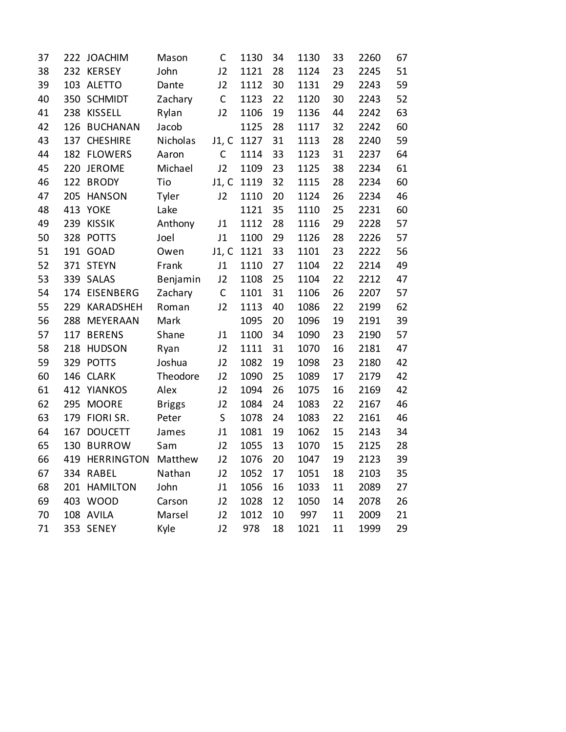| | | | | | | | | | | |
|---|---|---|---|---|---|---|---|---|---|---|
| 37 | 222 | JOACHIM | Mason | C | 1130 | 34 | 1130 | 33 | 2260 | 67 |
| 38 | 232 | KERSEY | John | J2 | 1121 | 28 | 1124 | 23 | 2245 | 51 |
| 39 | 103 | ALETTO | Dante | J2 | 1112 | 30 | 1131 | 29 | 2243 | 59 |
| 40 | 350 | SCHMIDT | Zachary | C | 1123 | 22 | 1120 | 30 | 2243 | 52 |
| 41 | 238 | KISSELL | Rylan | J2 | 1106 | 19 | 1136 | 44 | 2242 | 63 |
| 42 | 126 | BUCHANAN | Jacob | | 1125 | 28 | 1117 | 32 | 2242 | 60 |
| 43 | 137 | CHESHIRE | Nicholas | J1, C | 1127 | 31 | 1113 | 28 | 2240 | 59 |
| 44 | 182 | FLOWERS | Aaron | C | 1114 | 33 | 1123 | 31 | 2237 | 64 |
| 45 | 220 | JEROME | Michael | J2 | 1109 | 23 | 1125 | 38 | 2234 | 61 |
| 46 | 122 | BRODY | Tio | J1, C | 1119 | 32 | 1115 | 28 | 2234 | 60 |
| 47 | 205 | HANSON | Tyler | J2 | 1110 | 20 | 1124 | 26 | 2234 | 46 |
| 48 | 413 | YOKE | Lake | | 1121 | 35 | 1110 | 25 | 2231 | 60 |
| 49 | 239 | KISSIK | Anthony | J1 | 1112 | 28 | 1116 | 29 | 2228 | 57 |
| 50 | 328 | POTTS | Joel | J1 | 1100 | 29 | 1126 | 28 | 2226 | 57 |
| 51 | 191 | GOAD | Owen | J1, C | 1121 | 33 | 1101 | 23 | 2222 | 56 |
| 52 | 371 | STEYN | Frank | J1 | 1110 | 27 | 1104 | 22 | 2214 | 49 |
| 53 | 339 | SALAS | Benjamin | J2 | 1108 | 25 | 1104 | 22 | 2212 | 47 |
| 54 | 174 | EISENBERG | Zachary | C | 1101 | 31 | 1106 | 26 | 2207 | 57 |
| 55 | 229 | KARADSHEH | Roman | J2 | 1113 | 40 | 1086 | 22 | 2199 | 62 |
| 56 | 288 | MEYERAAN | Mark | | 1095 | 20 | 1096 | 19 | 2191 | 39 |
| 57 | 117 | BERENS | Shane | J1 | 1100 | 34 | 1090 | 23 | 2190 | 57 |
| 58 | 218 | HUDSON | Ryan | J2 | 1111 | 31 | 1070 | 16 | 2181 | 47 |
| 59 | 329 | POTTS | Joshua | J2 | 1082 | 19 | 1098 | 23 | 2180 | 42 |
| 60 | 146 | CLARK | Theodore | J2 | 1090 | 25 | 1089 | 17 | 2179 | 42 |
| 61 | 412 | YIANKOS | Alex | J2 | 1094 | 26 | 1075 | 16 | 2169 | 42 |
| 62 | 295 | MOORE | Briggs | J2 | 1084 | 24 | 1083 | 22 | 2167 | 46 |
| 63 | 179 | FIORI SR. | Peter | S | 1078 | 24 | 1083 | 22 | 2161 | 46 |
| 64 | 167 | DOUCETT | James | J1 | 1081 | 19 | 1062 | 15 | 2143 | 34 |
| 65 | 130 | BURROW | Sam | J2 | 1055 | 13 | 1070 | 15 | 2125 | 28 |
| 66 | 419 | HERRINGTON | Matthew | J2 | 1076 | 20 | 1047 | 19 | 2123 | 39 |
| 67 | 334 | RABEL | Nathan | J2 | 1052 | 17 | 1051 | 18 | 2103 | 35 |
| 68 | 201 | HAMILTON | John | J1 | 1056 | 16 | 1033 | 11 | 2089 | 27 |
| 69 | 403 | WOOD | Carson | J2 | 1028 | 12 | 1050 | 14 | 2078 | 26 |
| 70 | 108 | AVILA | Marsel | J2 | 1012 | 10 | 997 | 11 | 2009 | 21 |
| 71 | 353 | SENEY | Kyle | J2 | 978 | 18 | 1021 | 11 | 1999 | 29 |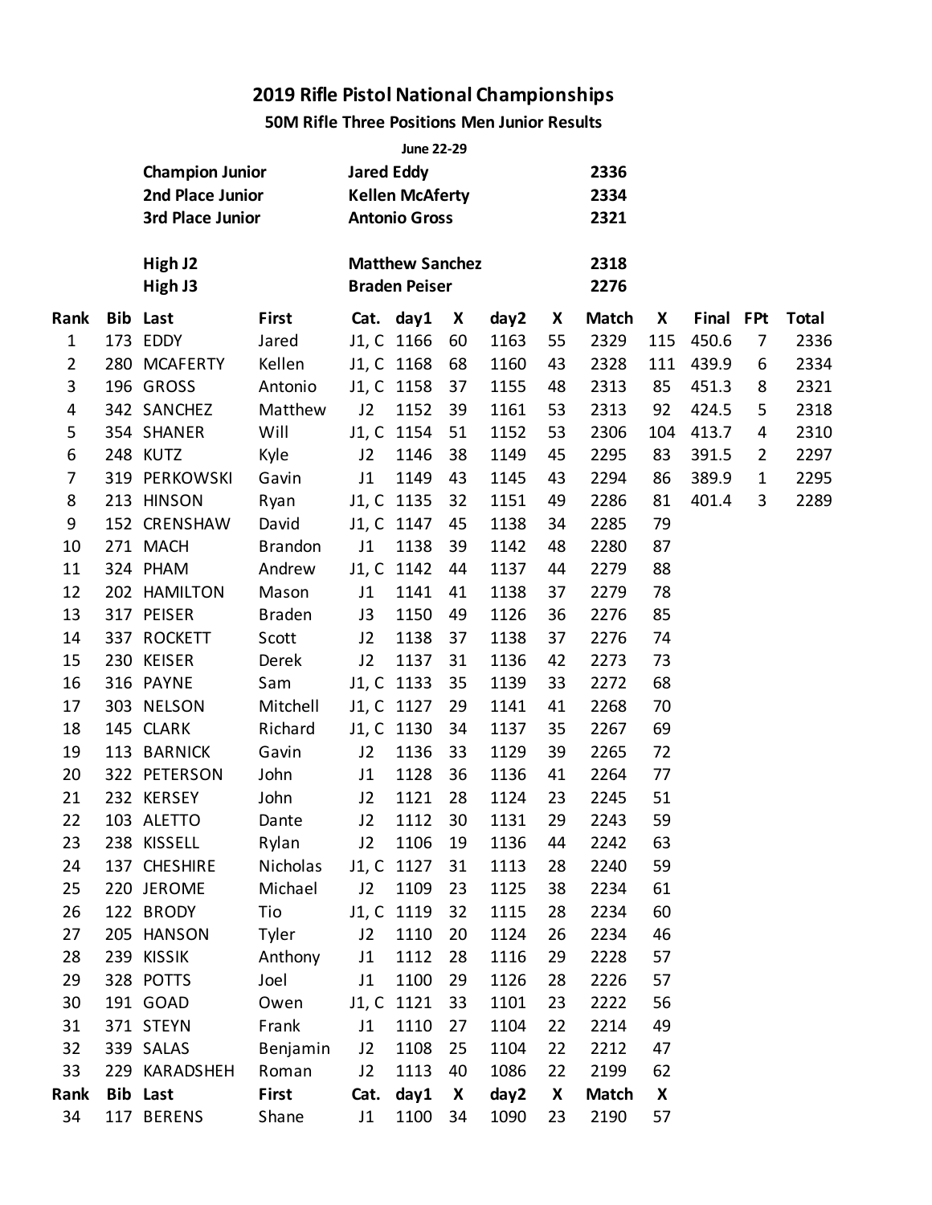# 2019 Rifle Pistol National Championships

## 50M Rifle Three Positions Men Junior Results

June 22-29

| | | |
|---|---|---|
| Champion Junior | Jared Eddy | 2336 |
| 2nd Place Junior | Kellen McAferty | 2334 |
| 3rd Place Junior | Antonio Gross | 2321 |
| High J2 | Matthew Sanchez | 2318 |
| High J3 | Braden Peiser | 2276 |

| Rank | Bib | Last | First | Cat. | day1 | X | day2 | X | Match | X | Final | FPt | Total |
|---|---|---|---|---|---|---|---|---|---|---|---|---|---|
| 1 | 173 | EDDY | Jared | J1, C | 1166 | 60 | 1163 | 55 | 2329 | 115 | 450.6 | 7 | 2336 |
| 2 | 280 | MCAFERTY | Kellen | J1, C | 1168 | 68 | 1160 | 43 | 2328 | 111 | 439.9 | 6 | 2334 |
| 3 | 196 | GROSS | Antonio | J1, C | 1158 | 37 | 1155 | 48 | 2313 | 85 | 451.3 | 8 | 2321 |
| 4 | 342 | SANCHEZ | Matthew | J2 | 1152 | 39 | 1161 | 53 | 2313 | 92 | 424.5 | 5 | 2318 |
| 5 | 354 | SHANER | Will | J1, C | 1154 | 51 | 1152 | 53 | 2306 | 104 | 413.7 | 4 | 2310 |
| 6 | 248 | KUTZ | Kyle | J2 | 1146 | 38 | 1149 | 45 | 2295 | 83 | 391.5 | 2 | 2297 |
| 7 | 319 | PERKOWSKI | Gavin | J1 | 1149 | 43 | 1145 | 43 | 2294 | 86 | 389.9 | 1 | 2295 |
| 8 | 213 | HINSON | Ryan | J1, C | 1135 | 32 | 1151 | 49 | 2286 | 81 | 401.4 | 3 | 2289 |
| 9 | 152 | CRENSHAW | David | J1, C | 1147 | 45 | 1138 | 34 | 2285 | 79 | | | |
| 10 | 271 | MACH | Brandon | J1 | 1138 | 39 | 1142 | 48 | 2280 | 87 | | | |
| 11 | 324 | PHAM | Andrew | J1, C | 1142 | 44 | 1137 | 44 | 2279 | 88 | | | |
| 12 | 202 | HAMILTON | Mason | J1 | 1141 | 41 | 1138 | 37 | 2279 | 78 | | | |
| 13 | 317 | PEISER | Braden | J3 | 1150 | 49 | 1126 | 36 | 2276 | 85 | | | |
| 14 | 337 | ROCKETT | Scott | J2 | 1138 | 37 | 1138 | 37 | 2276 | 74 | | | |
| 15 | 230 | KEISER | Derek | J2 | 1137 | 31 | 1136 | 42 | 2273 | 73 | | | |
| 16 | 316 | PAYNE | Sam | J1, C | 1133 | 35 | 1139 | 33 | 2272 | 68 | | | |
| 17 | 303 | NELSON | Mitchell | J1, C | 1127 | 29 | 1141 | 41 | 2268 | 70 | | | |
| 18 | 145 | CLARK | Richard | J1, C | 1130 | 34 | 1137 | 35 | 2267 | 69 | | | |
| 19 | 113 | BARNICK | Gavin | J2 | 1136 | 33 | 1129 | 39 | 2265 | 72 | | | |
| 20 | 322 | PETERSON | John | J1 | 1128 | 36 | 1136 | 41 | 2264 | 77 | | | |
| 21 | 232 | KERSEY | John | J2 | 1121 | 28 | 1124 | 23 | 2245 | 51 | | | |
| 22 | 103 | ALETTO | Dante | J2 | 1112 | 30 | 1131 | 29 | 2243 | 59 | | | |
| 23 | 238 | KISSELL | Rylan | J2 | 1106 | 19 | 1136 | 44 | 2242 | 63 | | | |
| 24 | 137 | CHESHIRE | Nicholas | J1, C | 1127 | 31 | 1113 | 28 | 2240 | 59 | | | |
| 25 | 220 | JEROME | Michael | J2 | 1109 | 23 | 1125 | 38 | 2234 | 61 | | | |
| 26 | 122 | BRODY | Tio | J1, C | 1119 | 32 | 1115 | 28 | 2234 | 60 | | | |
| 27 | 205 | HANSON | Tyler | J2 | 1110 | 20 | 1124 | 26 | 2234 | 46 | | | |
| 28 | 239 | KISSIK | Anthony | J1 | 1112 | 28 | 1116 | 29 | 2228 | 57 | | | |
| 29 | 328 | POTTS | Joel | J1 | 1100 | 29 | 1126 | 28 | 2226 | 57 | | | |
| 30 | 191 | GOAD | Owen | J1, C | 1121 | 33 | 1101 | 23 | 2222 | 56 | | | |
| 31 | 371 | STEYN | Frank | J1 | 1110 | 27 | 1104 | 22 | 2214 | 49 | | | |
| 32 | 339 | SALAS | Benjamin | J2 | 1108 | 25 | 1104 | 22 | 2212 | 47 | | | |
| 33 | 229 | KARADSHEH | Roman | J2 | 1113 | 40 | 1086 | 22 | 2199 | 62 | | | |

| Rank | Bib | Last | First | Cat. | day1 | X | day2 | X | Match | X |
|---|---|---|---|---|---|---|---|---|---|---|
| 34 | 117 | BERENS | Shane | J1 | 1100 | 34 | 1090 | 23 | 2190 | 57 |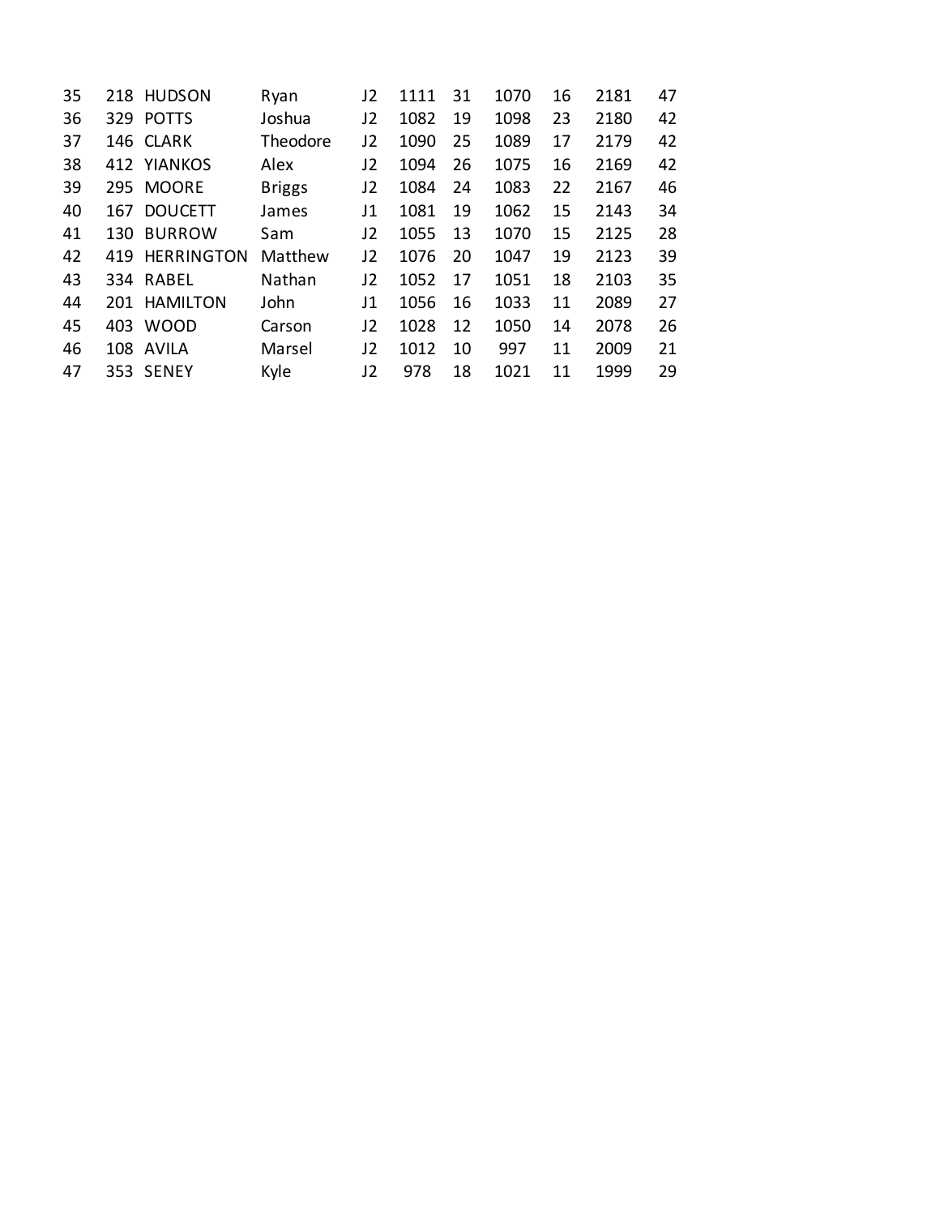| | | | | | | | | | | |
|---|---|---|---|---|---|---|---|---|---|---|
| 35 | 218 | HUDSON | Ryan | J2 | 1111 | 31 | 1070 | 16 | 2181 | 47 |
| 36 | 329 | POTTS | Joshua | J2 | 1082 | 19 | 1098 | 23 | 2180 | 42 |
| 37 | 146 | CLARK | Theodore | J2 | 1090 | 25 | 1089 | 17 | 2179 | 42 |
| 38 | 412 | YIANKOS | Alex | J2 | 1094 | 26 | 1075 | 16 | 2169 | 42 |
| 39 | 295 | MOORE | Briggs | J2 | 1084 | 24 | 1083 | 22 | 2167 | 46 |
| 40 | 167 | DOUCETT | James | J1 | 1081 | 19 | 1062 | 15 | 2143 | 34 |
| 41 | 130 | BURROW | Sam | J2 | 1055 | 13 | 1070 | 15 | 2125 | 28 |
| 42 | 419 | HERRINGTON | Matthew | J2 | 1076 | 20 | 1047 | 19 | 2123 | 39 |
| 43 | 334 | RABEL | Nathan | J2 | 1052 | 17 | 1051 | 18 | 2103 | 35 |
| 44 | 201 | HAMILTON | John | J1 | 1056 | 16 | 1033 | 11 | 2089 | 27 |
| 45 | 403 | WOOD | Carson | J2 | 1028 | 12 | 1050 | 14 | 2078 | 26 |
| 46 | 108 | AVILA | Marsel | J2 | 1012 | 10 | 997 | 11 | 2009 | 21 |
| 47 | 353 | SENEY | Kyle | J2 | 978 | 18 | 1021 | 11 | 1999 | 29 |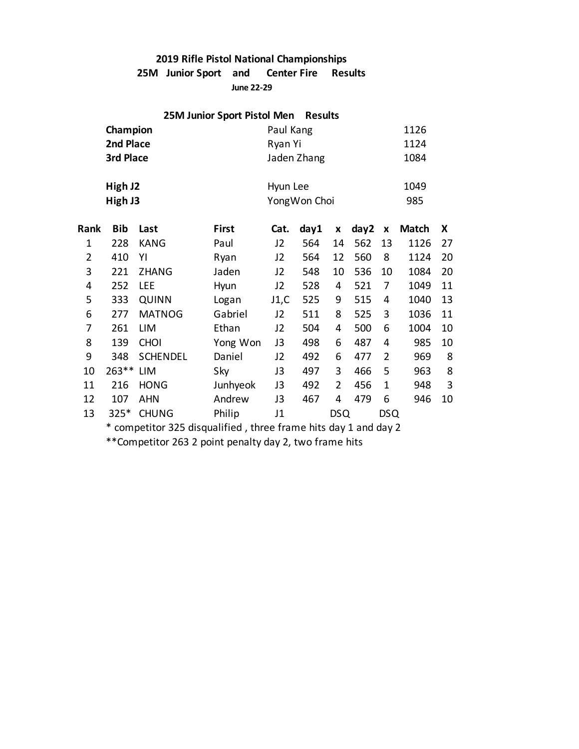## 2019 Rifle Pistol National Championships

### 25M Junior Sport and Center Fire Results

**June 22-29**

### 25M Junior Sport Pistol Men Results

| | | |
|---|---|---|
| **Champion** | Paul Kang | 1126 |
| **2nd Place** | Ryan Yi | 1124 |
| **3rd Place** | Jaden Zhang | 1084 |
| | | |
| **High J2** | Hyun Lee | 1049 |
| **High J3** | YongWon Choi | 985 |

| Rank | Bib | Last | First | Cat. | day1 | x | day2 | x | Match | X |
|---|---|---|---|---|---|---|---|---|---|---|
| 1 | 228 | KANG | Paul | J2 | 564 | 14 | 562 | 13 | 1126 | 27 |
| 2 | 410 | YI | Ryan | J2 | 564 | 12 | 560 | 8 | 1124 | 20 |
| 3 | 221 | ZHANG | Jaden | J2 | 548 | 10 | 536 | 10 | 1084 | 20 |
| 4 | 252 | LEE | Hyun | J2 | 528 | 4 | 521 | 7 | 1049 | 11 |
| 5 | 333 | QUINN | Logan | J1,C | 525 | 9 | 515 | 4 | 1040 | 13 |
| 6 | 277 | MATNOG | Gabriel | J2 | 511 | 8 | 525 | 3 | 1036 | 11 |
| 7 | 261 | LIM | Ethan | J2 | 504 | 4 | 500 | 6 | 1004 | 10 |
| 8 | 139 | CHOI | Yong Won | J3 | 498 | 6 | 487 | 4 | 985 | 10 |
| 9 | 348 | SCHENDEL | Daniel | J2 | 492 | 6 | 477 | 2 | 969 | 8 |
| 10 | 263** | LIM | Sky | J3 | 497 | 3 | 466 | 5 | 963 | 8 |
| 11 | 216 | HONG | Junhyeok | J3 | 492 | 2 | 456 | 1 | 948 | 3 |
| 12 | 107 | AHN | Andrew | J3 | 467 | 4 | 479 | 6 | 946 | 10 |
| 13 | 325* | CHUNG | Philip | J1 | | DSQ | | DSQ | | |

* competitor 325 disqualified , three frame hits day 1 and day 2

**Competitor 263 2 point penalty day 2, two frame hits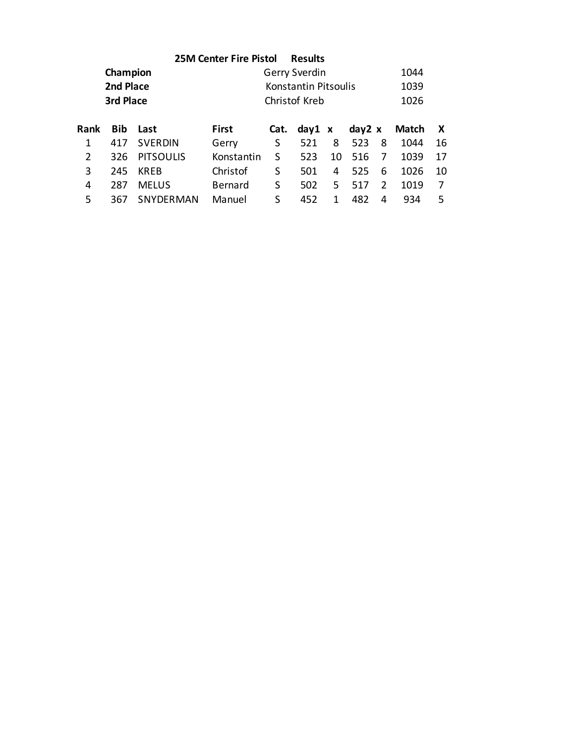## 25M Center Fire Pistol Results

| | | |
|---|---|---|
| **Champion** | Gerry Sverdin | 1044 |
| **2nd Place** | Konstantin Pitsoulis | 1039 |
| **3rd Place** | Christof Kreb | 1026 |

| Rank | Bib | Last | First | Cat. | day1 | x | day2 | x | Match | X |
|---|---|---|---|---|---|---|---|---|---|---|
| 1 | 417 | SVERDIN | Gerry | S | 521 | 8 | 523 | 8 | 1044 | 16 |
| 2 | 326 | PITSOULIS | Konstantin | S | 523 | 10 | 516 | 7 | 1039 | 17 |
| 3 | 245 | KREB | Christof | S | 501 | 4 | 525 | 6 | 1026 | 10 |
| 4 | 287 | MELUS | Bernard | S | 502 | 5 | 517 | 2 | 1019 | 7 |
| 5 | 367 | SNYDERMAN | Manuel | S | 452 | 1 | 482 | 4 | 934 | 5 |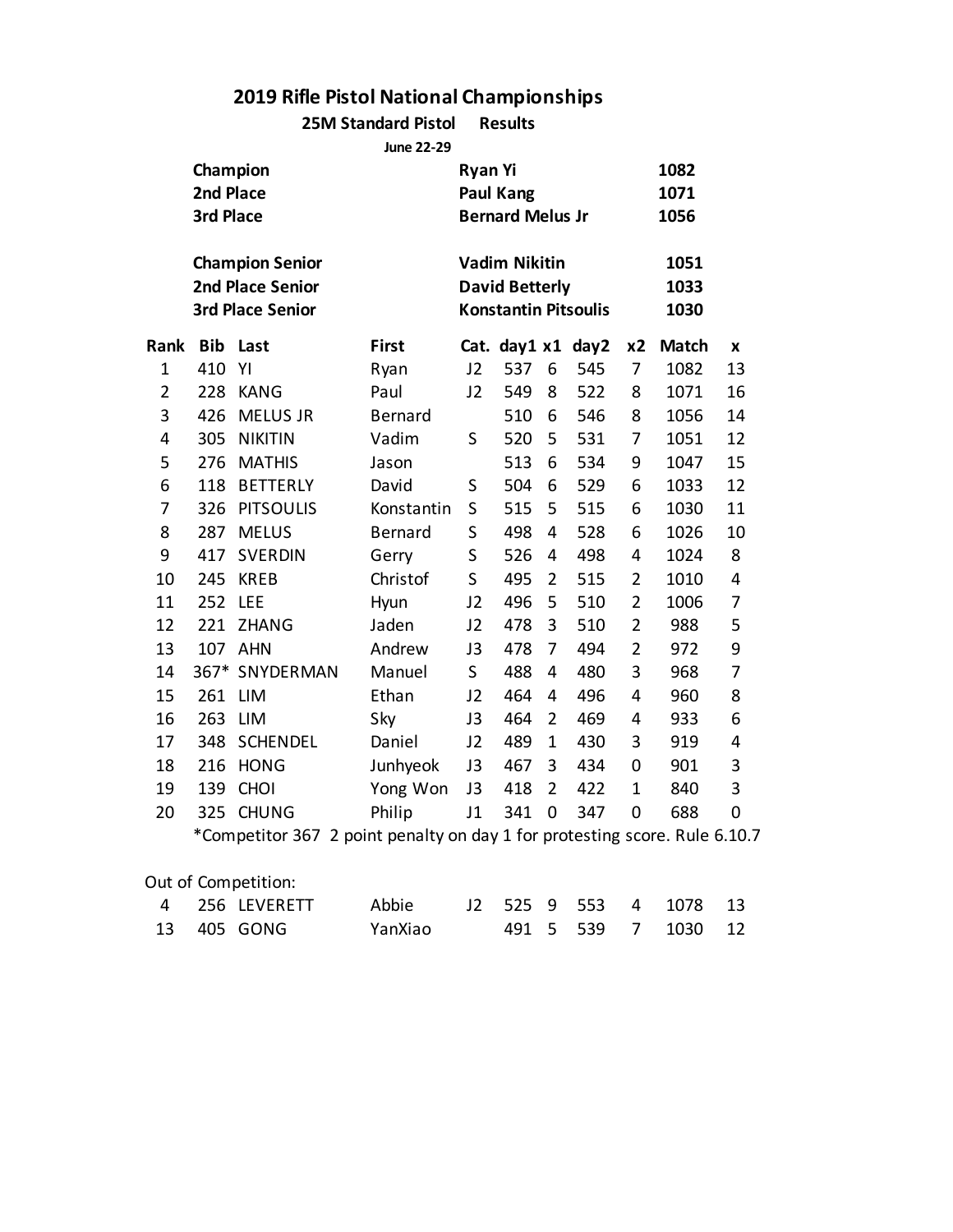# 2019 Rifle Pistol National Championships

## 25M Standard Pistol Results

**June 22-29**

| | | |
|---|---|---|
| **Champion** | **Ryan Yi** | **1082** |
| **2nd Place** | **Paul Kang** | **1071** |
| **3rd Place** | **Bernard Melus Jr** | **1056** |
| | | |
| **Champion Senior** | **Vadim Nikitin** | **1051** |
| **2nd Place Senior** | **David Betterly** | **1033** |
| **3rd Place Senior** | **Konstantin Pitsoulis** | **1030** |

| Rank | Bib | Last | First | Cat. | day1 | x1 | day2 | x2 | Match | x |
|---|---|---|---|---|---|---|---|---|---|---|
| 1 | 410 | YI | Ryan | J2 | 537 | 6 | 545 | 7 | 1082 | 13 |
| 2 | 228 | KANG | Paul | J2 | 549 | 8 | 522 | 8 | 1071 | 16 |
| 3 | 426 | MELUS JR | Bernard | | 510 | 6 | 546 | 8 | 1056 | 14 |
| 4 | 305 | NIKITIN | Vadim | S | 520 | 5 | 531 | 7 | 1051 | 12 |
| 5 | 276 | MATHIS | Jason | | 513 | 6 | 534 | 9 | 1047 | 15 |
| 6 | 118 | BETTERLY | David | S | 504 | 6 | 529 | 6 | 1033 | 12 |
| 7 | 326 | PITSOULIS | Konstantin | S | 515 | 5 | 515 | 6 | 1030 | 11 |
| 8 | 287 | MELUS | Bernard | S | 498 | 4 | 528 | 6 | 1026 | 10 |
| 9 | 417 | SVERDIN | Gerry | S | 526 | 4 | 498 | 4 | 1024 | 8 |
| 10 | 245 | KREB | Christof | S | 495 | 2 | 515 | 2 | 1010 | 4 |
| 11 | 252 | LEE | Hyun | J2 | 496 | 5 | 510 | 2 | 1006 | 7 |
| 12 | 221 | ZHANG | Jaden | J2 | 478 | 3 | 510 | 2 | 988 | 5 |
| 13 | 107 | AHN | Andrew | J3 | 478 | 7 | 494 | 2 | 972 | 9 |
| 14 | 367* | SNYDERMAN | Manuel | S | 488 | 4 | 480 | 3 | 968 | 7 |
| 15 | 261 | LIM | Ethan | J2 | 464 | 4 | 496 | 4 | 960 | 8 |
| 16 | 263 | LIM | Sky | J3 | 464 | 2 | 469 | 4 | 933 | 6 |
| 17 | 348 | SCHENDEL | Daniel | J2 | 489 | 1 | 430 | 3 | 919 | 4 |
| 18 | 216 | HONG | Junhyeok | J3 | 467 | 3 | 434 | 0 | 901 | 3 |
| 19 | 139 | CHOI | Yong Won | J3 | 418 | 2 | 422 | 1 | 840 | 3 |
| 20 | 325 | CHUNG | Philip | J1 | 341 | 0 | 347 | 0 | 688 | 0 |

*Competitor 367 2 point penalty on day 1 for protesting score. Rule 6.10.7

Out of Competition:

| Rank | Bib | Last | First | Cat. | day1 | x1 | day2 | x2 | Match | x |
|---|---|---|---|---|---|---|---|---|---|---|
| 4 | 256 | LEVERETT | Abbie | J2 | 525 | 9 | 553 | 4 | 1078 | 13 |
| 13 | 405 | GONG | YanXiao | | 491 | 5 | 539 | 7 | 1030 | 12 |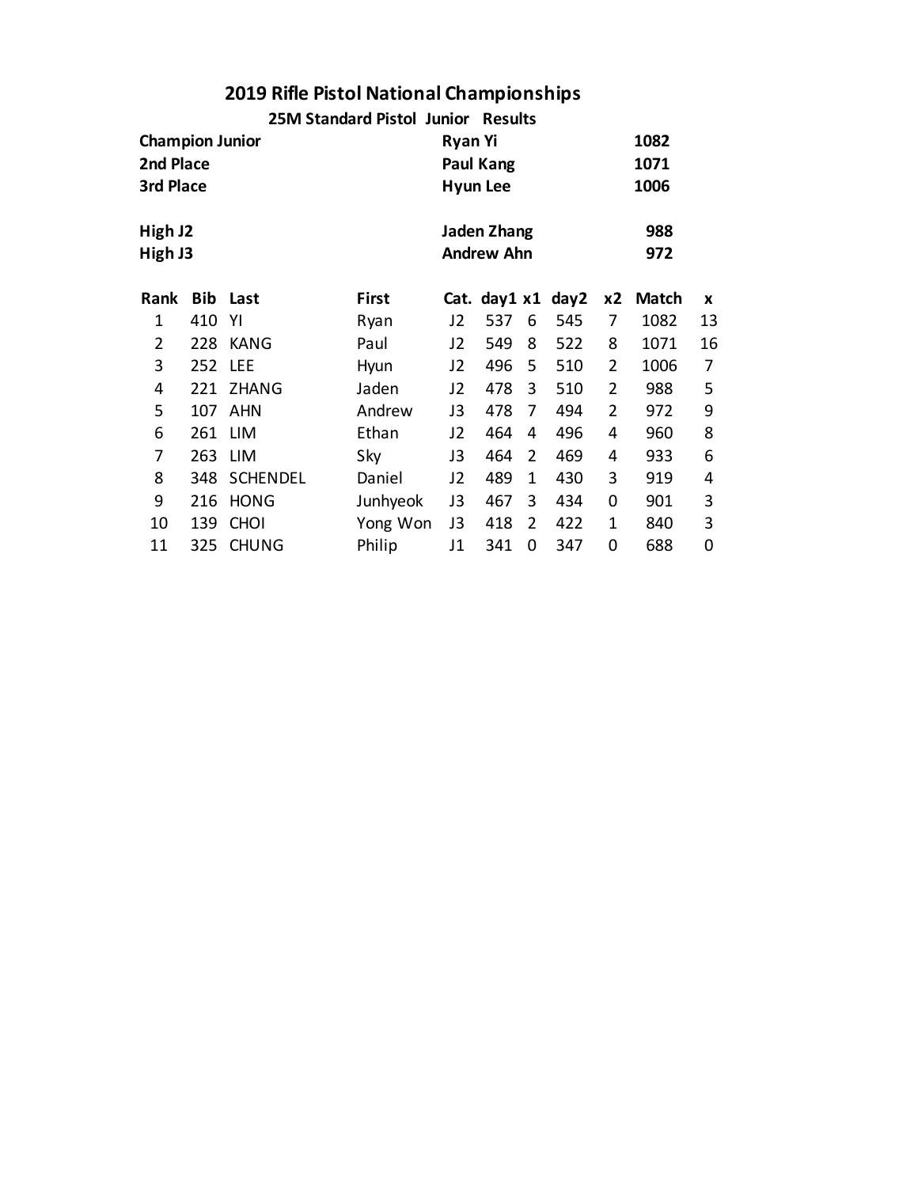# 2019 Rifle Pistol National Championships

## 25M Standard Pistol Junior Results

| | | |
|---|---|---|
| **Champion Junior** | **Ryan Yi** | **1082** |
| **2nd Place** | **Paul Kang** | **1071** |
| **3rd Place** | **Hyun Lee** | **1006** |
| | | |
| **High J2** | **Jaden Zhang** | **988** |
| **High J3** | **Andrew Ahn** | **972** |

| Rank | Bib | Last | First | Cat. | day1 | x1 | day2 | x2 | Match | x |
|---|---|---|---|---|---|---|---|---|---|---|
| 1 | 410 | YI | Ryan | J2 | 537 | 6 | 545 | 7 | 1082 | 13 |
| 2 | 228 | KANG | Paul | J2 | 549 | 8 | 522 | 8 | 1071 | 16 |
| 3 | 252 | LEE | Hyun | J2 | 496 | 5 | 510 | 2 | 1006 | 7 |
| 4 | 221 | ZHANG | Jaden | J2 | 478 | 3 | 510 | 2 | 988 | 5 |
| 5 | 107 | AHN | Andrew | J3 | 478 | 7 | 494 | 2 | 972 | 9 |
| 6 | 261 | LIM | Ethan | J2 | 464 | 4 | 496 | 4 | 960 | 8 |
| 7 | 263 | LIM | Sky | J3 | 464 | 2 | 469 | 4 | 933 | 6 |
| 8 | 348 | SCHENDEL | Daniel | J2 | 489 | 1 | 430 | 3 | 919 | 4 |
| 9 | 216 | HONG | Junhyeok | J3 | 467 | 3 | 434 | 0 | 901 | 3 |
| 10 | 139 | CHOI | Yong Won | J3 | 418 | 2 | 422 | 1 | 840 | 3 |
| 11 | 325 | CHUNG | Philip | J1 | 341 | 0 | 347 | 0 | 688 | 0 |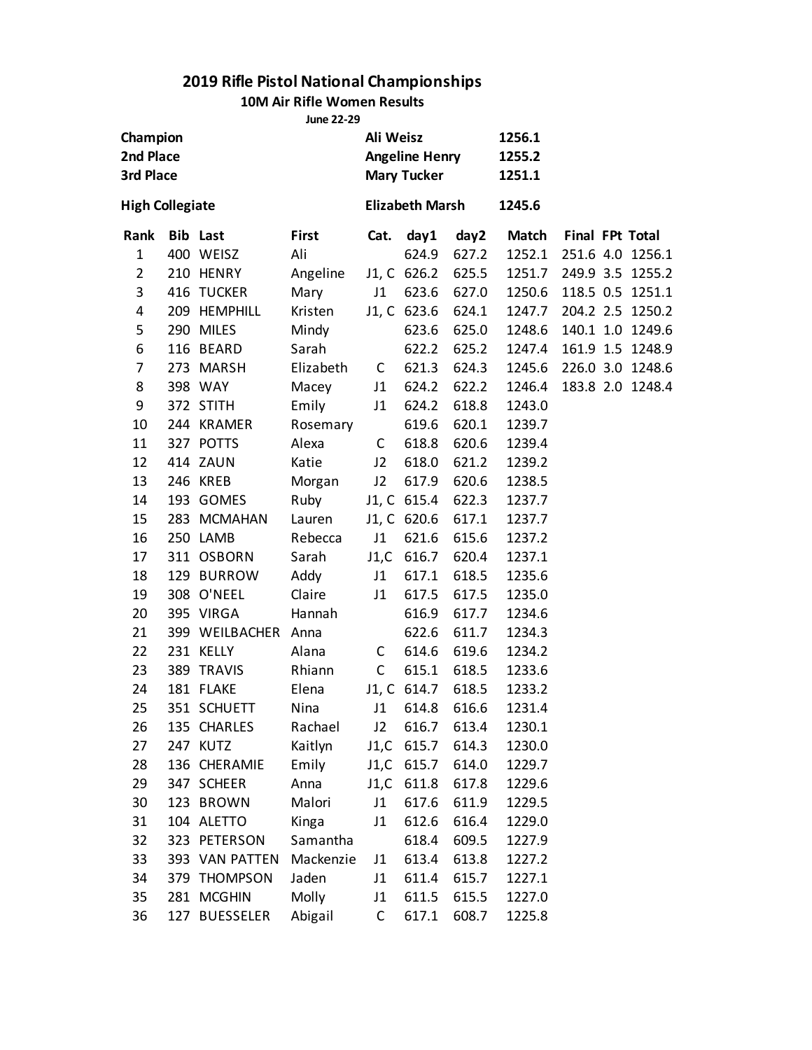# 2019 Rifle Pistol National Championships

## 10M Air Rifle Women Results

June 22-29

| | | |
|---|---|---|
| **Champion** | **Ali Weisz** | **1256.1** |
| **2nd Place** | **Angeline Henry** | **1255.2** |
| **3rd Place** | **Mary Tucker** | **1251.1** |
| **High Collegiate** | **Elizabeth Marsh** | **1245.6** |

| Rank | Bib | Last | First | Cat. | day1 | day2 | Match | Final | FPt | Total |
|---|---|---|---|---|---|---|---|---|---|---|
| 1 | 400 | WEISZ | Ali | | 624.9 | 627.2 | 1252.1 | 251.6 | 4.0 | 1256.1 |
| 2 | 210 | HENRY | Angeline | J1, C | 626.2 | 625.5 | 1251.7 | 249.9 | 3.5 | 1255.2 |
| 3 | 416 | TUCKER | Mary | J1 | 623.6 | 627.0 | 1250.6 | 118.5 | 0.5 | 1251.1 |
| 4 | 209 | HEMPHILL | Kristen | J1, C | 623.6 | 624.1 | 1247.7 | 204.2 | 2.5 | 1250.2 |
| 5 | 290 | MILES | Mindy | | 623.6 | 625.0 | 1248.6 | 140.1 | 1.0 | 1249.6 |
| 6 | 116 | BEARD | Sarah | | 622.2 | 625.2 | 1247.4 | 161.9 | 1.5 | 1248.9 |
| 7 | 273 | MARSH | Elizabeth | C | 621.3 | 624.3 | 1245.6 | 226.0 | 3.0 | 1248.6 |
| 8 | 398 | WAY | Macey | J1 | 624.2 | 622.2 | 1246.4 | 183.8 | 2.0 | 1248.4 |
| 9 | 372 | STITH | Emily | J1 | 624.2 | 618.8 | 1243.0 | | | |
| 10 | 244 | KRAMER | Rosemary | | 619.6 | 620.1 | 1239.7 | | | |
| 11 | 327 | POTTS | Alexa | C | 618.8 | 620.6 | 1239.4 | | | |
| 12 | 414 | ZAUN | Katie | J2 | 618.0 | 621.2 | 1239.2 | | | |
| 13 | 246 | KREB | Morgan | J2 | 617.9 | 620.6 | 1238.5 | | | |
| 14 | 193 | GOMES | Ruby | J1, C | 615.4 | 622.3 | 1237.7 | | | |
| 15 | 283 | MCMAHAN | Lauren | J1, C | 620.6 | 617.1 | 1237.7 | | | |
| 16 | 250 | LAMB | Rebecca | J1 | 621.6 | 615.6 | 1237.2 | | | |
| 17 | 311 | OSBORN | Sarah | J1,C | 616.7 | 620.4 | 1237.1 | | | |
| 18 | 129 | BURROW | Addy | J1 | 617.1 | 618.5 | 1235.6 | | | |
| 19 | 308 | O'NEEL | Claire | J1 | 617.5 | 617.5 | 1235.0 | | | |
| 20 | 395 | VIRGA | Hannah | | 616.9 | 617.7 | 1234.6 | | | |
| 21 | 399 | WEILBACHER | Anna | | 622.6 | 611.7 | 1234.3 | | | |
| 22 | 231 | KELLY | Alana | C | 614.6 | 619.6 | 1234.2 | | | |
| 23 | 389 | TRAVIS | Rhiann | C | 615.1 | 618.5 | 1233.6 | | | |
| 24 | 181 | FLAKE | Elena | J1, C | 614.7 | 618.5 | 1233.2 | | | |
| 25 | 351 | SCHUETT | Nina | J1 | 614.8 | 616.6 | 1231.4 | | | |
| 26 | 135 | CHARLES | Rachael | J2 | 616.7 | 613.4 | 1230.1 | | | |
| 27 | 247 | KUTZ | Kaitlyn | J1,C | 615.7 | 614.3 | 1230.0 | | | |
| 28 | 136 | CHERAMIE | Emily | J1,C | 615.7 | 614.0 | 1229.7 | | | |
| 29 | 347 | SCHEER | Anna | J1,C | 611.8 | 617.8 | 1229.6 | | | |
| 30 | 123 | BROWN | Malori | J1 | 617.6 | 611.9 | 1229.5 | | | |
| 31 | 104 | ALETTO | Kinga | J1 | 612.6 | 616.4 | 1229.0 | | | |
| 32 | 323 | PETERSON | Samantha | | 618.4 | 609.5 | 1227.9 | | | |
| 33 | 393 | VAN PATTEN | Mackenzie | J1 | 613.4 | 613.8 | 1227.2 | | | |
| 34 | 379 | THOMPSON | Jaden | J1 | 611.4 | 615.7 | 1227.1 | | | |
| 35 | 281 | MCGHIN | Molly | J1 | 611.5 | 615.5 | 1227.0 | | | |
| 36 | 127 | BUESSELER | Abigail | C | 617.1 | 608.7 | 1225.8 | | | |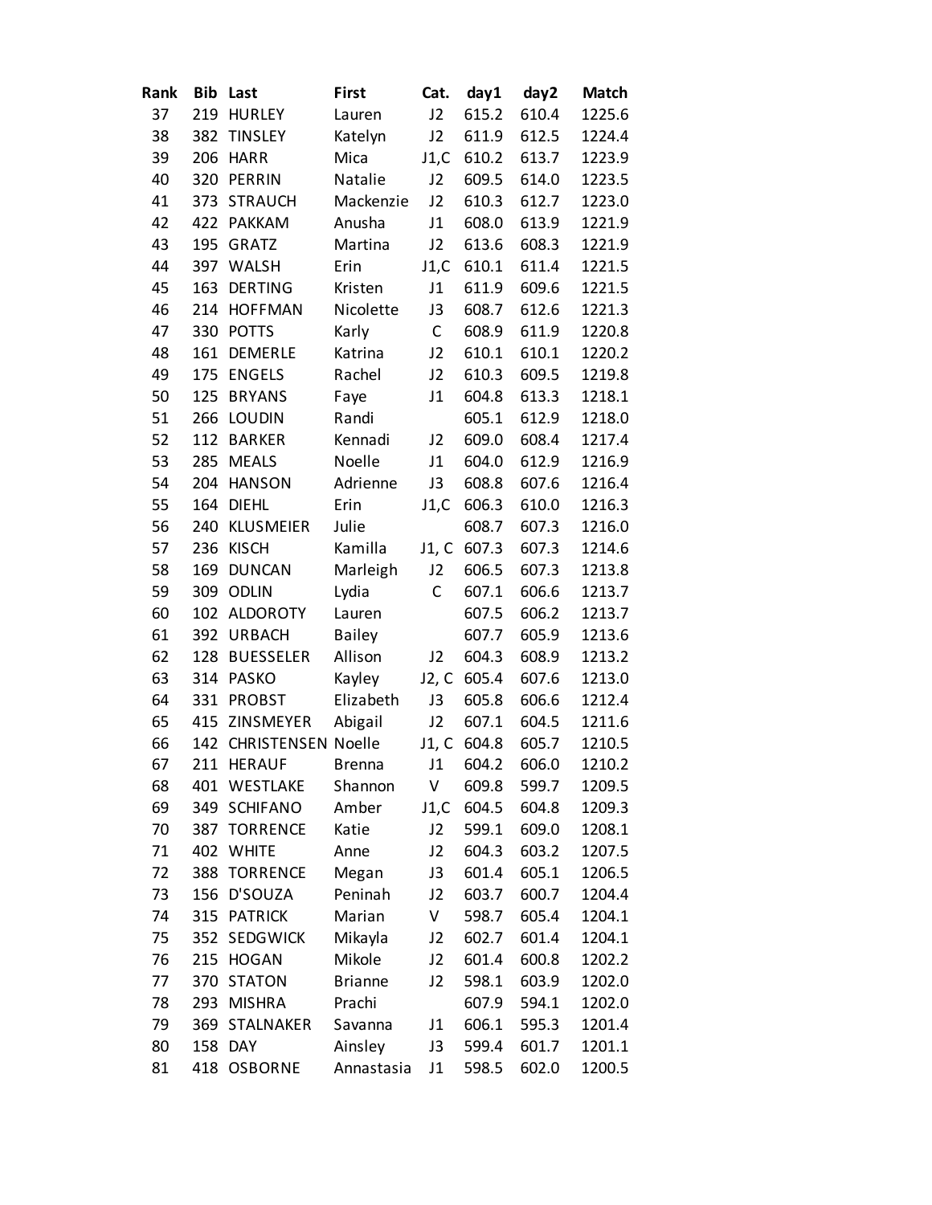| Rank | Bib | Last | First | Cat. | day1 | day2 | Match |
|---|---|---|---|---|---|---|---|
| 37 | 219 | HURLEY | Lauren | J2 | 615.2 | 610.4 | 1225.6 |
| 38 | 382 | TINSLEY | Katelyn | J2 | 611.9 | 612.5 | 1224.4 |
| 39 | 206 | HARR | Mica | J1,C | 610.2 | 613.7 | 1223.9 |
| 40 | 320 | PERRIN | Natalie | J2 | 609.5 | 614.0 | 1223.5 |
| 41 | 373 | STRAUCH | Mackenzie | J2 | 610.3 | 612.7 | 1223.0 |
| 42 | 422 | PAKKAM | Anusha | J1 | 608.0 | 613.9 | 1221.9 |
| 43 | 195 | GRATZ | Martina | J2 | 613.6 | 608.3 | 1221.9 |
| 44 | 397 | WALSH | Erin | J1,C | 610.1 | 611.4 | 1221.5 |
| 45 | 163 | DERTING | Kristen | J1 | 611.9 | 609.6 | 1221.5 |
| 46 | 214 | HOFFMAN | Nicolette | J3 | 608.7 | 612.6 | 1221.3 |
| 47 | 330 | POTTS | Karly | C | 608.9 | 611.9 | 1220.8 |
| 48 | 161 | DEMERLE | Katrina | J2 | 610.1 | 610.1 | 1220.2 |
| 49 | 175 | ENGELS | Rachel | J2 | 610.3 | 609.5 | 1219.8 |
| 50 | 125 | BRYANS | Faye | J1 | 604.8 | 613.3 | 1218.1 |
| 51 | 266 | LOUDIN | Randi | | 605.1 | 612.9 | 1218.0 |
| 52 | 112 | BARKER | Kennadi | J2 | 609.0 | 608.4 | 1217.4 |
| 53 | 285 | MEALS | Noelle | J1 | 604.0 | 612.9 | 1216.9 |
| 54 | 204 | HANSON | Adrienne | J3 | 608.8 | 607.6 | 1216.4 |
| 55 | 164 | DIEHL | Erin | J1,C | 606.3 | 610.0 | 1216.3 |
| 56 | 240 | KLUSMEIER | Julie | | 608.7 | 607.3 | 1216.0 |
| 57 | 236 | KISCH | Kamilla | J1, C | 607.3 | 607.3 | 1214.6 |
| 58 | 169 | DUNCAN | Marleigh | J2 | 606.5 | 607.3 | 1213.8 |
| 59 | 309 | ODLIN | Lydia | C | 607.1 | 606.6 | 1213.7 |
| 60 | 102 | ALDOROTY | Lauren | | 607.5 | 606.2 | 1213.7 |
| 61 | 392 | URBACH | Bailey | | 607.7 | 605.9 | 1213.6 |
| 62 | 128 | BUESSELER | Allison | J2 | 604.3 | 608.9 | 1213.2 |
| 63 | 314 | PASKO | Kayley | J2, C | 605.4 | 607.6 | 1213.0 |
| 64 | 331 | PROBST | Elizabeth | J3 | 605.8 | 606.6 | 1212.4 |
| 65 | 415 | ZINSMEYER | Abigail | J2 | 607.1 | 604.5 | 1211.6 |
| 66 | 142 | CHRISTENSEN | Noelle | J1, C | 604.8 | 605.7 | 1210.5 |
| 67 | 211 | HERAUF | Brenna | J1 | 604.2 | 606.0 | 1210.2 |
| 68 | 401 | WESTLAKE | Shannon | V | 609.8 | 599.7 | 1209.5 |
| 69 | 349 | SCHIFANO | Amber | J1,C | 604.5 | 604.8 | 1209.3 |
| 70 | 387 | TORRENCE | Katie | J2 | 599.1 | 609.0 | 1208.1 |
| 71 | 402 | WHITE | Anne | J2 | 604.3 | 603.2 | 1207.5 |
| 72 | 388 | TORRENCE | Megan | J3 | 601.4 | 605.1 | 1206.5 |
| 73 | 156 | D'SOUZA | Peninah | J2 | 603.7 | 600.7 | 1204.4 |
| 74 | 315 | PATRICK | Marian | V | 598.7 | 605.4 | 1204.1 |
| 75 | 352 | SEDGWICK | Mikayla | J2 | 602.7 | 601.4 | 1204.1 |
| 76 | 215 | HOGAN | Mikole | J2 | 601.4 | 600.8 | 1202.2 |
| 77 | 370 | STATON | Brianne | J2 | 598.1 | 603.9 | 1202.0 |
| 78 | 293 | MISHRA | Prachi | | 607.9 | 594.1 | 1202.0 |
| 79 | 369 | STALNAKER | Savanna | J1 | 606.1 | 595.3 | 1201.4 |
| 80 | 158 | DAY | Ainsley | J3 | 599.4 | 601.7 | 1201.1 |
| 81 | 418 | OSBORNE | Annastasia | J1 | 598.5 | 602.0 | 1200.5 |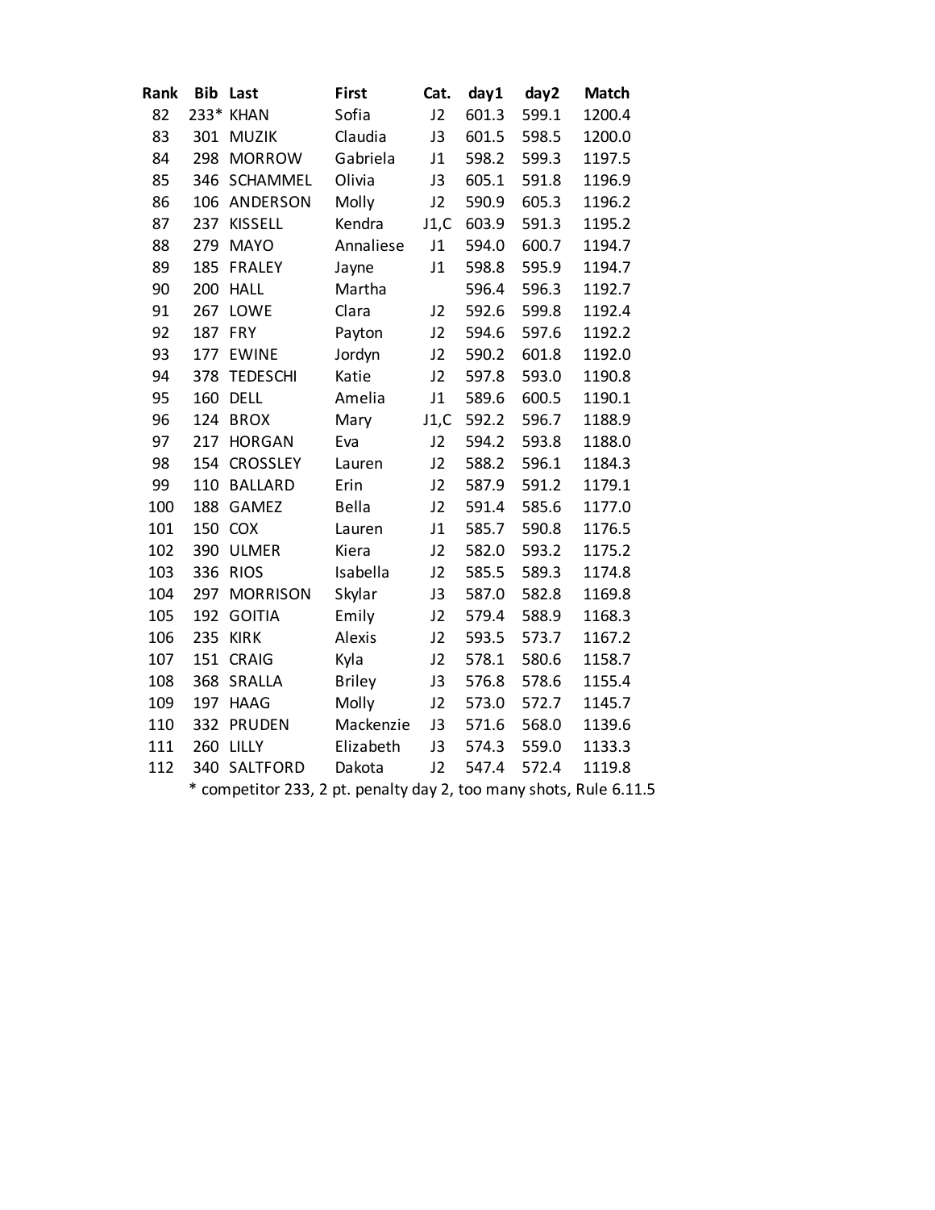| Rank | Bib | Last | First | Cat. | day1 | day2 | Match |
|---|---|---|---|---|---|---|---|
| 82 | 233* | KHAN | Sofia | J2 | 601.3 | 599.1 | 1200.4 |
| 83 | 301 | MUZIK | Claudia | J3 | 601.5 | 598.5 | 1200.0 |
| 84 | 298 | MORROW | Gabriela | J1 | 598.2 | 599.3 | 1197.5 |
| 85 | 346 | SCHAMMEL | Olivia | J3 | 605.1 | 591.8 | 1196.9 |
| 86 | 106 | ANDERSON | Molly | J2 | 590.9 | 605.3 | 1196.2 |
| 87 | 237 | KISSELL | Kendra | J1,C | 603.9 | 591.3 | 1195.2 |
| 88 | 279 | MAYO | Annaliese | J1 | 594.0 | 600.7 | 1194.7 |
| 89 | 185 | FRALEY | Jayne | J1 | 598.8 | 595.9 | 1194.7 |
| 90 | 200 | HALL | Martha | | 596.4 | 596.3 | 1192.7 |
| 91 | 267 | LOWE | Clara | J2 | 592.6 | 599.8 | 1192.4 |
| 92 | 187 | FRY | Payton | J2 | 594.6 | 597.6 | 1192.2 |
| 93 | 177 | EWINE | Jordyn | J2 | 590.2 | 601.8 | 1192.0 |
| 94 | 378 | TEDESCHI | Katie | J2 | 597.8 | 593.0 | 1190.8 |
| 95 | 160 | DELL | Amelia | J1 | 589.6 | 600.5 | 1190.1 |
| 96 | 124 | BROX | Mary | J1,C | 592.2 | 596.7 | 1188.9 |
| 97 | 217 | HORGAN | Eva | J2 | 594.2 | 593.8 | 1188.0 |
| 98 | 154 | CROSSLEY | Lauren | J2 | 588.2 | 596.1 | 1184.3 |
| 99 | 110 | BALLARD | Erin | J2 | 587.9 | 591.2 | 1179.1 |
| 100 | 188 | GAMEZ | Bella | J2 | 591.4 | 585.6 | 1177.0 |
| 101 | 150 | COX | Lauren | J1 | 585.7 | 590.8 | 1176.5 |
| 102 | 390 | ULMER | Kiera | J2 | 582.0 | 593.2 | 1175.2 |
| 103 | 336 | RIOS | Isabella | J2 | 585.5 | 589.3 | 1174.8 |
| 104 | 297 | MORRISON | Skylar | J3 | 587.0 | 582.8 | 1169.8 |
| 105 | 192 | GOITIA | Emily | J2 | 579.4 | 588.9 | 1168.3 |
| 106 | 235 | KIRK | Alexis | J2 | 593.5 | 573.7 | 1167.2 |
| 107 | 151 | CRAIG | Kyla | J2 | 578.1 | 580.6 | 1158.7 |
| 108 | 368 | SRALLA | Briley | J3 | 576.8 | 578.6 | 1155.4 |
| 109 | 197 | HAAG | Molly | J2 | 573.0 | 572.7 | 1145.7 |
| 110 | 332 | PRUDEN | Mackenzie | J3 | 571.6 | 568.0 | 1139.6 |
| 111 | 260 | LILLY | Elizabeth | J3 | 574.3 | 559.0 | 1133.3 |
| 112 | 340 | SALTFORD | Dakota | J2 | 547.4 | 572.4 | 1119.8 |

* competitor 233, 2 pt. penalty day 2, too many shots, Rule 6.11.5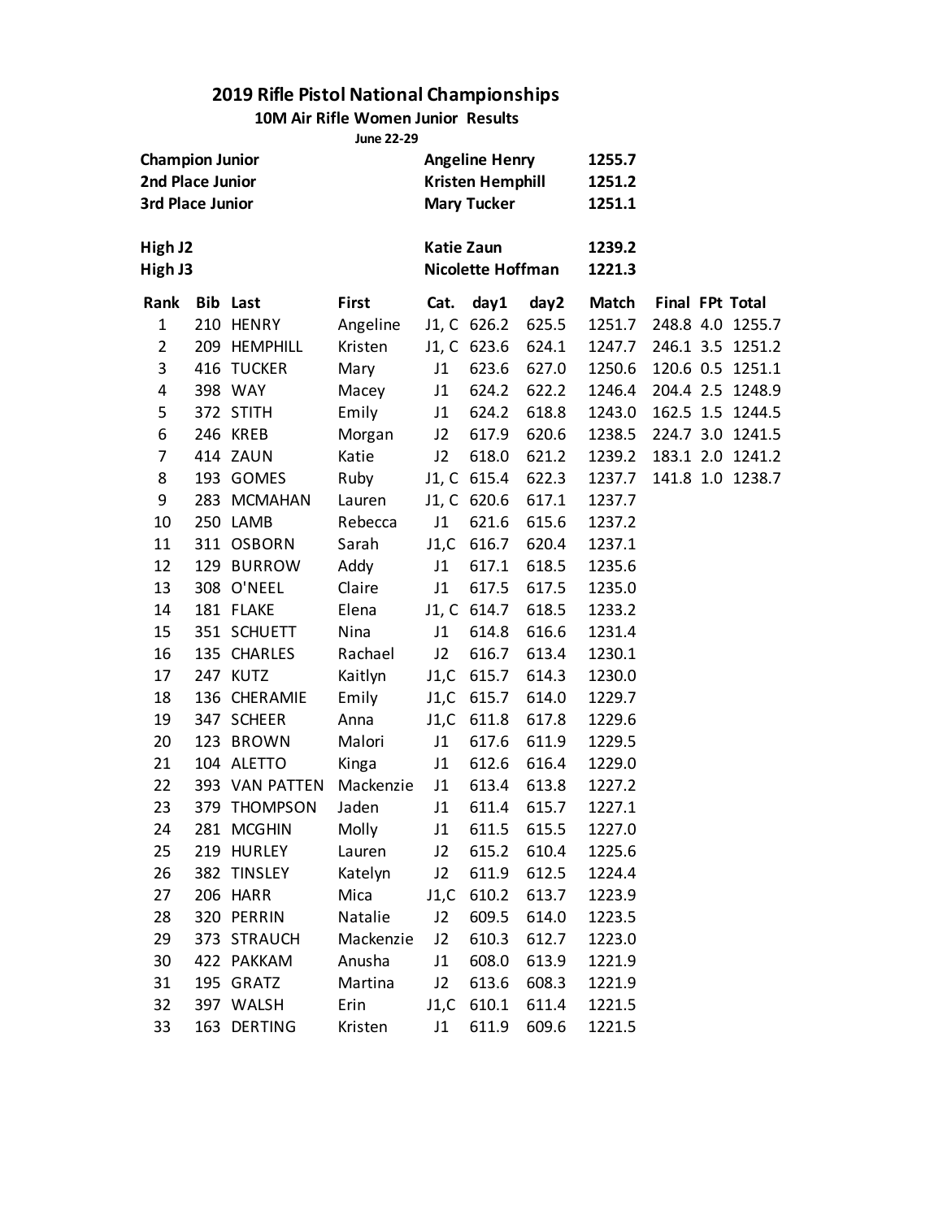# 2019 Rifle Pistol National Championships

## 10M Air Rifle Women Junior Results

June 22-29

| | | |
|---|---|---|
| **Champion Junior** | **Angeline Henry** | **1255.7** |
| **2nd Place Junior** | **Kristen Hemphill** | **1251.2** |
| **3rd Place Junior** | **Mary Tucker** | **1251.1** |
| | | |
| **High J2** | **Katie Zaun** | **1239.2** |
| **High J3** | **Nicolette Hoffman** | **1221.3** |

| Rank | Bib | Last | First | Cat. | day1 | day2 | Match | Final | FPt | Total |
|---|---|---|---|---|---|---|---|---|---|---|
| 1 | 210 | HENRY | Angeline | J1, C | 626.2 | 625.5 | 1251.7 | 248.8 | 4.0 | 1255.7 |
| 2 | 209 | HEMPHILL | Kristen | J1, C | 623.6 | 624.1 | 1247.7 | 246.1 | 3.5 | 1251.2 |
| 3 | 416 | TUCKER | Mary | J1 | 623.6 | 627.0 | 1250.6 | 120.6 | 0.5 | 1251.1 |
| 4 | 398 | WAY | Macey | J1 | 624.2 | 622.2 | 1246.4 | 204.4 | 2.5 | 1248.9 |
| 5 | 372 | STITH | Emily | J1 | 624.2 | 618.8 | 1243.0 | 162.5 | 1.5 | 1244.5 |
| 6 | 246 | KREB | Morgan | J2 | 617.9 | 620.6 | 1238.5 | 224.7 | 3.0 | 1241.5 |
| 7 | 414 | ZAUN | Katie | J2 | 618.0 | 621.2 | 1239.2 | 183.1 | 2.0 | 1241.2 |
| 8 | 193 | GOMES | Ruby | J1, C | 615.4 | 622.3 | 1237.7 | 141.8 | 1.0 | 1238.7 |
| 9 | 283 | MCMAHAN | Lauren | J1, C | 620.6 | 617.1 | 1237.7 | | | |
| 10 | 250 | LAMB | Rebecca | J1 | 621.6 | 615.6 | 1237.2 | | | |
| 11 | 311 | OSBORN | Sarah | J1,C | 616.7 | 620.4 | 1237.1 | | | |
| 12 | 129 | BURROW | Addy | J1 | 617.1 | 618.5 | 1235.6 | | | |
| 13 | 308 | O'NEEL | Claire | J1 | 617.5 | 617.5 | 1235.0 | | | |
| 14 | 181 | FLAKE | Elena | J1, C | 614.7 | 618.5 | 1233.2 | | | |
| 15 | 351 | SCHUETT | Nina | J1 | 614.8 | 616.6 | 1231.4 | | | |
| 16 | 135 | CHARLES | Rachael | J2 | 616.7 | 613.4 | 1230.1 | | | |
| 17 | 247 | KUTZ | Kaitlyn | J1,C | 615.7 | 614.3 | 1230.0 | | | |
| 18 | 136 | CHERAMIE | Emily | J1,C | 615.7 | 614.0 | 1229.7 | | | |
| 19 | 347 | SCHEER | Anna | J1,C | 611.8 | 617.8 | 1229.6 | | | |
| 20 | 123 | BROWN | Malori | J1 | 617.6 | 611.9 | 1229.5 | | | |
| 21 | 104 | ALETTO | Kinga | J1 | 612.6 | 616.4 | 1229.0 | | | |
| 22 | 393 | VAN PATTEN | Mackenzie | J1 | 613.4 | 613.8 | 1227.2 | | | |
| 23 | 379 | THOMPSON | Jaden | J1 | 611.4 | 615.7 | 1227.1 | | | |
| 24 | 281 | MCGHIN | Molly | J1 | 611.5 | 615.5 | 1227.0 | | | |
| 25 | 219 | HURLEY | Lauren | J2 | 615.2 | 610.4 | 1225.6 | | | |
| 26 | 382 | TINSLEY | Katelyn | J2 | 611.9 | 612.5 | 1224.4 | | | |
| 27 | 206 | HARR | Mica | J1,C | 610.2 | 613.7 | 1223.9 | | | |
| 28 | 320 | PERRIN | Natalie | J2 | 609.5 | 614.0 | 1223.5 | | | |
| 29 | 373 | STRAUCH | Mackenzie | J2 | 610.3 | 612.7 | 1223.0 | | | |
| 30 | 422 | PAKKAM | Anusha | J1 | 608.0 | 613.9 | 1221.9 | | | |
| 31 | 195 | GRATZ | Martina | J2 | 613.6 | 608.3 | 1221.9 | | | |
| 32 | 397 | WALSH | Erin | J1,C | 610.1 | 611.4 | 1221.5 | | | |
| 33 | 163 | DERTING | Kristen | J1 | 611.9 | 609.6 | 1221.5 | | | |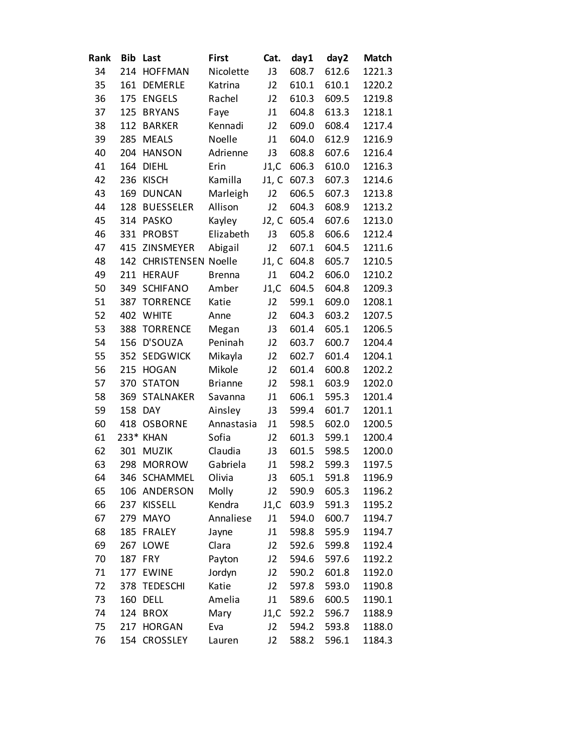| Rank | Bib | Last | First | Cat. | day1 | day2 | Match |
|---|---|---|---|---|---|---|---|
| 34 | 214 | HOFFMAN | Nicolette | J3 | 608.7 | 612.6 | 1221.3 |
| 35 | 161 | DEMERLE | Katrina | J2 | 610.1 | 610.1 | 1220.2 |
| 36 | 175 | ENGELS | Rachel | J2 | 610.3 | 609.5 | 1219.8 |
| 37 | 125 | BRYANS | Faye | J1 | 604.8 | 613.3 | 1218.1 |
| 38 | 112 | BARKER | Kennadi | J2 | 609.0 | 608.4 | 1217.4 |
| 39 | 285 | MEALS | Noelle | J1 | 604.0 | 612.9 | 1216.9 |
| 40 | 204 | HANSON | Adrienne | J3 | 608.8 | 607.6 | 1216.4 |
| 41 | 164 | DIEHL | Erin | J1,C | 606.3 | 610.0 | 1216.3 |
| 42 | 236 | KISCH | Kamilla | J1, C | 607.3 | 607.3 | 1214.6 |
| 43 | 169 | DUNCAN | Marleigh | J2 | 606.5 | 607.3 | 1213.8 |
| 44 | 128 | BUESSELER | Allison | J2 | 604.3 | 608.9 | 1213.2 |
| 45 | 314 | PASKO | Kayley | J2, C | 605.4 | 607.6 | 1213.0 |
| 46 | 331 | PROBST | Elizabeth | J3 | 605.8 | 606.6 | 1212.4 |
| 47 | 415 | ZINSMEYER | Abigail | J2 | 607.1 | 604.5 | 1211.6 |
| 48 | 142 | CHRISTENSEN | Noelle | J1, C | 604.8 | 605.7 | 1210.5 |
| 49 | 211 | HERAUF | Brenna | J1 | 604.2 | 606.0 | 1210.2 |
| 50 | 349 | SCHIFANO | Amber | J1,C | 604.5 | 604.8 | 1209.3 |
| 51 | 387 | TORRENCE | Katie | J2 | 599.1 | 609.0 | 1208.1 |
| 52 | 402 | WHITE | Anne | J2 | 604.3 | 603.2 | 1207.5 |
| 53 | 388 | TORRENCE | Megan | J3 | 601.4 | 605.1 | 1206.5 |
| 54 | 156 | D'SOUZA | Peninah | J2 | 603.7 | 600.7 | 1204.4 |
| 55 | 352 | SEDGWICK | Mikayla | J2 | 602.7 | 601.4 | 1204.1 |
| 56 | 215 | HOGAN | Mikole | J2 | 601.4 | 600.8 | 1202.2 |
| 57 | 370 | STATON | Brianne | J2 | 598.1 | 603.9 | 1202.0 |
| 58 | 369 | STALNAKER | Savanna | J1 | 606.1 | 595.3 | 1201.4 |
| 59 | 158 | DAY | Ainsley | J3 | 599.4 | 601.7 | 1201.1 |
| 60 | 418 | OSBORNE | Annastasia | J1 | 598.5 | 602.0 | 1200.5 |
| 61 | 233* | KHAN | Sofia | J2 | 601.3 | 599.1 | 1200.4 |
| 62 | 301 | MUZIK | Claudia | J3 | 601.5 | 598.5 | 1200.0 |
| 63 | 298 | MORROW | Gabriela | J1 | 598.2 | 599.3 | 1197.5 |
| 64 | 346 | SCHAMMEL | Olivia | J3 | 605.1 | 591.8 | 1196.9 |
| 65 | 106 | ANDERSON | Molly | J2 | 590.9 | 605.3 | 1196.2 |
| 66 | 237 | KISSELL | Kendra | J1,C | 603.9 | 591.3 | 1195.2 |
| 67 | 279 | MAYO | Annaliese | J1 | 594.0 | 600.7 | 1194.7 |
| 68 | 185 | FRALEY | Jayne | J1 | 598.8 | 595.9 | 1194.7 |
| 69 | 267 | LOWE | Clara | J2 | 592.6 | 599.8 | 1192.4 |
| 70 | 187 | FRY | Payton | J2 | 594.6 | 597.6 | 1192.2 |
| 71 | 177 | EWINE | Jordyn | J2 | 590.2 | 601.8 | 1192.0 |
| 72 | 378 | TEDESCHI | Katie | J2 | 597.8 | 593.0 | 1190.8 |
| 73 | 160 | DELL | Amelia | J1 | 589.6 | 600.5 | 1190.1 |
| 74 | 124 | BROX | Mary | J1,C | 592.2 | 596.7 | 1188.9 |
| 75 | 217 | HORGAN | Eva | J2 | 594.2 | 593.8 | 1188.0 |
| 76 | 154 | CROSSLEY | Lauren | J2 | 588.2 | 596.1 | 1184.3 |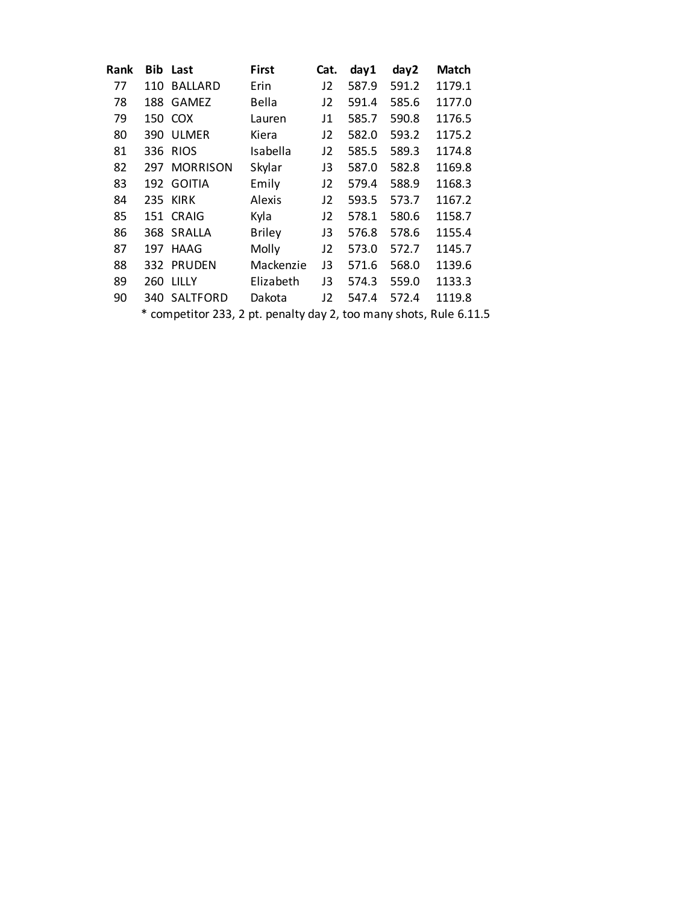| Rank | Bib | Last | First | Cat. | day1 | day2 | Match |
|---|---|---|---|---|---|---|---|
| 77 | 110 | BALLARD | Erin | J2 | 587.9 | 591.2 | 1179.1 |
| 78 | 188 | GAMEZ | Bella | J2 | 591.4 | 585.6 | 1177.0 |
| 79 | 150 | COX | Lauren | J1 | 585.7 | 590.8 | 1176.5 |
| 80 | 390 | ULMER | Kiera | J2 | 582.0 | 593.2 | 1175.2 |
| 81 | 336 | RIOS | Isabella | J2 | 585.5 | 589.3 | 1174.8 |
| 82 | 297 | MORRISON | Skylar | J3 | 587.0 | 582.8 | 1169.8 |
| 83 | 192 | GOITIA | Emily | J2 | 579.4 | 588.9 | 1168.3 |
| 84 | 235 | KIRK | Alexis | J2 | 593.5 | 573.7 | 1167.2 |
| 85 | 151 | CRAIG | Kyla | J2 | 578.1 | 580.6 | 1158.7 |
| 86 | 368 | SRALLA | Briley | J3 | 576.8 | 578.6 | 1155.4 |
| 87 | 197 | HAAG | Molly | J2 | 573.0 | 572.7 | 1145.7 |
| 88 | 332 | PRUDEN | Mackenzie | J3 | 571.6 | 568.0 | 1139.6 |
| 89 | 260 | LILLY | Elizabeth | J3 | 574.3 | 559.0 | 1133.3 |
| 90 | 340 | SALTFORD | Dakota | J2 | 547.4 | 572.4 | 1119.8 |

* competitor 233, 2 pt. penalty day 2, too many shots, Rule 6.11.5